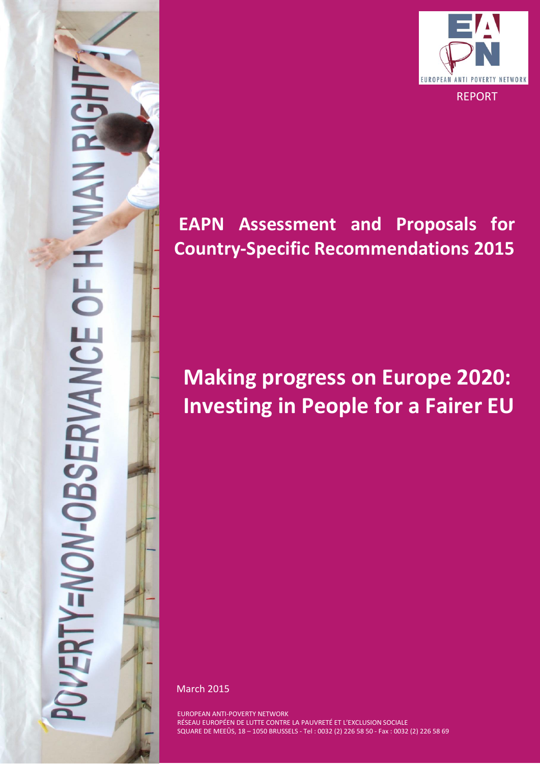EUROPEAN ANTI POVERTY NETWORK

REPORT

# EAPN Assessment and Proposals for Country-Specific Recommendations 2015

# Making progress on Europe 2020: Investing in People for a Fairer EU

March 2015

EUROPEAN ANTI-POVERTY NETWORK
RÉSEAU EUROPÉEN DE LUTTE CONTRE LA PAUVRETÉ ET L'EXCLUSION SOCIALE
SQUARE DE MEEÛS, 18 – 1050 BRUSSELS - Tel : 0032 (2) 226 58 50 - Fax : 0032 (2) 226 58 69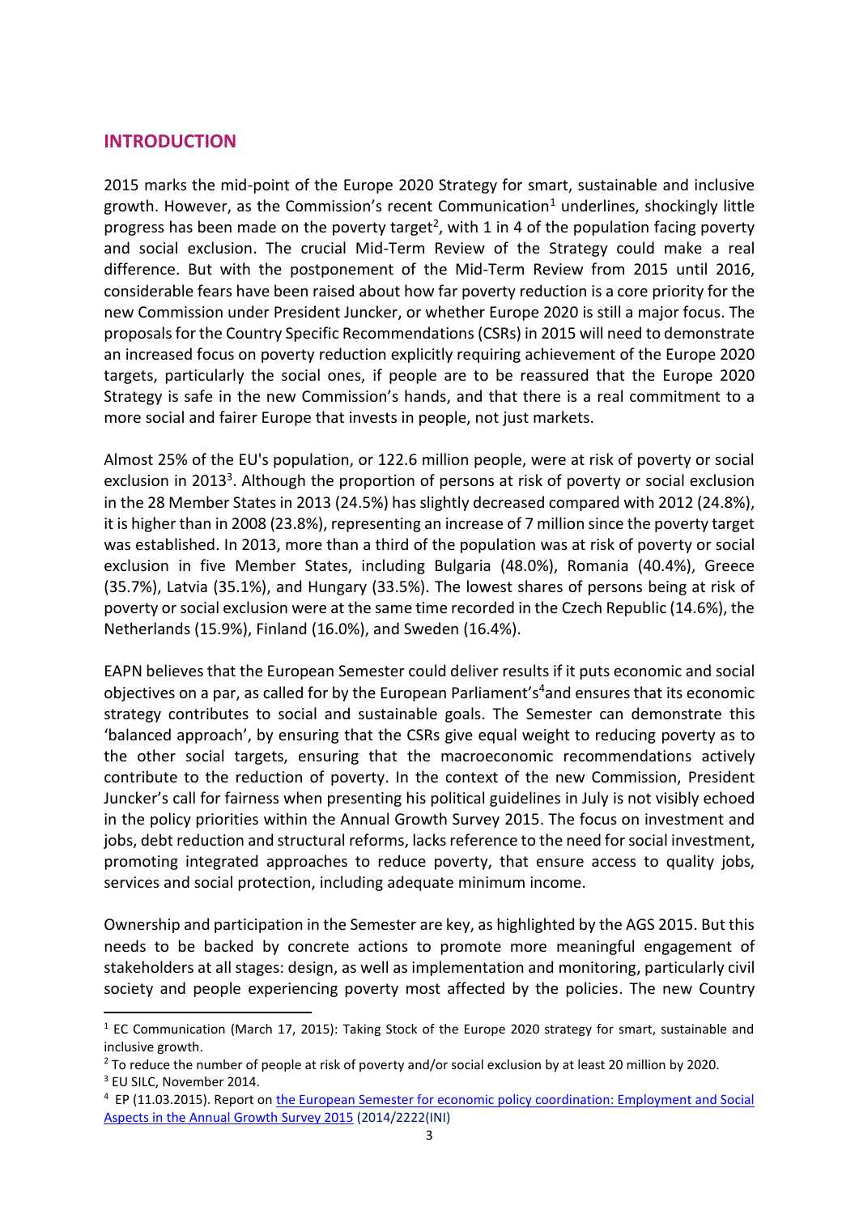## INTRODUCTION

2015 marks the mid-point of the Europe 2020 Strategy for smart, sustainable and inclusive growth. However, as the Commission's recent Communication[1] underlines, shockingly little progress has been made on the poverty target[2], with 1 in 4 of the population facing poverty and social exclusion. The crucial Mid-Term Review of the Strategy could make a real difference. But with the postponement of the Mid-Term Review from 2015 until 2016, considerable fears have been raised about how far poverty reduction is a core priority for the new Commission under President Juncker, or whether Europe 2020 is still a major focus. The proposals for the Country Specific Recommendations (CSRs) in 2015 will need to demonstrate an increased focus on poverty reduction explicitly requiring achievement of the Europe 2020 targets, particularly the social ones, if people are to be reassured that the Europe 2020 Strategy is safe in the new Commission's hands, and that there is a real commitment to a more social and fairer Europe that invests in people, not just markets.

Almost 25% of the EU's population, or 122.6 million people, were at risk of poverty or social exclusion in 2013[3]. Although the proportion of persons at risk of poverty or social exclusion in the 28 Member States in 2013 (24.5%) has slightly decreased compared with 2012 (24.8%), it is higher than in 2008 (23.8%), representing an increase of 7 million since the poverty target was established. In 2013, more than a third of the population was at risk of poverty or social exclusion in five Member States, including Bulgaria (48.0%), Romania (40.4%), Greece (35.7%), Latvia (35.1%), and Hungary (33.5%). The lowest shares of persons being at risk of poverty or social exclusion were at the same time recorded in the Czech Republic (14.6%), the Netherlands (15.9%), Finland (16.0%), and Sweden (16.4%).

EAPN believes that the European Semester could deliver results if it puts economic and social objectives on a par, as called for by the European Parliament's[4]and ensures that its economic strategy contributes to social and sustainable goals. The Semester can demonstrate this 'balanced approach', by ensuring that the CSRs give equal weight to reducing poverty as to the other social targets, ensuring that the macroeconomic recommendations actively contribute to the reduction of poverty. In the context of the new Commission, President Juncker's call for fairness when presenting his political guidelines in July is not visibly echoed in the policy priorities within the Annual Growth Survey 2015. The focus on investment and jobs, debt reduction and structural reforms, lacks reference to the need for social investment, promoting integrated approaches to reduce poverty, that ensure access to quality jobs, services and social protection, including adequate minimum income.

Ownership and participation in the Semester are key, as highlighted by the AGS 2015. But this needs to be backed by concrete actions to promote more meaningful engagement of stakeholders at all stages: design, as well as implementation and monitoring, particularly civil society and people experiencing poverty most affected by the policies. The new Country

---

[1] EC Communication (March 17, 2015): Taking Stock of the Europe 2020 strategy for smart, sustainable and inclusive growth.

[2] To reduce the number of people at risk of poverty and/or social exclusion by at least 20 million by 2020.

[3] EU SILC, November 2014.

[4] EP (11.03.2015). Report on the European Semester for economic policy coordination: Employment and Social Aspects in the Annual Growth Survey 2015 (2014/2222(INI)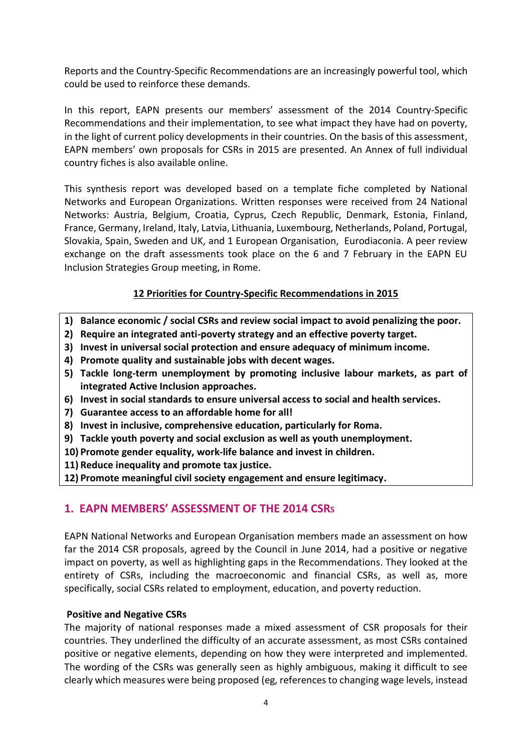Reports and the Country-Specific Recommendations are an increasingly powerful tool, which could be used to reinforce these demands.

In this report, EAPN presents our members' assessment of the 2014 Country-Specific Recommendations and their implementation, to see what impact they have had on poverty, in the light of current policy developments in their countries. On the basis of this assessment, EAPN members' own proposals for CSRs in 2015 are presented. An Annex of full individual country fiches is also available online.

This synthesis report was developed based on a template fiche completed by National Networks and European Organizations. Written responses were received from 24 National Networks: Austria, Belgium, Croatia, Cyprus, Czech Republic, Denmark, Estonia, Finland, France, Germany, Ireland, Italy, Latvia, Lithuania, Luxembourg, Netherlands, Poland, Portugal, Slovakia, Spain, Sweden and UK, and 1 European Organisation, Eurodiaconia. A peer review exchange on the draft assessments took place on the 6 and 7 February in the EAPN EU Inclusion Strategies Group meeting, in Rome.

**12 Priorities for Country-Specific Recommendations in 2015**

1) **Balance economic / social CSRs and review social impact to avoid penalizing the poor.**
2) **Require an integrated anti-poverty strategy and an effective poverty target.**
3) **Invest in universal social protection and ensure adequacy of minimum income.**
4) **Promote quality and sustainable jobs with decent wages.**
5) **Tackle long-term unemployment by promoting inclusive labour markets, as part of integrated Active Inclusion approaches.**
6) **Invest in social standards to ensure universal access to social and health services.**
7) **Guarantee access to an affordable home for all!**
8) **Invest in inclusive, comprehensive education, particularly for Roma.**
9) **Tackle youth poverty and social exclusion as well as youth unemployment.**
10) **Promote gender equality, work-life balance and invest in children.**
11) **Reduce inequality and promote tax justice.**
12) **Promote meaningful civil society engagement and ensure legitimacy.**

## 1. EAPN MEMBERS' ASSESSMENT OF THE 2014 CSRs

EAPN National Networks and European Organisation members made an assessment on how far the 2014 CSR proposals, agreed by the Council in June 2014, had a positive or negative impact on poverty, as well as highlighting gaps in the Recommendations. They looked at the entirety of CSRs, including the macroeconomic and financial CSRs, as well as, more specifically, social CSRs related to employment, education, and poverty reduction.

### Positive and Negative CSRs

The majority of national responses made a mixed assessment of CSR proposals for their countries. They underlined the difficulty of an accurate assessment, as most CSRs contained positive or negative elements, depending on how they were interpreted and implemented. The wording of the CSRs was generally seen as highly ambiguous, making it difficult to see clearly which measures were being proposed (eg, references to changing wage levels, instead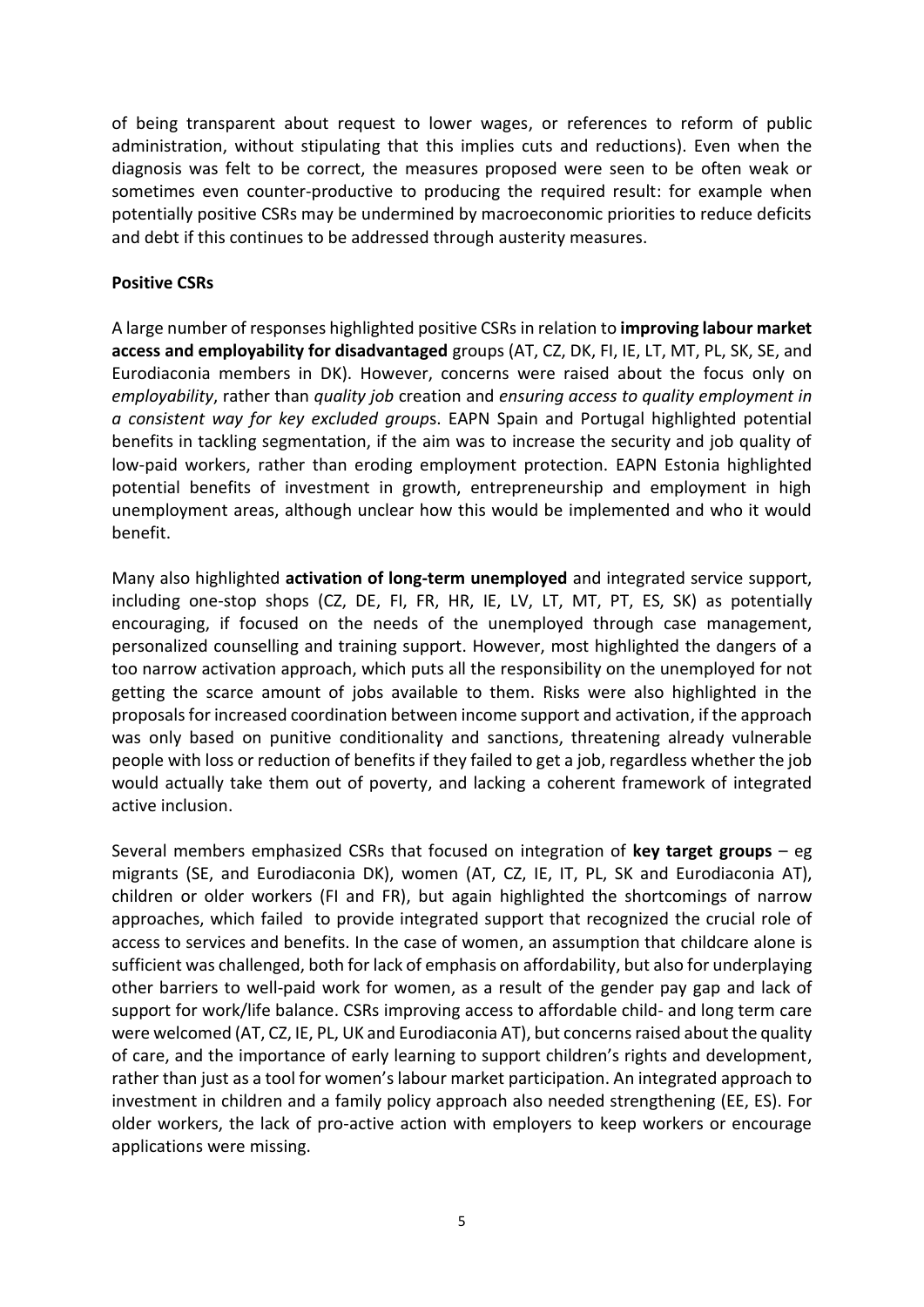of being transparent about request to lower wages, or references to reform of public administration, without stipulating that this implies cuts and reductions). Even when the diagnosis was felt to be correct, the measures proposed were seen to be often weak or sometimes even counter-productive to producing the required result: for example when potentially positive CSRs may be undermined by macroeconomic priorities to reduce deficits and debt if this continues to be addressed through austerity measures.

**Positive CSRs**

A large number of responses highlighted positive CSRs in relation to **improving labour market access and employability for disadvantaged** groups (AT, CZ, DK, FI, IE, LT, MT, PL, SK, SE, and Eurodiaconia members in DK). However, concerns were raised about the focus only on *employability*, rather than *quality job* creation and *ensuring access to quality employment in a consistent way for key excluded group*s. EAPN Spain and Portugal highlighted potential benefits in tackling segmentation, if the aim was to increase the security and job quality of low-paid workers, rather than eroding employment protection. EAPN Estonia highlighted potential benefits of investment in growth, entrepreneurship and employment in high unemployment areas, although unclear how this would be implemented and who it would benefit.

Many also highlighted **activation of long-term unemployed** and integrated service support, including one-stop shops (CZ, DE, FI, FR, HR, IE, LV, LT, MT, PT, ES, SK) as potentially encouraging, if focused on the needs of the unemployed through case management, personalized counselling and training support. However, most highlighted the dangers of a too narrow activation approach, which puts all the responsibility on the unemployed for not getting the scarce amount of jobs available to them. Risks were also highlighted in the proposals for increased coordination between income support and activation, if the approach was only based on punitive conditionality and sanctions, threatening already vulnerable people with loss or reduction of benefits if they failed to get a job, regardless whether the job would actually take them out of poverty, and lacking a coherent framework of integrated active inclusion.

Several members emphasized CSRs that focused on integration of **key target groups** – eg migrants (SE, and Eurodiaconia DK), women (AT, CZ, IE, IT, PL, SK and Eurodiaconia AT), children or older workers (FI and FR), but again highlighted the shortcomings of narrow approaches, which failed to provide integrated support that recognized the crucial role of access to services and benefits. In the case of women, an assumption that childcare alone is sufficient was challenged, both for lack of emphasis on affordability, but also for underplaying other barriers to well-paid work for women, as a result of the gender pay gap and lack of support for work/life balance. CSRs improving access to affordable child- and long term care were welcomed (AT, CZ, IE, PL, UK and Eurodiaconia AT), but concerns raised about the quality of care, and the importance of early learning to support children's rights and development, rather than just as a tool for women's labour market participation. An integrated approach to investment in children and a family policy approach also needed strengthening (EE, ES). For older workers, the lack of pro-active action with employers to keep workers or encourage applications were missing.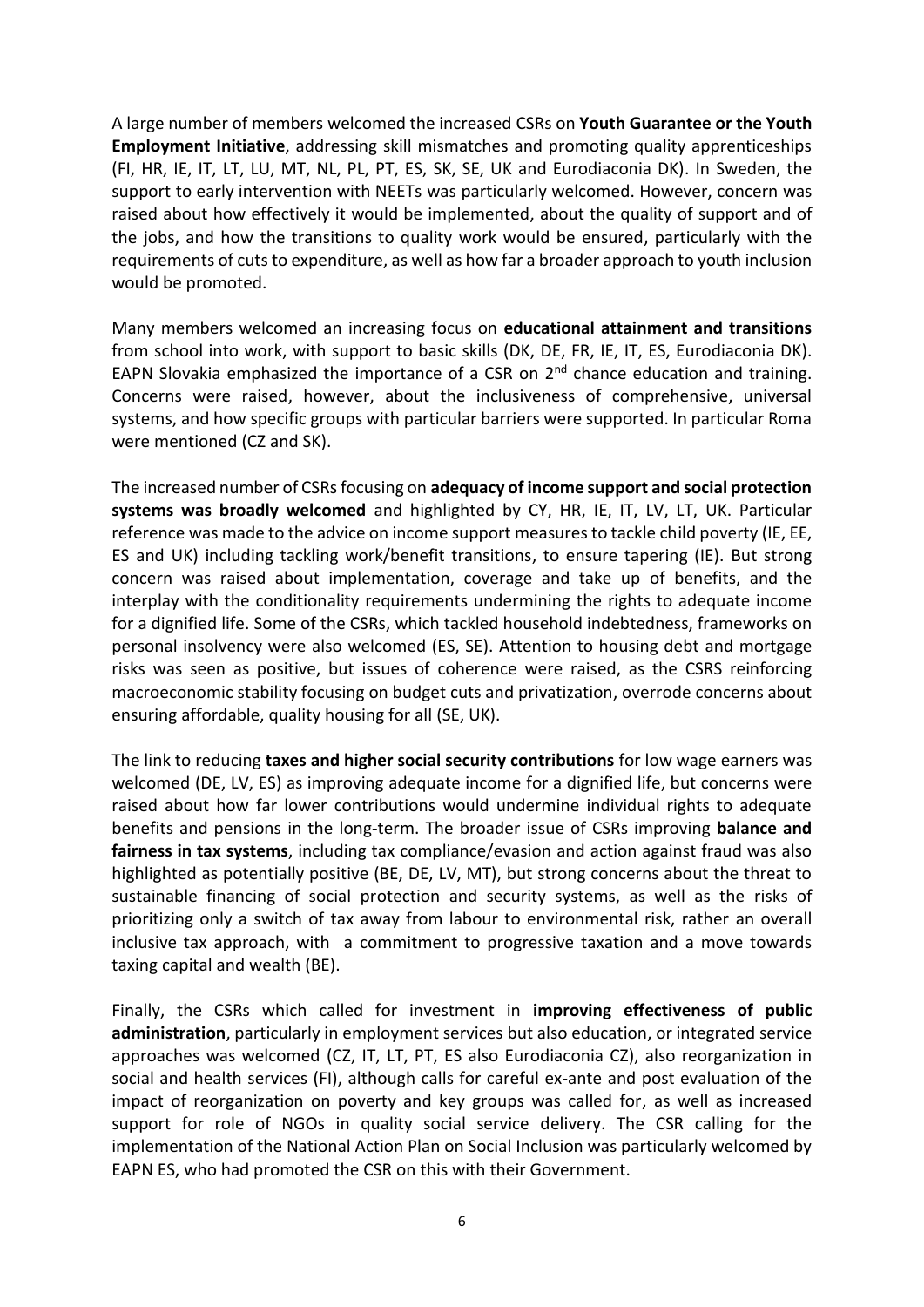A large number of members welcomed the increased CSRs on **Youth Guarantee or the Youth Employment Initiative**, addressing skill mismatches and promoting quality apprenticeships (FI, HR, IE, IT, LT, LU, MT, NL, PL, PT, ES, SK, SE, UK and Eurodiaconia DK). In Sweden, the support to early intervention with NEETs was particularly welcomed. However, concern was raised about how effectively it would be implemented, about the quality of support and of the jobs, and how the transitions to quality work would be ensured, particularly with the requirements of cuts to expenditure, as well as how far a broader approach to youth inclusion would be promoted.

Many members welcomed an increasing focus on **educational attainment and transitions** from school into work, with support to basic skills (DK, DE, FR, IE, IT, ES, Eurodiaconia DK). EAPN Slovakia emphasized the importance of a CSR on 2nd chance education and training. Concerns were raised, however, about the inclusiveness of comprehensive, universal systems, and how specific groups with particular barriers were supported. In particular Roma were mentioned (CZ and SK).

The increased number of CSRs focusing on **adequacy of income support and social protection systems was broadly welcomed** and highlighted by CY, HR, IE, IT, LV, LT, UK. Particular reference was made to the advice on income support measures to tackle child poverty (IE, EE, ES and UK) including tackling work/benefit transitions, to ensure tapering (IE). But strong concern was raised about implementation, coverage and take up of benefits, and the interplay with the conditionality requirements undermining the rights to adequate income for a dignified life. Some of the CSRs, which tackled household indebtedness, frameworks on personal insolvency were also welcomed (ES, SE). Attention to housing debt and mortgage risks was seen as positive, but issues of coherence were raised, as the CSRS reinforcing macroeconomic stability focusing on budget cuts and privatization, overrode concerns about ensuring affordable, quality housing for all (SE, UK).

The link to reducing **taxes and higher social security contributions** for low wage earners was welcomed (DE, LV, ES) as improving adequate income for a dignified life, but concerns were raised about how far lower contributions would undermine individual rights to adequate benefits and pensions in the long-term. The broader issue of CSRs improving **balance and fairness in tax systems**, including tax compliance/evasion and action against fraud was also highlighted as potentially positive (BE, DE, LV, MT), but strong concerns about the threat to sustainable financing of social protection and security systems, as well as the risks of prioritizing only a switch of tax away from labour to environmental risk, rather an overall inclusive tax approach, with a commitment to progressive taxation and a move towards taxing capital and wealth (BE).

Finally, the CSRs which called for investment in **improving effectiveness of public administration**, particularly in employment services but also education, or integrated service approaches was welcomed (CZ, IT, LT, PT, ES also Eurodiaconia CZ), also reorganization in social and health services (FI), although calls for careful ex-ante and post evaluation of the impact of reorganization on poverty and key groups was called for, as well as increased support for role of NGOs in quality social service delivery. The CSR calling for the implementation of the National Action Plan on Social Inclusion was particularly welcomed by EAPN ES, who had promoted the CSR on this with their Government.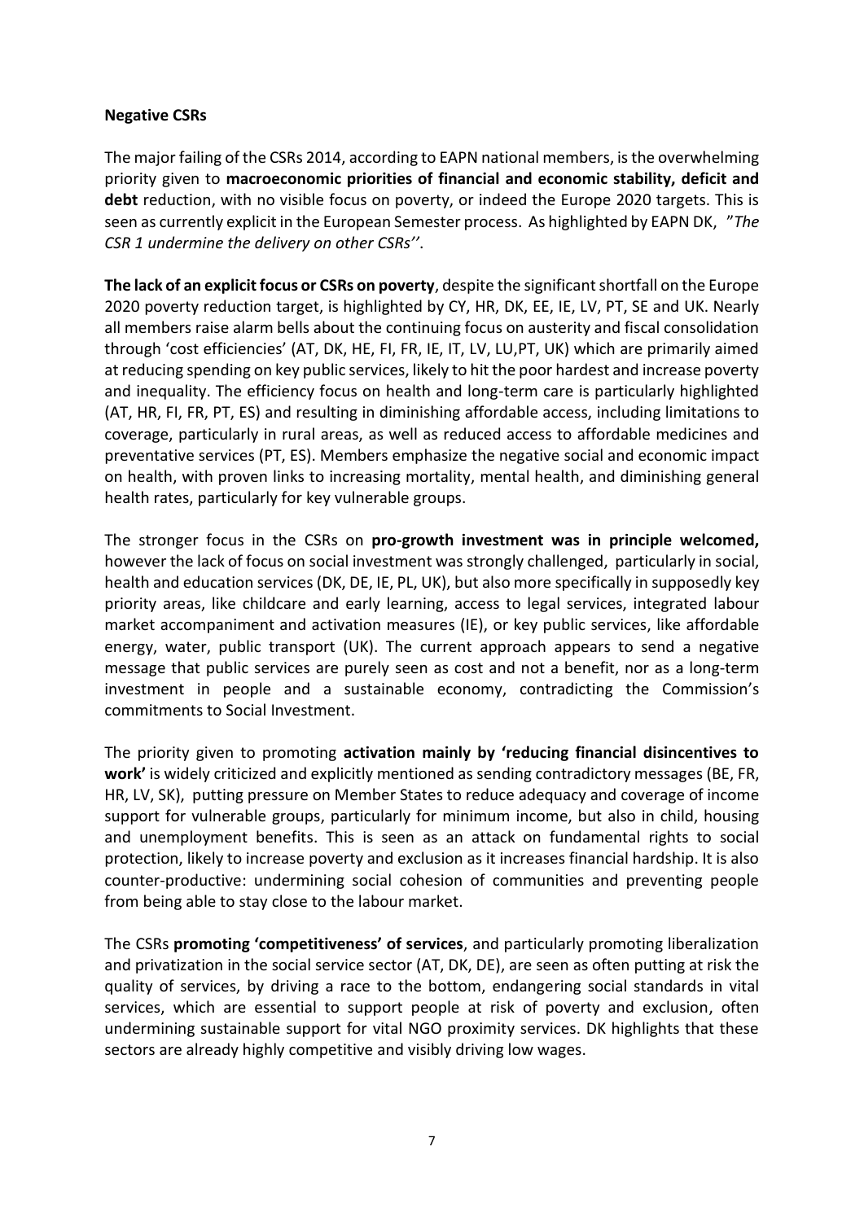**Negative CSRs**

The major failing of the CSRs 2014, according to EAPN national members, is the overwhelming priority given to **macroeconomic priorities of financial and economic stability, deficit and debt** reduction, with no visible focus on poverty, or indeed the Europe 2020 targets. This is seen as currently explicit in the European Semester process. As highlighted by EAPN DK, *"The CSR 1 undermine the delivery on other CSRs''*.

**The lack of an explicit focus or CSRs on poverty**, despite the significant shortfall on the Europe 2020 poverty reduction target, is highlighted by CY, HR, DK, EE, IE, LV, PT, SE and UK. Nearly all members raise alarm bells about the continuing focus on austerity and fiscal consolidation through 'cost efficiencies' (AT, DK, HE, FI, FR, IE, IT, LV, LU,PT, UK) which are primarily aimed at reducing spending on key public services, likely to hit the poor hardest and increase poverty and inequality. The efficiency focus on health and long-term care is particularly highlighted (AT, HR, FI, FR, PT, ES) and resulting in diminishing affordable access, including limitations to coverage, particularly in rural areas, as well as reduced access to affordable medicines and preventative services (PT, ES). Members emphasize the negative social and economic impact on health, with proven links to increasing mortality, mental health, and diminishing general health rates, particularly for key vulnerable groups.

The stronger focus in the CSRs on **pro-growth investment was in principle welcomed,** however the lack of focus on social investment was strongly challenged, particularly in social, health and education services (DK, DE, IE, PL, UK), but also more specifically in supposedly key priority areas, like childcare and early learning, access to legal services, integrated labour market accompaniment and activation measures (IE), or key public services, like affordable energy, water, public transport (UK). The current approach appears to send a negative message that public services are purely seen as cost and not a benefit, nor as a long-term investment in people and a sustainable economy, contradicting the Commission's commitments to Social Investment.

The priority given to promoting **activation mainly by 'reducing financial disincentives to work'** is widely criticized and explicitly mentioned as sending contradictory messages (BE, FR, HR, LV, SK), putting pressure on Member States to reduce adequacy and coverage of income support for vulnerable groups, particularly for minimum income, but also in child, housing and unemployment benefits. This is seen as an attack on fundamental rights to social protection, likely to increase poverty and exclusion as it increases financial hardship. It is also counter-productive: undermining social cohesion of communities and preventing people from being able to stay close to the labour market.

The CSRs **promoting 'competitiveness' of services**, and particularly promoting liberalization and privatization in the social service sector (AT, DK, DE), are seen as often putting at risk the quality of services, by driving a race to the bottom, endangering social standards in vital services, which are essential to support people at risk of poverty and exclusion, often undermining sustainable support for vital NGO proximity services. DK highlights that these sectors are already highly competitive and visibly driving low wages.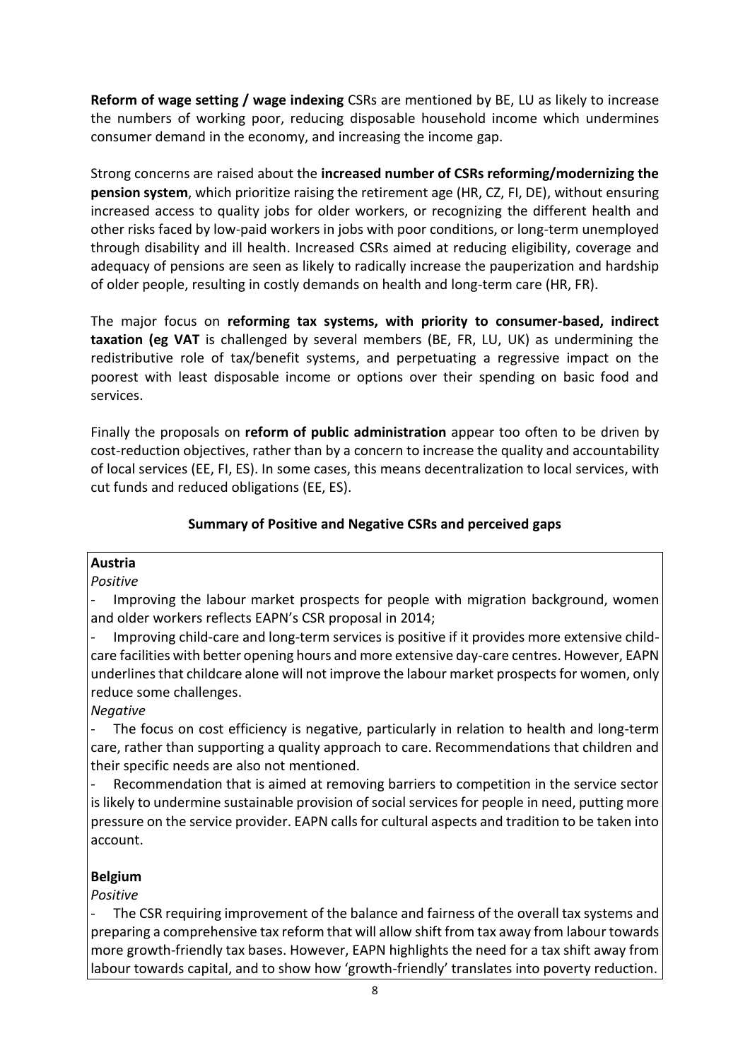**Reform of wage setting / wage indexing** CSRs are mentioned by BE, LU as likely to increase the numbers of working poor, reducing disposable household income which undermines consumer demand in the economy, and increasing the income gap.

Strong concerns are raised about the **increased number of CSRs reforming/modernizing the pension system**, which prioritize raising the retirement age (HR, CZ, FI, DE), without ensuring increased access to quality jobs for older workers, or recognizing the different health and other risks faced by low-paid workers in jobs with poor conditions, or long-term unemployed through disability and ill health. Increased CSRs aimed at reducing eligibility, coverage and adequacy of pensions are seen as likely to radically increase the pauperization and hardship of older people, resulting in costly demands on health and long-term care (HR, FR).

The major focus on **reforming tax systems, with priority to consumer-based, indirect taxation (eg VAT** is challenged by several members (BE, FR, LU, UK) as undermining the redistributive role of tax/benefit systems, and perpetuating a regressive impact on the poorest with least disposable income or options over their spending on basic food and services.

Finally the proposals on **reform of public administration** appear too often to be driven by cost-reduction objectives, rather than by a concern to increase the quality and accountability of local services (EE, FI, ES). In some cases, this means decentralization to local services, with cut funds and reduced obligations (EE, ES).

**Summary of Positive and Negative CSRs and perceived gaps**

**Austria**

*Positive*

- Improving the labour market prospects for people with migration background, women and older workers reflects EAPN's CSR proposal in 2014;
- Improving child-care and long-term services is positive if it provides more extensive child-care facilities with better opening hours and more extensive day-care centres. However, EAPN underlines that childcare alone will not improve the labour market prospects for women, only reduce some challenges.

*Negative*

- The focus on cost efficiency is negative, particularly in relation to health and long-term care, rather than supporting a quality approach to care. Recommendations that children and their specific needs are also not mentioned.
- Recommendation that is aimed at removing barriers to competition in the service sector is likely to undermine sustainable provision of social services for people in need, putting more pressure on the service provider. EAPN calls for cultural aspects and tradition to be taken into account.

**Belgium**

*Positive*

- The CSR requiring improvement of the balance and fairness of the overall tax systems and preparing a comprehensive tax reform that will allow shift from tax away from labour towards more growth-friendly tax bases. However, EAPN highlights the need for a tax shift away from labour towards capital, and to show how 'growth-friendly' translates into poverty reduction.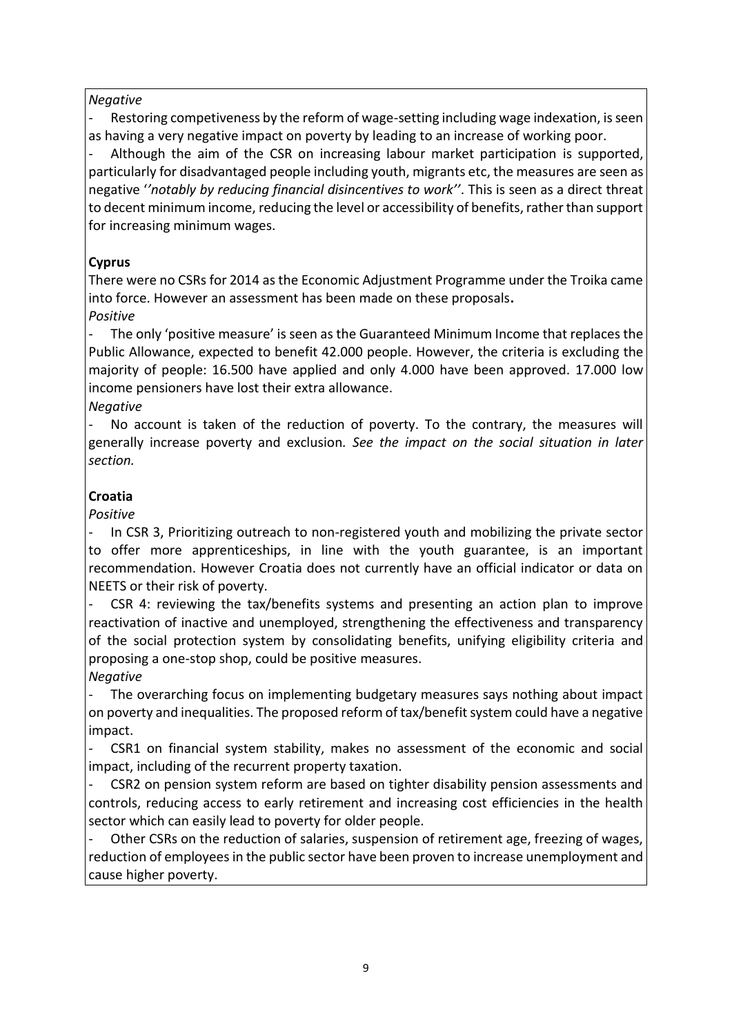*Negative*

- Restoring competiveness by the reform of wage-setting including wage indexation, is seen as having a very negative impact on poverty by leading to an increase of working poor.
- Although the aim of the CSR on increasing labour market participation is supported, particularly for disadvantaged people including youth, migrants etc, the measures are seen as negative '*'notably by reducing financial disincentives to work''*. This is seen as a direct threat to decent minimum income, reducing the level or accessibility of benefits, rather than support for increasing minimum wages.

**Cyprus**

There were no CSRs for 2014 as the Economic Adjustment Programme under the Troika came into force. However an assessment has been made on these proposals**.**

*Positive*

- The only 'positive measure' is seen as the Guaranteed Minimum Income that replaces the Public Allowance, expected to benefit 42.000 people. However, the criteria is excluding the majority of people: 16.500 have applied and only 4.000 have been approved. 17.000 low income pensioners have lost their extra allowance.

*Negative*

- No account is taken of the reduction of poverty. To the contrary, the measures will generally increase poverty and exclusion. *See the impact on the social situation in later section.*

**Croatia**

*Positive*

- In CSR 3, Prioritizing outreach to non-registered youth and mobilizing the private sector to offer more apprenticeships, in line with the youth guarantee, is an important recommendation. However Croatia does not currently have an official indicator or data on NEETS or their risk of poverty.
- CSR 4: reviewing the tax/benefits systems and presenting an action plan to improve reactivation of inactive and unemployed, strengthening the effectiveness and transparency of the social protection system by consolidating benefits, unifying eligibility criteria and proposing a one-stop shop, could be positive measures.

*Negative*

- The overarching focus on implementing budgetary measures says nothing about impact on poverty and inequalities. The proposed reform of tax/benefit system could have a negative impact.
- CSR1 on financial system stability, makes no assessment of the economic and social impact, including of the recurrent property taxation.
- CSR2 on pension system reform are based on tighter disability pension assessments and controls, reducing access to early retirement and increasing cost efficiencies in the health sector which can easily lead to poverty for older people.
- Other CSRs on the reduction of salaries, suspension of retirement age, freezing of wages, reduction of employees in the public sector have been proven to increase unemployment and cause higher poverty.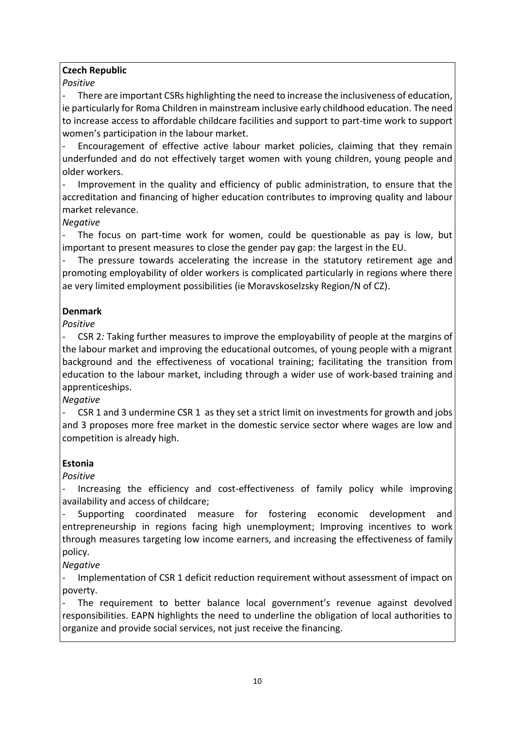**Czech Republic**

*Positive*

- There are important CSRs highlighting the need to increase the inclusiveness of education, ie particularly for Roma Children in mainstream inclusive early childhood education. The need to increase access to affordable childcare facilities and support to part-time work to support women's participation in the labour market.
- Encouragement of effective active labour market policies, claiming that they remain underfunded and do not effectively target women with young children, young people and older workers.
- Improvement in the quality and efficiency of public administration, to ensure that the accreditation and financing of higher education contributes to improving quality and labour market relevance.

*Negative*

- The focus on part-time work for women, could be questionable as pay is low, but important to present measures to close the gender pay gap: the largest in the EU.
- The pressure towards accelerating the increase in the statutory retirement age and promoting employability of older workers is complicated particularly in regions where there ae very limited employment possibilities (ie Moravskoselzsky Region/N of CZ).

**Denmark**

*Positive*

- CSR 2*:* Taking further measures to improve the employability of people at the margins of the labour market and improving the educational outcomes, of young people with a migrant background and the effectiveness of vocational training; facilitating the transition from education to the labour market, including through a wider use of work-based training and apprenticeships.

*Negative*

- CSR 1 and 3 undermine CSR 1 as they set a strict limit on investments for growth and jobs and 3 proposes more free market in the domestic service sector where wages are low and competition is already high.

**Estonia**

*Positive*

- Increasing the efficiency and cost-effectiveness of family policy while improving availability and access of childcare;
- Supporting coordinated measure for fostering economic development and entrepreneurship in regions facing high unemployment; Improving incentives to work through measures targeting low income earners, and increasing the effectiveness of family policy.

*Negative*

- Implementation of CSR 1 deficit reduction requirement without assessment of impact on poverty.
- The requirement to better balance local government's revenue against devolved responsibilities. EAPN highlights the need to underline the obligation of local authorities to organize and provide social services, not just receive the financing.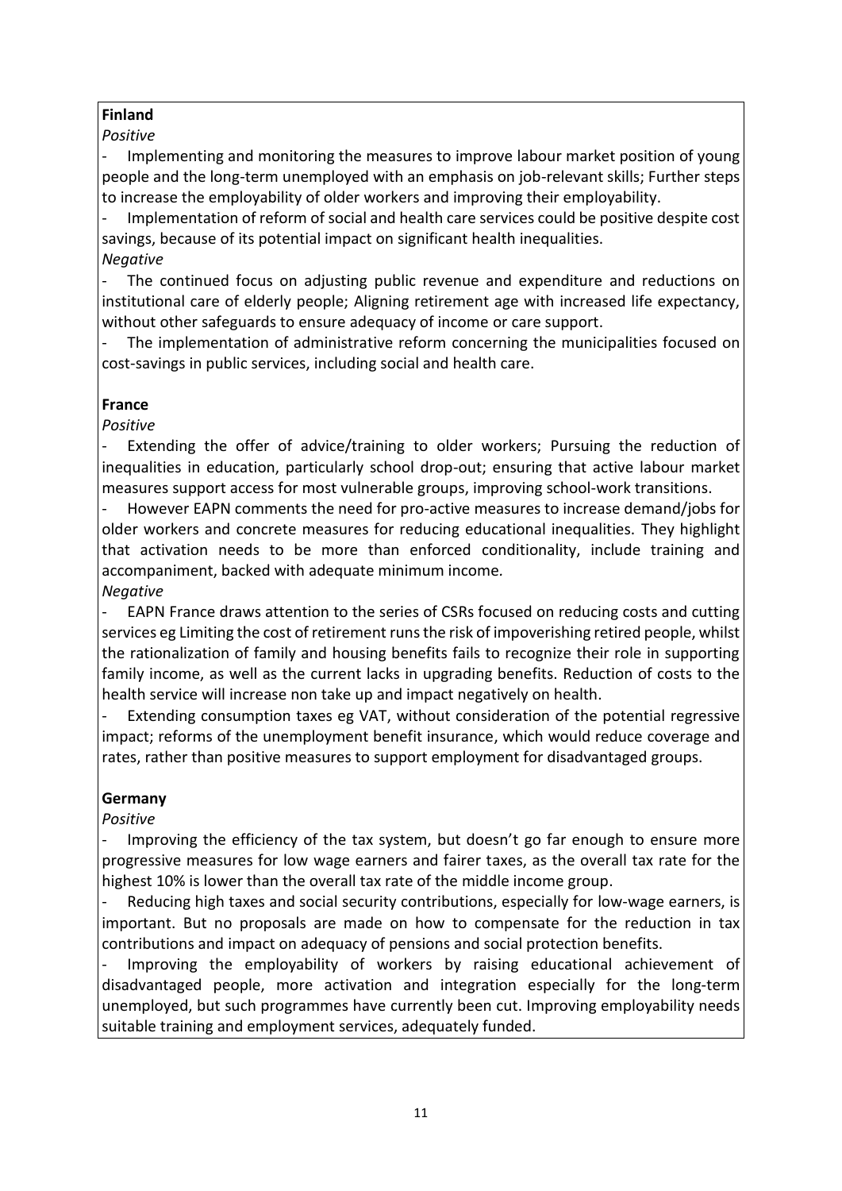**Finland**

*Positive*

- Implementing and monitoring the measures to improve labour market position of young people and the long-term unemployed with an emphasis on job-relevant skills; Further steps to increase the employability of older workers and improving their employability.
- Implementation of reform of social and health care services could be positive despite cost savings, because of its potential impact on significant health inequalities.

*Negative*

- The continued focus on adjusting public revenue and expenditure and reductions on institutional care of elderly people; Aligning retirement age with increased life expectancy, without other safeguards to ensure adequacy of income or care support.
- The implementation of administrative reform concerning the municipalities focused on cost-savings in public services, including social and health care.

**France**

*Positive*

- Extending the offer of advice/training to older workers; Pursuing the reduction of inequalities in education, particularly school drop-out; ensuring that active labour market measures support access for most vulnerable groups, improving school-work transitions.
- However EAPN comments the need for pro-active measures to increase demand/jobs for older workers and concrete measures for reducing educational inequalities. They highlight that activation needs to be more than enforced conditionality, include training and accompaniment, backed with adequate minimum income.

*Negative*

- EAPN France draws attention to the series of CSRs focused on reducing costs and cutting services eg Limiting the cost of retirement runs the risk of impoverishing retired people, whilst the rationalization of family and housing benefits fails to recognize their role in supporting family income, as well as the current lacks in upgrading benefits. Reduction of costs to the health service will increase non take up and impact negatively on health.
- Extending consumption taxes eg VAT, without consideration of the potential regressive impact; reforms of the unemployment benefit insurance, which would reduce coverage and rates, rather than positive measures to support employment for disadvantaged groups.

**Germany**

*Positive*

- Improving the efficiency of the tax system, but doesn't go far enough to ensure more progressive measures for low wage earners and fairer taxes, as the overall tax rate for the highest 10% is lower than the overall tax rate of the middle income group.
- Reducing high taxes and social security contributions, especially for low-wage earners, is important. But no proposals are made on how to compensate for the reduction in tax contributions and impact on adequacy of pensions and social protection benefits.
- Improving the employability of workers by raising educational achievement of disadvantaged people, more activation and integration especially for the long-term unemployed, but such programmes have currently been cut. Improving employability needs suitable training and employment services, adequately funded.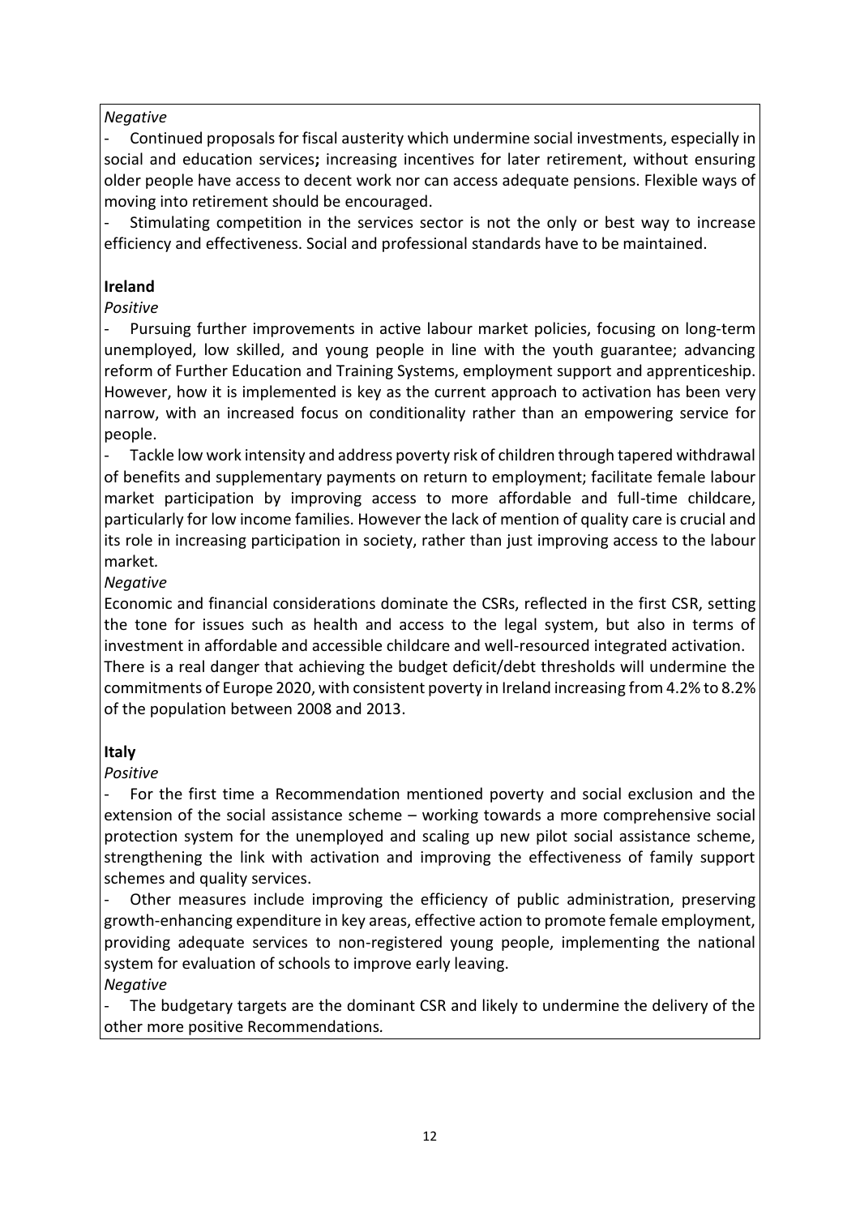*Negative*

- Continued proposals for fiscal austerity which undermine social investments, especially in social and education services**;** increasing incentives for later retirement, without ensuring older people have access to decent work nor can access adequate pensions. Flexible ways of moving into retirement should be encouraged.
- Stimulating competition in the services sector is not the only or best way to increase efficiency and effectiveness. Social and professional standards have to be maintained.

**Ireland**

*Positive*

- Pursuing further improvements in active labour market policies, focusing on long-term unemployed, low skilled, and young people in line with the youth guarantee; advancing reform of Further Education and Training Systems, employment support and apprenticeship. However, how it is implemented is key as the current approach to activation has been very narrow, with an increased focus on conditionality rather than an empowering service for people.
- Tackle low work intensity and address poverty risk of children through tapered withdrawal of benefits and supplementary payments on return to employment; facilitate female labour market participation by improving access to more affordable and full-time childcare, particularly for low income families. However the lack of mention of quality care is crucial and its role in increasing participation in society, rather than just improving access to the labour market.

*Negative*

Economic and financial considerations dominate the CSRs, reflected in the first CSR, setting the tone for issues such as health and access to the legal system, but also in terms of investment in affordable and accessible childcare and well-resourced integrated activation.
There is a real danger that achieving the budget deficit/debt thresholds will undermine the commitments of Europe 2020, with consistent poverty in Ireland increasing from 4.2% to 8.2% of the population between 2008 and 2013.

**Italy**

*Positive*

- For the first time a Recommendation mentioned poverty and social exclusion and the extension of the social assistance scheme – working towards a more comprehensive social protection system for the unemployed and scaling up new pilot social assistance scheme, strengthening the link with activation and improving the effectiveness of family support schemes and quality services.
- Other measures include improving the efficiency of public administration, preserving growth-enhancing expenditure in key areas, effective action to promote female employment, providing adequate services to non-registered young people, implementing the national system for evaluation of schools to improve early leaving.

*Negative*

- The budgetary targets are the dominant CSR and likely to undermine the delivery of the other more positive Recommendations.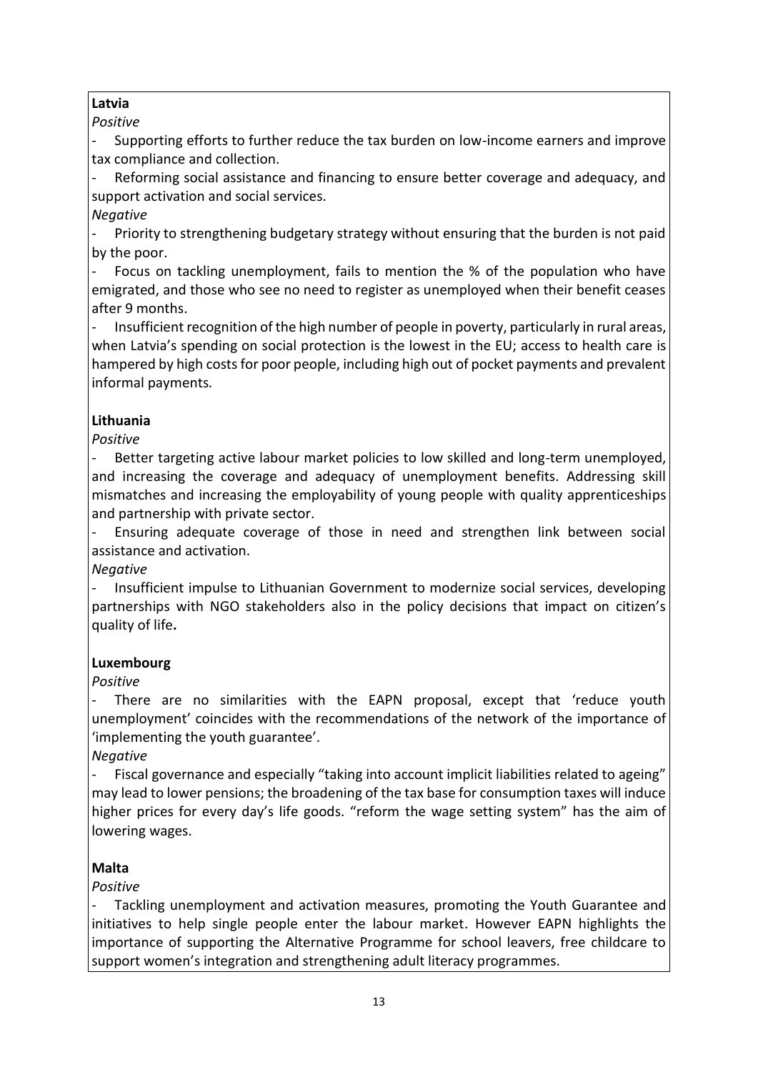**Latvia**

*Positive*

- Supporting efforts to further reduce the tax burden on low-income earners and improve tax compliance and collection.
- Reforming social assistance and financing to ensure better coverage and adequacy, and support activation and social services.

*Negative*

- Priority to strengthening budgetary strategy without ensuring that the burden is not paid by the poor.
- Focus on tackling unemployment, fails to mention the % of the population who have emigrated, and those who see no need to register as unemployed when their benefit ceases after 9 months.
- Insufficient recognition of the high number of people in poverty, particularly in rural areas, when Latvia's spending on social protection is the lowest in the EU; access to health care is hampered by high costs for poor people, including high out of pocket payments and prevalent informal payments.

**Lithuania**

*Positive*

- Better targeting active labour market policies to low skilled and long-term unemployed, and increasing the coverage and adequacy of unemployment benefits. Addressing skill mismatches and increasing the employability of young people with quality apprenticeships and partnership with private sector.
- Ensuring adequate coverage of those in need and strengthen link between social assistance and activation.

*Negative*

- Insufficient impulse to Lithuanian Government to modernize social services, developing partnerships with NGO stakeholders also in the policy decisions that impact on citizen's quality of life**.**

**Luxembourg**

*Positive*

- There are no similarities with the EAPN proposal, except that 'reduce youth unemployment' coincides with the recommendations of the network of the importance of 'implementing the youth guarantee'.

*Negative*

- Fiscal governance and especially "taking into account implicit liabilities related to ageing" may lead to lower pensions; the broadening of the tax base for consumption taxes will induce higher prices for every day's life goods. "reform the wage setting system" has the aim of lowering wages.

**Malta**

*Positive*

- Tackling unemployment and activation measures, promoting the Youth Guarantee and initiatives to help single people enter the labour market. However EAPN highlights the importance of supporting the Alternative Programme for school leavers, free childcare to support women's integration and strengthening adult literacy programmes.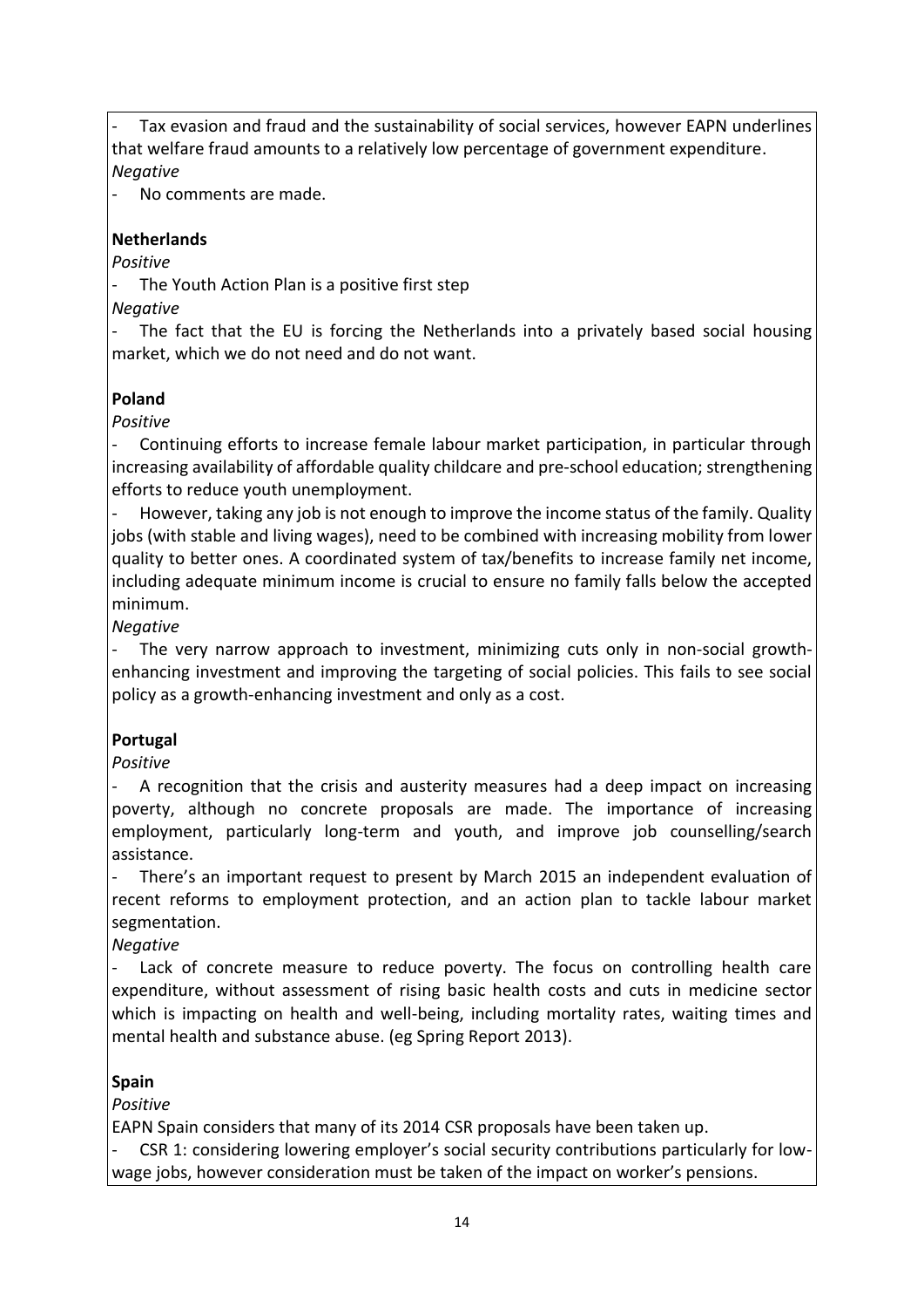- Tax evasion and fraud and the sustainability of social services, however EAPN underlines that welfare fraud amounts to a relatively low percentage of government expenditure.

*Negative*

- No comments are made.

**Netherlands**

*Positive*

- The Youth Action Plan is a positive first step

*Negative*

- The fact that the EU is forcing the Netherlands into a privately based social housing market, which we do not need and do not want.

**Poland**

*Positive*

- Continuing efforts to increase female labour market participation, in particular through increasing availability of affordable quality childcare and pre-school education; strengthening efforts to reduce youth unemployment.
- However, taking any job is not enough to improve the income status of the family. Quality jobs (with stable and living wages), need to be combined with increasing mobility from lower quality to better ones. A coordinated system of tax/benefits to increase family net income, including adequate minimum income is crucial to ensure no family falls below the accepted minimum.

*Negative*

- The very narrow approach to investment, minimizing cuts only in non-social growth-enhancing investment and improving the targeting of social policies. This fails to see social policy as a growth-enhancing investment and only as a cost.

**Portugal**

*Positive*

- A recognition that the crisis and austerity measures had a deep impact on increasing poverty, although no concrete proposals are made. The importance of increasing employment, particularly long-term and youth, and improve job counselling/search assistance.
- There's an important request to present by March 2015 an independent evaluation of recent reforms to employment protection, and an action plan to tackle labour market segmentation.

*Negative*

- Lack of concrete measure to reduce poverty. The focus on controlling health care expenditure, without assessment of rising basic health costs and cuts in medicine sector which is impacting on health and well-being, including mortality rates, waiting times and mental health and substance abuse. (eg Spring Report 2013).

**Spain**

*Positive*

EAPN Spain considers that many of its 2014 CSR proposals have been taken up.

- CSR 1: considering lowering employer's social security contributions particularly for low-wage jobs, however consideration must be taken of the impact on worker's pensions.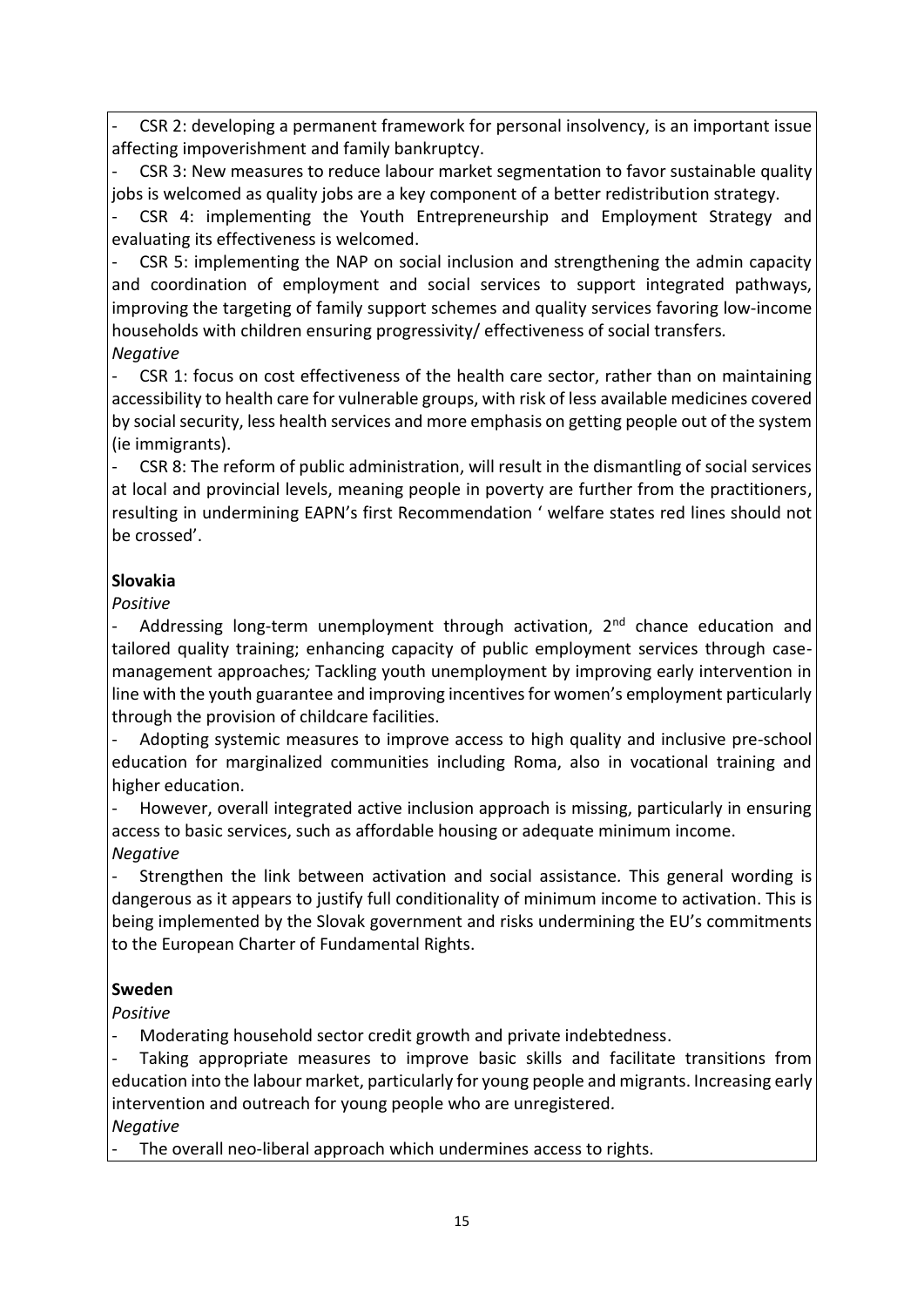- CSR 2: developing a permanent framework for personal insolvency, is an important issue affecting impoverishment and family bankruptcy.
- CSR 3: New measures to reduce labour market segmentation to favor sustainable quality jobs is welcomed as quality jobs are a key component of a better redistribution strategy.
- CSR 4: implementing the Youth Entrepreneurship and Employment Strategy and evaluating its effectiveness is welcomed.
- CSR 5: implementing the NAP on social inclusion and strengthening the admin capacity and coordination of employment and social services to support integrated pathways, improving the targeting of family support schemes and quality services favoring low-income households with children ensuring progressivity/ effectiveness of social transfers.

*Negative*

- CSR 1: focus on cost effectiveness of the health care sector, rather than on maintaining accessibility to health care for vulnerable groups, with risk of less available medicines covered by social security, less health services and more emphasis on getting people out of the system (ie immigrants).
- CSR 8: The reform of public administration, will result in the dismantling of social services at local and provincial levels, meaning people in poverty are further from the practitioners, resulting in undermining EAPN's first Recommendation ' welfare states red lines should not be crossed'.

**Slovakia**

*Positive*

- Addressing long-term unemployment through activation, 2nd chance education and tailored quality training; enhancing capacity of public employment services through case-management approaches; Tackling youth unemployment by improving early intervention in line with the youth guarantee and improving incentives for women's employment particularly through the provision of childcare facilities.
- Adopting systemic measures to improve access to high quality and inclusive pre-school education for marginalized communities including Roma, also in vocational training and higher education.
- However, overall integrated active inclusion approach is missing, particularly in ensuring access to basic services, such as affordable housing or adequate minimum income.

*Negative*

- Strengthen the link between activation and social assistance. This general wording is dangerous as it appears to justify full conditionality of minimum income to activation. This is being implemented by the Slovak government and risks undermining the EU's commitments to the European Charter of Fundamental Rights.

**Sweden**

*Positive*

- Moderating household sector credit growth and private indebtedness.
- Taking appropriate measures to improve basic skills and facilitate transitions from education into the labour market, particularly for young people and migrants. Increasing early intervention and outreach for young people who are unregistered.

*Negative*

- The overall neo-liberal approach which undermines access to rights.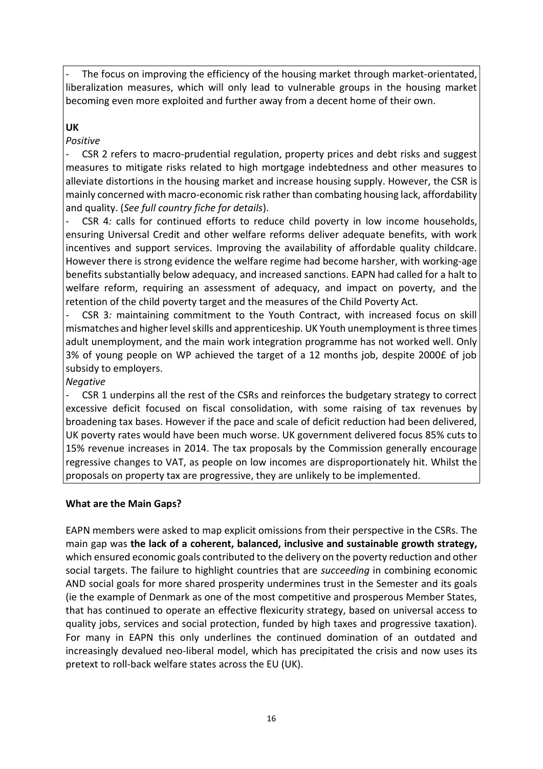- The focus on improving the efficiency of the housing market through market-orientated, liberalization measures, which will only lead to vulnerable groups in the housing market becoming even more exploited and further away from a decent home of their own.

**UK**

*Positive*

- CSR 2 refers to macro-prudential regulation, property prices and debt risks and suggest measures to mitigate risks related to high mortgage indebtedness and other measures to alleviate distortions in the housing market and increase housing supply. However, the CSR is mainly concerned with macro-economic risk rather than combating housing lack, affordability and quality. (*See full country fiche for details*).
- CSR 4*:* calls for continued efforts to reduce child poverty in low income households, ensuring Universal Credit and other welfare reforms deliver adequate benefits, with work incentives and support services. Improving the availability of affordable quality childcare. However there is strong evidence the welfare regime had become harsher, with working-age benefits substantially below adequacy, and increased sanctions. EAPN had called for a halt to welfare reform, requiring an assessment of adequacy, and impact on poverty, and the retention of the child poverty target and the measures of the Child Poverty Act*.*
- CSR 3*:* maintaining commitment to the Youth Contract, with increased focus on skill mismatches and higher level skills and apprenticeship. UK Youth unemployment is three times adult unemployment, and the main work integration programme has not worked well. Only 3% of young people on WP achieved the target of a 12 months job, despite 2000£ of job subsidy to employers.

*Negative*

- CSR 1 underpins all the rest of the CSRs and reinforces the budgetary strategy to correct excessive deficit focused on fiscal consolidation, with some raising of tax revenues by broadening tax bases. However if the pace and scale of deficit reduction had been delivered, UK poverty rates would have been much worse. UK government delivered focus 85% cuts to 15% revenue increases in 2014. The tax proposals by the Commission generally encourage regressive changes to VAT, as people on low incomes are disproportionately hit. Whilst the proposals on property tax are progressive, they are unlikely to be implemented.

**What are the Main Gaps?**

EAPN members were asked to map explicit omissions from their perspective in the CSRs. The main gap was **the lack of a coherent, balanced, inclusive and sustainable growth strategy,** which ensured economic goals contributed to the delivery on the poverty reduction and other social targets. The failure to highlight countries that are *succeeding* in combining economic AND social goals for more shared prosperity undermines trust in the Semester and its goals (ie the example of Denmark as one of the most competitive and prosperous Member States, that has continued to operate an effective flexicurity strategy, based on universal access to quality jobs, services and social protection, funded by high taxes and progressive taxation). For many in EAPN this only underlines the continued domination of an outdated and increasingly devalued neo-liberal model, which has precipitated the crisis and now uses its pretext to roll-back welfare states across the EU (UK).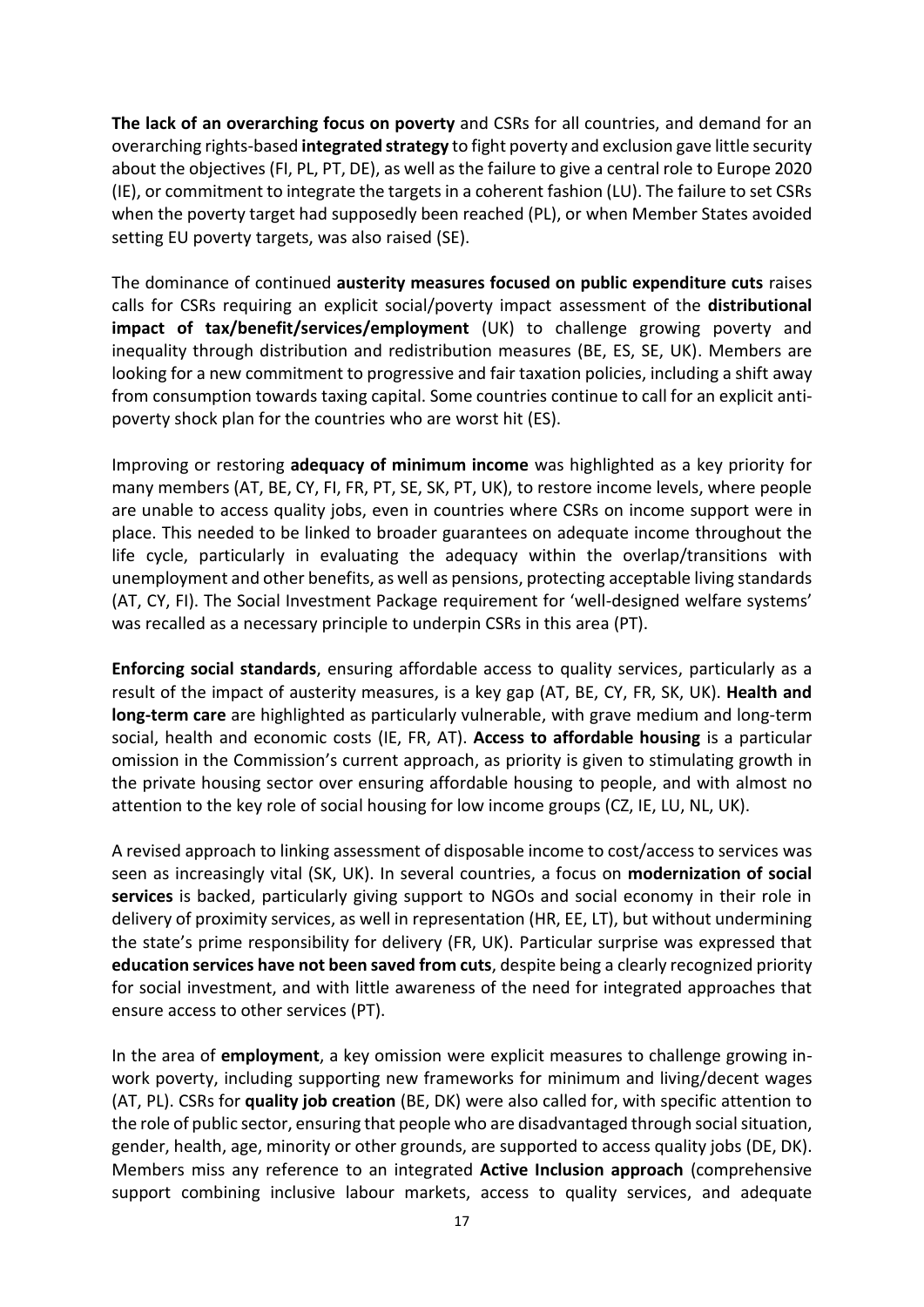**The lack of an overarching focus on poverty** and CSRs for all countries, and demand for an overarching rights-based **integrated strategy** to fight poverty and exclusion gave little security about the objectives (FI, PL, PT, DE), as well as the failure to give a central role to Europe 2020 (IE), or commitment to integrate the targets in a coherent fashion (LU). The failure to set CSRs when the poverty target had supposedly been reached (PL), or when Member States avoided setting EU poverty targets, was also raised (SE).

The dominance of continued **austerity measures focused on public expenditure cuts** raises calls for CSRs requiring an explicit social/poverty impact assessment of the **distributional impact of tax/benefit/services/employment** (UK) to challenge growing poverty and inequality through distribution and redistribution measures (BE, ES, SE, UK). Members are looking for a new commitment to progressive and fair taxation policies, including a shift away from consumption towards taxing capital. Some countries continue to call for an explicit anti-poverty shock plan for the countries who are worst hit (ES).

Improving or restoring **adequacy of minimum income** was highlighted as a key priority for many members (AT, BE, CY, FI, FR, PT, SE, SK, PT, UK), to restore income levels, where people are unable to access quality jobs, even in countries where CSRs on income support were in place. This needed to be linked to broader guarantees on adequate income throughout the life cycle, particularly in evaluating the adequacy within the overlap/transitions with unemployment and other benefits, as well as pensions, protecting acceptable living standards (AT, CY, FI). The Social Investment Package requirement for 'well-designed welfare systems' was recalled as a necessary principle to underpin CSRs in this area (PT).

**Enforcing social standards**, ensuring affordable access to quality services, particularly as a result of the impact of austerity measures, is a key gap (AT, BE, CY, FR, SK, UK). **Health and long-term care** are highlighted as particularly vulnerable, with grave medium and long-term social, health and economic costs (IE, FR, AT). **Access to affordable housing** is a particular omission in the Commission's current approach, as priority is given to stimulating growth in the private housing sector over ensuring affordable housing to people, and with almost no attention to the key role of social housing for low income groups (CZ, IE, LU, NL, UK).

A revised approach to linking assessment of disposable income to cost/access to services was seen as increasingly vital (SK, UK). In several countries, a focus on **modernization of social services** is backed, particularly giving support to NGOs and social economy in their role in delivery of proximity services, as well in representation (HR, EE, LT), but without undermining the state's prime responsibility for delivery (FR, UK). Particular surprise was expressed that **education services have not been saved from cuts**, despite being a clearly recognized priority for social investment, and with little awareness of the need for integrated approaches that ensure access to other services (PT).

In the area of **employment**, a key omission were explicit measures to challenge growing in-work poverty, including supporting new frameworks for minimum and living/decent wages (AT, PL). CSRs for **quality job creation** (BE, DK) were also called for, with specific attention to the role of public sector, ensuring that people who are disadvantaged through social situation, gender, health, age, minority or other grounds, are supported to access quality jobs (DE, DK). Members miss any reference to an integrated **Active Inclusion approach** (comprehensive support combining inclusive labour markets, access to quality services, and adequate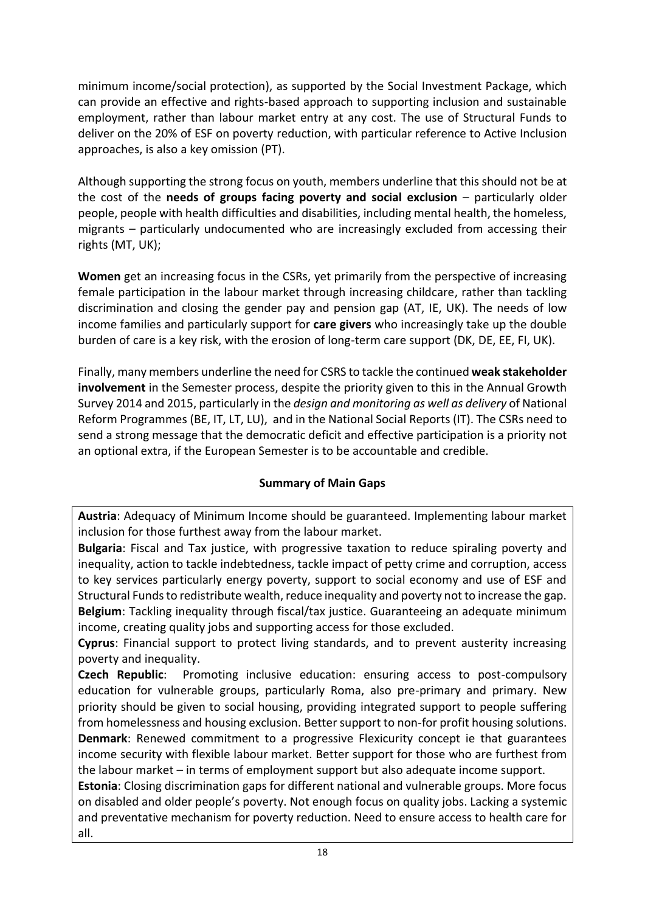minimum income/social protection), as supported by the Social Investment Package, which can provide an effective and rights-based approach to supporting inclusion and sustainable employment, rather than labour market entry at any cost. The use of Structural Funds to deliver on the 20% of ESF on poverty reduction, with particular reference to Active Inclusion approaches, is also a key omission (PT).

Although supporting the strong focus on youth, members underline that this should not be at the cost of the **needs of groups facing poverty and social exclusion** – particularly older people, people with health difficulties and disabilities, including mental health, the homeless, migrants – particularly undocumented who are increasingly excluded from accessing their rights (MT, UK);

**Women** get an increasing focus in the CSRs, yet primarily from the perspective of increasing female participation in the labour market through increasing childcare, rather than tackling discrimination and closing the gender pay and pension gap (AT, IE, UK). The needs of low income families and particularly support for **care givers** who increasingly take up the double burden of care is a key risk, with the erosion of long-term care support (DK, DE, EE, FI, UK).

Finally, many members underline the need for CSRS to tackle the continued **weak stakeholder involvement** in the Semester process, despite the priority given to this in the Annual Growth Survey 2014 and 2015, particularly in the *design and monitoring as well as delivery* of National Reform Programmes (BE, IT, LT, LU), and in the National Social Reports (IT). The CSRs need to send a strong message that the democratic deficit and effective participation is a priority not an optional extra, if the European Semester is to be accountable and credible.

**Summary of Main Gaps**

**Austria**: Adequacy of Minimum Income should be guaranteed. Implementing labour market inclusion for those furthest away from the labour market.
**Bulgaria**: Fiscal and Tax justice, with progressive taxation to reduce spiraling poverty and inequality, action to tackle indebtedness, tackle impact of petty crime and corruption, access to key services particularly energy poverty, support to social economy and use of ESF and Structural Funds to redistribute wealth, reduce inequality and poverty not to increase the gap.
**Belgium**: Tackling inequality through fiscal/tax justice. Guaranteeing an adequate minimum income, creating quality jobs and supporting access for those excluded.
**Cyprus**: Financial support to protect living standards, and to prevent austerity increasing poverty and inequality.
**Czech Republic**: Promoting inclusive education: ensuring access to post-compulsory education for vulnerable groups, particularly Roma, also pre-primary and primary. New priority should be given to social housing, providing integrated support to people suffering from homelessness and housing exclusion. Better support to non-for profit housing solutions.
**Denmark**: Renewed commitment to a progressive Flexicurity concept ie that guarantees income security with flexible labour market. Better support for those who are furthest from the labour market – in terms of employment support but also adequate income support.
**Estonia**: Closing discrimination gaps for different national and vulnerable groups. More focus on disabled and older people's poverty. Not enough focus on quality jobs. Lacking a systemic and preventative mechanism for poverty reduction. Need to ensure access to health care for all.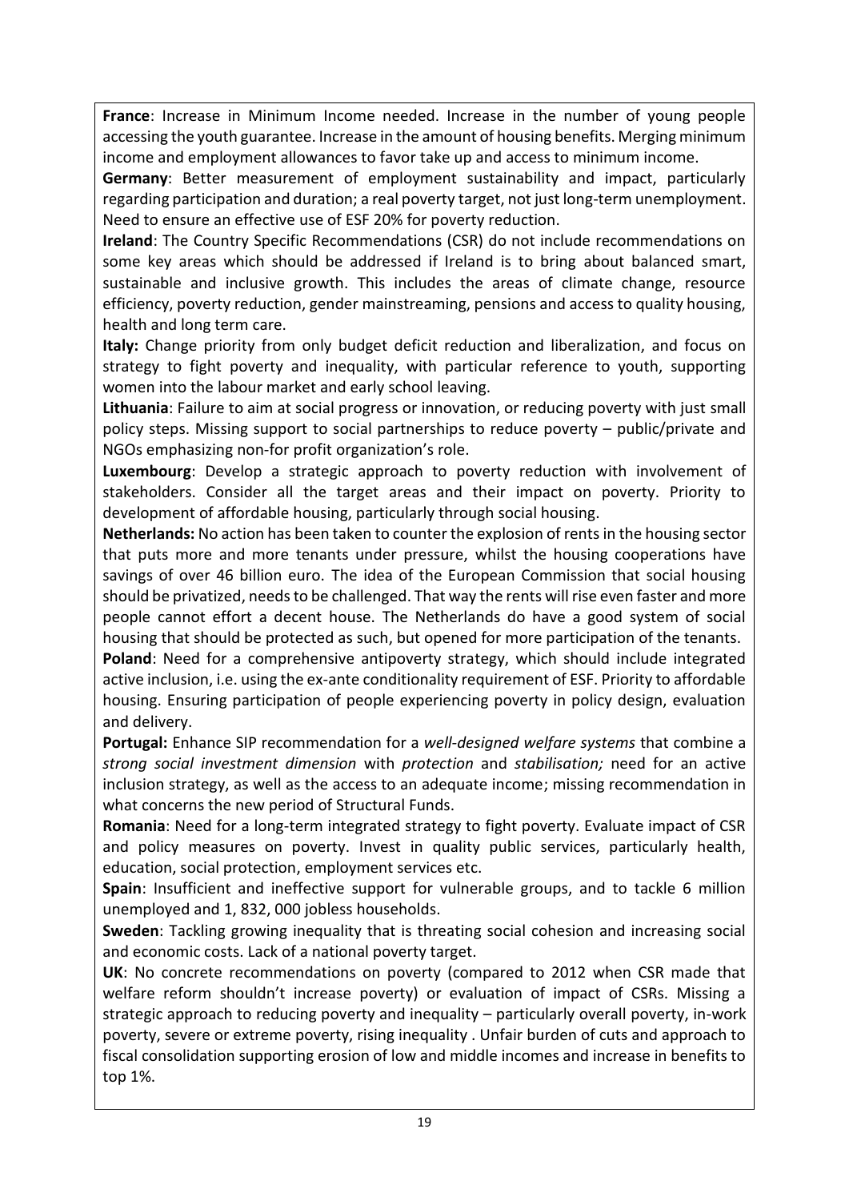**France**: Increase in Minimum Income needed. Increase in the number of young people accessing the youth guarantee. Increase in the amount of housing benefits. Merging minimum income and employment allowances to favor take up and access to minimum income.

**Germany**: Better measurement of employment sustainability and impact, particularly regarding participation and duration; a real poverty target, not just long-term unemployment. Need to ensure an effective use of ESF 20% for poverty reduction.

**Ireland**: The Country Specific Recommendations (CSR) do not include recommendations on some key areas which should be addressed if Ireland is to bring about balanced smart, sustainable and inclusive growth. This includes the areas of climate change, resource efficiency, poverty reduction, gender mainstreaming, pensions and access to quality housing, health and long term care.

**Italy:** Change priority from only budget deficit reduction and liberalization, and focus on strategy to fight poverty and inequality, with particular reference to youth, supporting women into the labour market and early school leaving.

**Lithuania**: Failure to aim at social progress or innovation, or reducing poverty with just small policy steps. Missing support to social partnerships to reduce poverty – public/private and NGOs emphasizing non-for profit organization's role.

**Luxembourg**: Develop a strategic approach to poverty reduction with involvement of stakeholders. Consider all the target areas and their impact on poverty. Priority to development of affordable housing, particularly through social housing.

**Netherlands:** No action has been taken to counter the explosion of rents in the housing sector that puts more and more tenants under pressure, whilst the housing cooperations have savings of over 46 billion euro. The idea of the European Commission that social housing should be privatized, needs to be challenged. That way the rents will rise even faster and more people cannot effort a decent house. The Netherlands do have a good system of social housing that should be protected as such, but opened for more participation of the tenants.

**Poland**: Need for a comprehensive antipoverty strategy, which should include integrated active inclusion, i.e. using the ex-ante conditionality requirement of ESF. Priority to affordable housing. Ensuring participation of people experiencing poverty in policy design, evaluation and delivery.

**Portugal:** Enhance SIP recommendation for a *well-designed welfare systems* that combine a *strong social investment dimension* with *protection* and *stabilisation;* need for an active inclusion strategy, as well as the access to an adequate income; missing recommendation in what concerns the new period of Structural Funds.

**Romania**: Need for a long-term integrated strategy to fight poverty. Evaluate impact of CSR and policy measures on poverty. Invest in quality public services, particularly health, education, social protection, employment services etc.

**Spain**: Insufficient and ineffective support for vulnerable groups, and to tackle 6 million unemployed and 1, 832, 000 jobless households.

**Sweden**: Tackling growing inequality that is threating social cohesion and increasing social and economic costs. Lack of a national poverty target.

**UK**: No concrete recommendations on poverty (compared to 2012 when CSR made that welfare reform shouldn't increase poverty) or evaluation of impact of CSRs. Missing a strategic approach to reducing poverty and inequality – particularly overall poverty, in-work poverty, severe or extreme poverty, rising inequality . Unfair burden of cuts and approach to fiscal consolidation supporting erosion of low and middle incomes and increase in benefits to top 1%.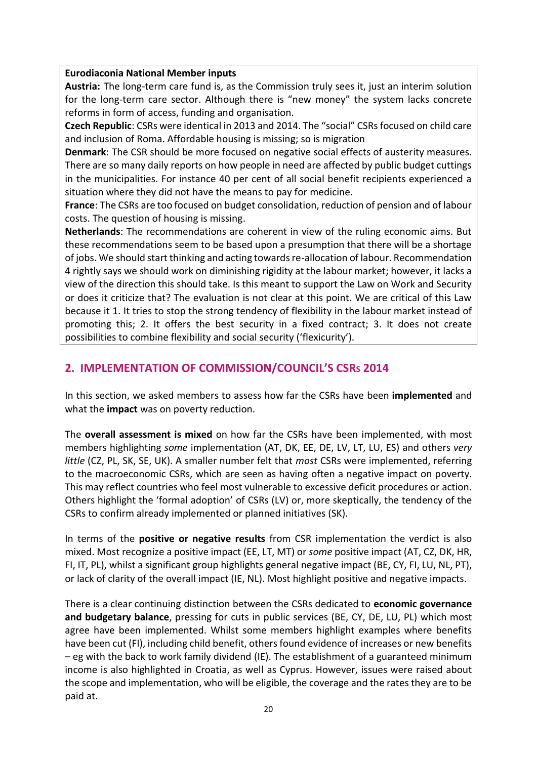**Eurodiaconia National Member inputs**

**Austria:** The long-term care fund is, as the Commission truly sees it, just an interim solution for the long-term care sector. Although there is "new money" the system lacks concrete reforms in form of access, funding and organisation.

**Czech Republic**: CSRs were identical in 2013 and 2014. The "social" CSRs focused on child care and inclusion of Roma. Affordable housing is missing; so is migration

**Denmark**: The CSR should be more focused on negative social effects of austerity measures. There are so many daily reports on how people in need are affected by public budget cuttings in the municipalities. For instance 40 per cent of all social benefit recipients experienced a situation where they did not have the means to pay for medicine.

**France**: The CSRs are too focused on budget consolidation, reduction of pension and of labour costs. The question of housing is missing.

**Netherlands**: The recommendations are coherent in view of the ruling economic aims. But these recommendations seem to be based upon a presumption that there will be a shortage of jobs. We should start thinking and acting towards re-allocation of labour. Recommendation 4 rightly says we should work on diminishing rigidity at the labour market; however, it lacks a view of the direction this should take. Is this meant to support the Law on Work and Security or does it criticize that? The evaluation is not clear at this point. We are critical of this Law because it 1. It tries to stop the strong tendency of flexibility in the labour market instead of promoting this; 2. It offers the best security in a fixed contract; 3. It does not create possibilities to combine flexibility and social security ('flexicurity').

## 2. IMPLEMENTATION OF COMMISSION/COUNCIL'S CSRs 2014

In this section, we asked members to assess how far the CSRs have been **implemented** and what the **impact** was on poverty reduction.

The **overall assessment is mixed** on how far the CSRs have been implemented, with most members highlighting *some* implementation (AT, DK, EE, DE, LV, LT, LU, ES) and others *very little* (CZ, PL, SK, SE, UK). A smaller number felt that *most* CSRs were implemented, referring to the macroeconomic CSRs, which are seen as having often a negative impact on poverty. This may reflect countries who feel most vulnerable to excessive deficit procedures or action. Others highlight the 'formal adoption' of CSRs (LV) or, more skeptically, the tendency of the CSRs to confirm already implemented or planned initiatives (SK).

In terms of the **positive or negative results** from CSR implementation the verdict is also mixed. Most recognize a positive impact (EE, LT, MT) or *some* positive impact (AT, CZ, DK, HR, FI, IT, PL), whilst a significant group highlights general negative impact (BE, CY, FI, LU, NL, PT), or lack of clarity of the overall impact (IE, NL). Most highlight positive and negative impacts.

There is a clear continuing distinction between the CSRs dedicated to **economic governance and budgetary balance**, pressing for cuts in public services (BE, CY, DE, LU, PL) which most agree have been implemented. Whilst some members highlight examples where benefits have been cut (FI), including child benefit, others found evidence of increases or new benefits – eg with the back to work family dividend (IE). The establishment of a guaranteed minimum income is also highlighted in Croatia, as well as Cyprus. However, issues were raised about the scope and implementation, who will be eligible, the coverage and the rates they are to be paid at.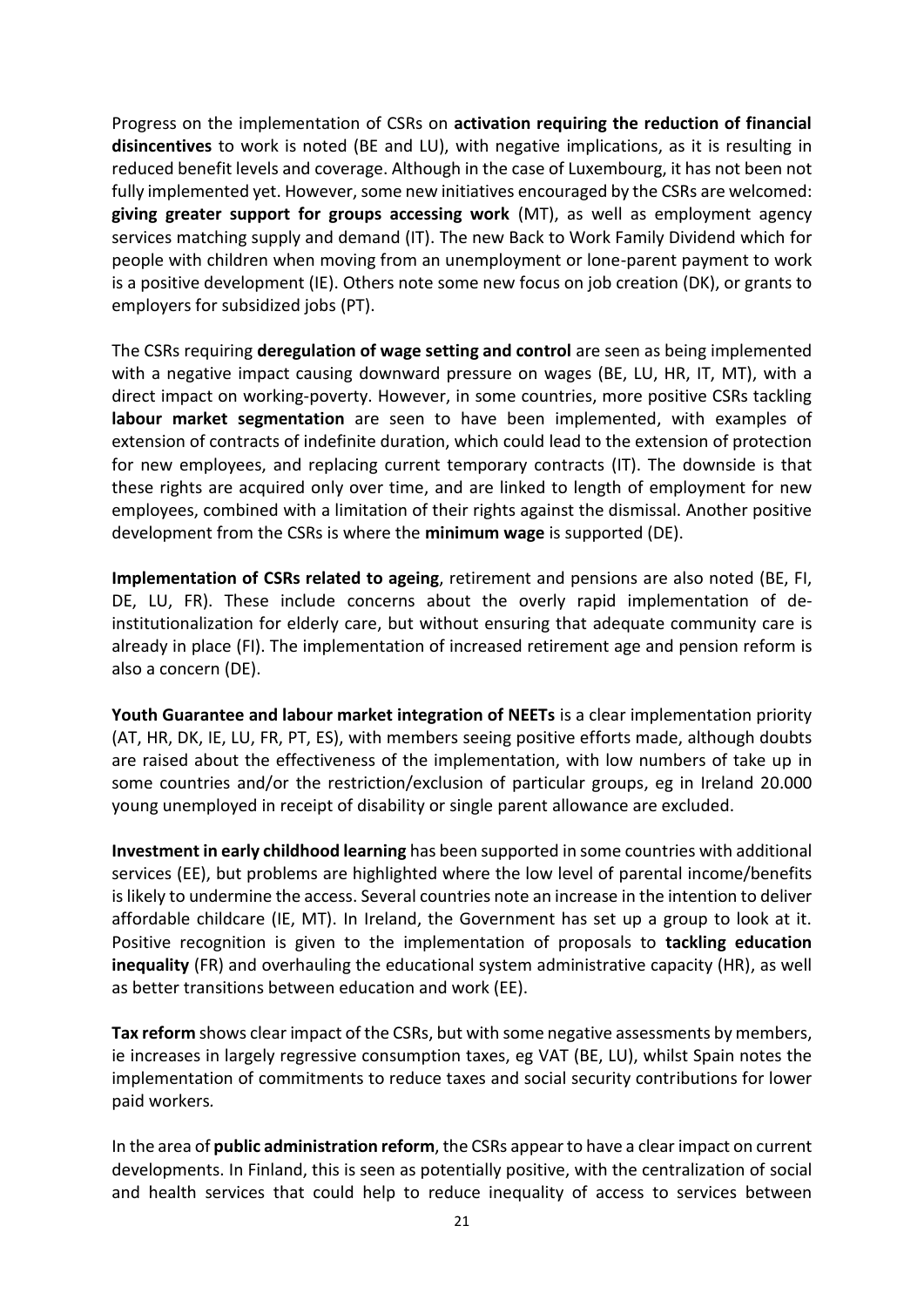Progress on the implementation of CSRs on **activation requiring the reduction of financial disincentives** to work is noted (BE and LU), with negative implications, as it is resulting in reduced benefit levels and coverage. Although in the case of Luxembourg, it has not been not fully implemented yet. However, some new initiatives encouraged by the CSRs are welcomed: **giving greater support for groups accessing work** (MT), as well as employment agency services matching supply and demand (IT). The new Back to Work Family Dividend which for people with children when moving from an unemployment or lone-parent payment to work is a positive development (IE). Others note some new focus on job creation (DK), or grants to employers for subsidized jobs (PT).

The CSRs requiring **deregulation of wage setting and control** are seen as being implemented with a negative impact causing downward pressure on wages (BE, LU, HR, IT, MT), with a direct impact on working-poverty. However, in some countries, more positive CSRs tackling **labour market segmentation** are seen to have been implemented, with examples of extension of contracts of indefinite duration, which could lead to the extension of protection for new employees, and replacing current temporary contracts (IT). The downside is that these rights are acquired only over time, and are linked to length of employment for new employees, combined with a limitation of their rights against the dismissal. Another positive development from the CSRs is where the **minimum wage** is supported (DE).

**Implementation of CSRs related to ageing**, retirement and pensions are also noted (BE, FI, DE, LU, FR). These include concerns about the overly rapid implementation of de-institutionalization for elderly care, but without ensuring that adequate community care is already in place (FI). The implementation of increased retirement age and pension reform is also a concern (DE).

**Youth Guarantee and labour market integration of NEETs** is a clear implementation priority (AT, HR, DK, IE, LU, FR, PT, ES), with members seeing positive efforts made, although doubts are raised about the effectiveness of the implementation, with low numbers of take up in some countries and/or the restriction/exclusion of particular groups, eg in Ireland 20.000 young unemployed in receipt of disability or single parent allowance are excluded.

**Investment in early childhood learning** has been supported in some countries with additional services (EE), but problems are highlighted where the low level of parental income/benefits is likely to undermine the access. Several countries note an increase in the intention to deliver affordable childcare (IE, MT). In Ireland, the Government has set up a group to look at it. Positive recognition is given to the implementation of proposals to **tackling education inequality** (FR) and overhauling the educational system administrative capacity (HR), as well as better transitions between education and work (EE).

**Tax reform** shows clear impact of the CSRs, but with some negative assessments by members, ie increases in largely regressive consumption taxes, eg VAT (BE, LU), whilst Spain notes the implementation of commitments to reduce taxes and social security contributions for lower paid workers.

In the area of **public administration reform**, the CSRs appear to have a clear impact on current developments. In Finland, this is seen as potentially positive, with the centralization of social and health services that could help to reduce inequality of access to services between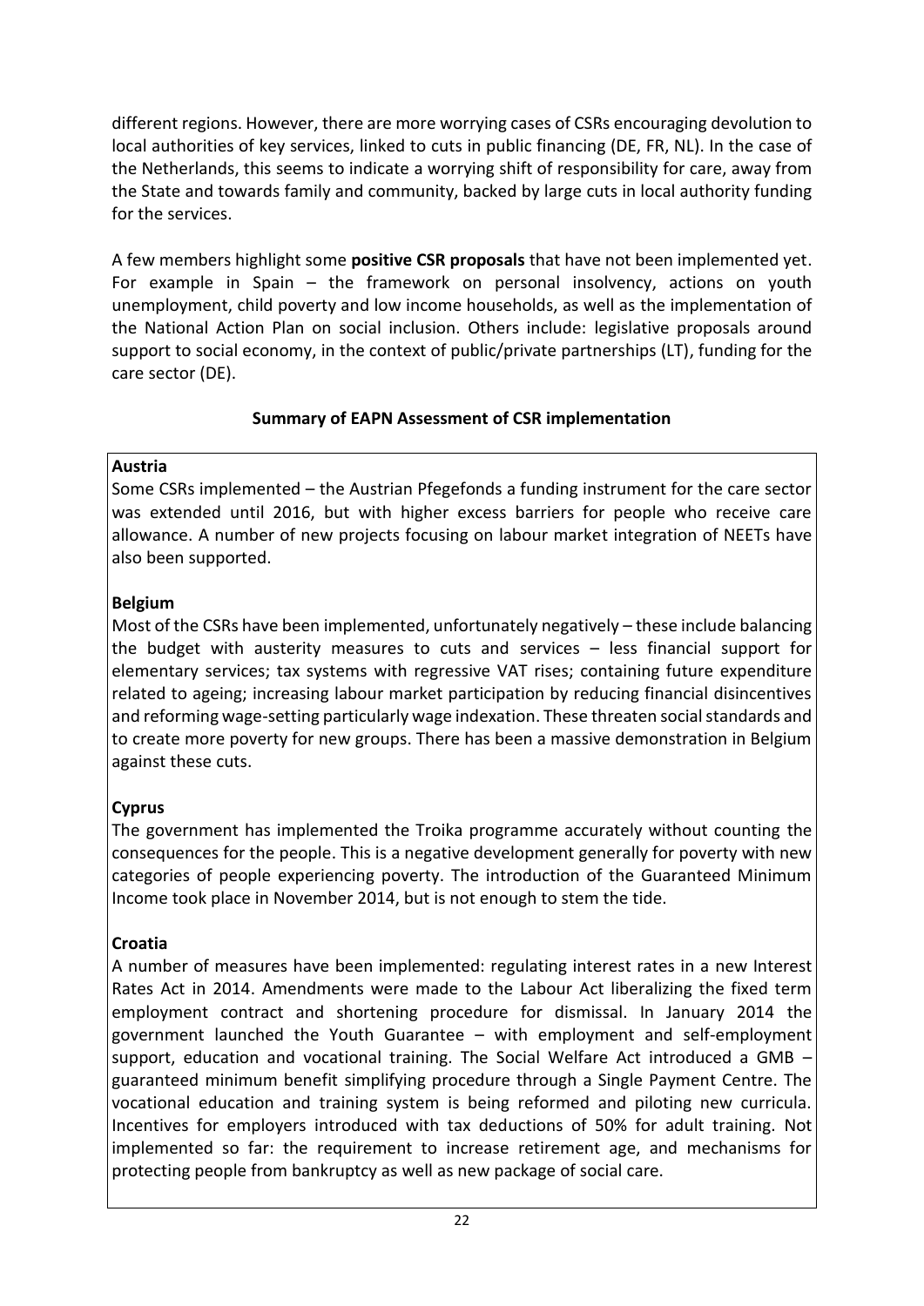different regions. However, there are more worrying cases of CSRs encouraging devolution to local authorities of key services, linked to cuts in public financing (DE, FR, NL). In the case of the Netherlands, this seems to indicate a worrying shift of responsibility for care, away from the State and towards family and community, backed by large cuts in local authority funding for the services.

A few members highlight some **positive CSR proposals** that have not been implemented yet. For example in Spain – the framework on personal insolvency, actions on youth unemployment, child poverty and low income households, as well as the implementation of the National Action Plan on social inclusion. Others include: legislative proposals around support to social economy, in the context of public/private partnerships (LT), funding for the care sector (DE).

**Summary of EAPN Assessment of CSR implementation**

**Austria**

Some CSRs implemented – the Austrian Pfegefonds a funding instrument for the care sector was extended until 2016, but with higher excess barriers for people who receive care allowance. A number of new projects focusing on labour market integration of NEETs have also been supported.

**Belgium**

Most of the CSRs have been implemented, unfortunately negatively – these include balancing the budget with austerity measures to cuts and services – less financial support for elementary services; tax systems with regressive VAT rises; containing future expenditure related to ageing; increasing labour market participation by reducing financial disincentives and reforming wage-setting particularly wage indexation. These threaten social standards and to create more poverty for new groups. There has been a massive demonstration in Belgium against these cuts.

**Cyprus**

The government has implemented the Troika programme accurately without counting the consequences for the people. This is a negative development generally for poverty with new categories of people experiencing poverty. The introduction of the Guaranteed Minimum Income took place in November 2014, but is not enough to stem the tide.

**Croatia**

A number of measures have been implemented: regulating interest rates in a new Interest Rates Act in 2014. Amendments were made to the Labour Act liberalizing the fixed term employment contract and shortening procedure for dismissal. In January 2014 the government launched the Youth Guarantee – with employment and self-employment support, education and vocational training. The Social Welfare Act introduced a GMB – guaranteed minimum benefit simplifying procedure through a Single Payment Centre. The vocational education and training system is being reformed and piloting new curricula. Incentives for employers introduced with tax deductions of 50% for adult training. Not implemented so far: the requirement to increase retirement age, and mechanisms for protecting people from bankruptcy as well as new package of social care.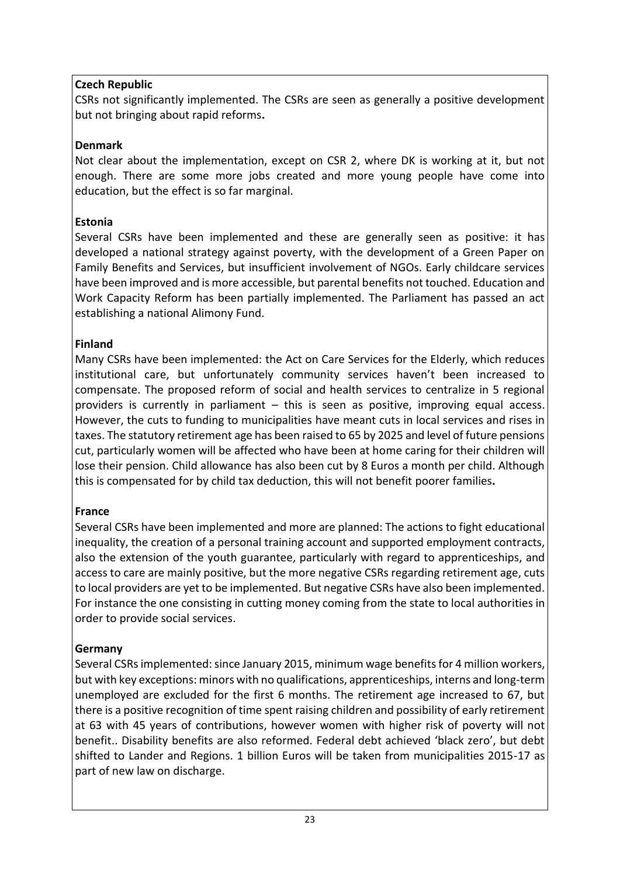**Czech Republic**

CSRs not significantly implemented. The CSRs are seen as generally a positive development but not bringing about rapid reforms**.**

**Denmark**

Not clear about the implementation, except on CSR 2, where DK is working at it, but not enough. There are some more jobs created and more young people have come into education, but the effect is so far marginal.

**Estonia**

Several CSRs have been implemented and these are generally seen as positive: it has developed a national strategy against poverty, with the development of a Green Paper on Family Benefits and Services, but insufficient involvement of NGOs. Early childcare services have been improved and is more accessible, but parental benefits not touched. Education and Work Capacity Reform has been partially implemented. The Parliament has passed an act establishing a national Alimony Fund.

**Finland**

Many CSRs have been implemented: the Act on Care Services for the Elderly, which reduces institutional care, but unfortunately community services haven't been increased to compensate. The proposed reform of social and health services to centralize in 5 regional providers is currently in parliament – this is seen as positive, improving equal access. However, the cuts to funding to municipalities have meant cuts in local services and rises in taxes. The statutory retirement age has been raised to 65 by 2025 and level of future pensions cut, particularly women will be affected who have been at home caring for their children will lose their pension. Child allowance has also been cut by 8 Euros a month per child. Although this is compensated for by child tax deduction, this will not benefit poorer families**.**

**France**

Several CSRs have been implemented and more are planned: The actions to fight educational inequality, the creation of a personal training account and supported employment contracts, also the extension of the youth guarantee, particularly with regard to apprenticeships, and access to care are mainly positive, but the more negative CSRs regarding retirement age, cuts to local providers are yet to be implemented. But negative CSRs have also been implemented. For instance the one consisting in cutting money coming from the state to local authorities in order to provide social services.

**Germany**

Several CSRs implemented: since January 2015, minimum wage benefits for 4 million workers, but with key exceptions: minors with no qualifications, apprenticeships, interns and long-term unemployed are excluded for the first 6 months. The retirement age increased to 67, but there is a positive recognition of time spent raising children and possibility of early retirement at 63 with 45 years of contributions, however women with higher risk of poverty will not benefit.. Disability benefits are also reformed. Federal debt achieved 'black zero', but debt shifted to Lander and Regions. 1 billion Euros will be taken from municipalities 2015-17 as part of new law on discharge.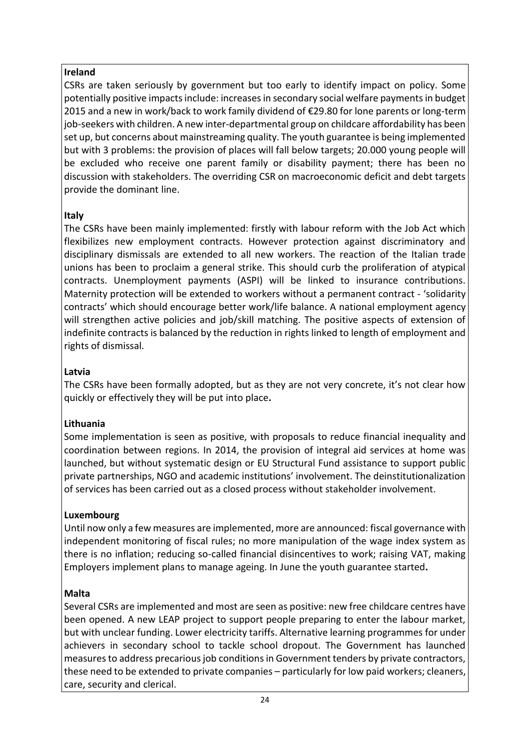**Ireland**

CSRs are taken seriously by government but too early to identify impact on policy. Some potentially positive impacts include: increases in secondary social welfare payments in budget 2015 and a new in work/back to work family dividend of €29.80 for lone parents or long-term job-seekers with children. A new inter-departmental group on childcare affordability has been set up, but concerns about mainstreaming quality. The youth guarantee is being implemented but with 3 problems: the provision of places will fall below targets; 20.000 young people will be excluded who receive one parent family or disability payment; there has been no discussion with stakeholders. The overriding CSR on macroeconomic deficit and debt targets provide the dominant line.

**Italy**

The CSRs have been mainly implemented: firstly with labour reform with the Job Act which flexibilizes new employment contracts. However protection against discriminatory and disciplinary dismissals are extended to all new workers. The reaction of the Italian trade unions has been to proclaim a general strike. This should curb the proliferation of atypical contracts. Unemployment payments (ASPI) will be linked to insurance contributions. Maternity protection will be extended to workers without a permanent contract - 'solidarity contracts' which should encourage better work/life balance. A national employment agency will strengthen active policies and job/skill matching. The positive aspects of extension of indefinite contracts is balanced by the reduction in rights linked to length of employment and rights of dismissal.

**Latvia**

The CSRs have been formally adopted, but as they are not very concrete, it's not clear how quickly or effectively they will be put into place**.**

**Lithuania**

Some implementation is seen as positive, with proposals to reduce financial inequality and coordination between regions. In 2014, the provision of integral aid services at home was launched, but without systematic design or EU Structural Fund assistance to support public private partnerships, NGO and academic institutions' involvement. The deinstitutionalization of services has been carried out as a closed process without stakeholder involvement.

**Luxembourg**

Until now only a few measures are implemented, more are announced: fiscal governance with independent monitoring of fiscal rules; no more manipulation of the wage index system as there is no inflation; reducing so-called financial disincentives to work; raising VAT, making Employers implement plans to manage ageing. In June the youth guarantee started**.**

**Malta**

Several CSRs are implemented and most are seen as positive: new free childcare centres have been opened. A new LEAP project to support people preparing to enter the labour market, but with unclear funding. Lower electricity tariffs. Alternative learning programmes for under achievers in secondary school to tackle school dropout. The Government has launched measures to address precarious job conditions in Government tenders by private contractors, these need to be extended to private companies – particularly for low paid workers; cleaners, care, security and clerical.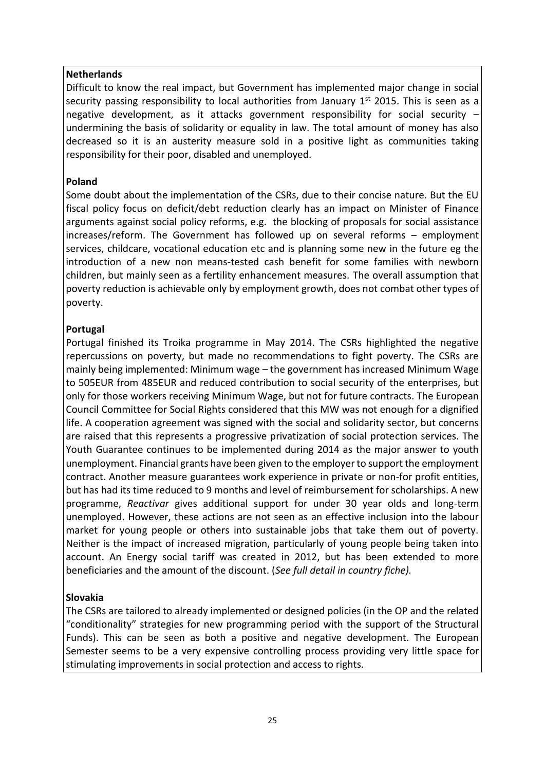**Netherlands**

Difficult to know the real impact, but Government has implemented major change in social security passing responsibility to local authorities from January 1st 2015. This is seen as a negative development, as it attacks government responsibility for social security – undermining the basis of solidarity or equality in law. The total amount of money has also decreased so it is an austerity measure sold in a positive light as communities taking responsibility for their poor, disabled and unemployed.

**Poland**

Some doubt about the implementation of the CSRs, due to their concise nature. But the EU fiscal policy focus on deficit/debt reduction clearly has an impact on Minister of Finance arguments against social policy reforms, e.g. the blocking of proposals for social assistance increases/reform. The Government has followed up on several reforms – employment services, childcare, vocational education etc and is planning some new in the future eg the introduction of a new non means-tested cash benefit for some families with newborn children, but mainly seen as a fertility enhancement measures. The overall assumption that poverty reduction is achievable only by employment growth, does not combat other types of poverty.

**Portugal**

Portugal finished its Troika programme in May 2014. The CSRs highlighted the negative repercussions on poverty, but made no recommendations to fight poverty. The CSRs are mainly being implemented: Minimum wage – the government has increased Minimum Wage to 505EUR from 485EUR and reduced contribution to social security of the enterprises, but only for those workers receiving Minimum Wage, but not for future contracts. The European Council Committee for Social Rights considered that this MW was not enough for a dignified life. A cooperation agreement was signed with the social and solidarity sector, but concerns are raised that this represents a progressive privatization of social protection services. The Youth Guarantee continues to be implemented during 2014 as the major answer to youth unemployment. Financial grants have been given to the employer to support the employment contract. Another measure guarantees work experience in private or non-for profit entities, but has had its time reduced to 9 months and level of reimbursement for scholarships. A new programme, *Reactivar* gives additional support for under 30 year olds and long-term unemployed. However, these actions are not seen as an effective inclusion into the labour market for young people or others into sustainable jobs that take them out of poverty. Neither is the impact of increased migration, particularly of young people being taken into account. An Energy social tariff was created in 2012, but has been extended to more beneficiaries and the amount of the discount. (*See full detail in country fiche).*

**Slovakia**

The CSRs are tailored to already implemented or designed policies (in the OP and the related "conditionality" strategies for new programming period with the support of the Structural Funds). This can be seen as both a positive and negative development. The European Semester seems to be a very expensive controlling process providing very little space for stimulating improvements in social protection and access to rights.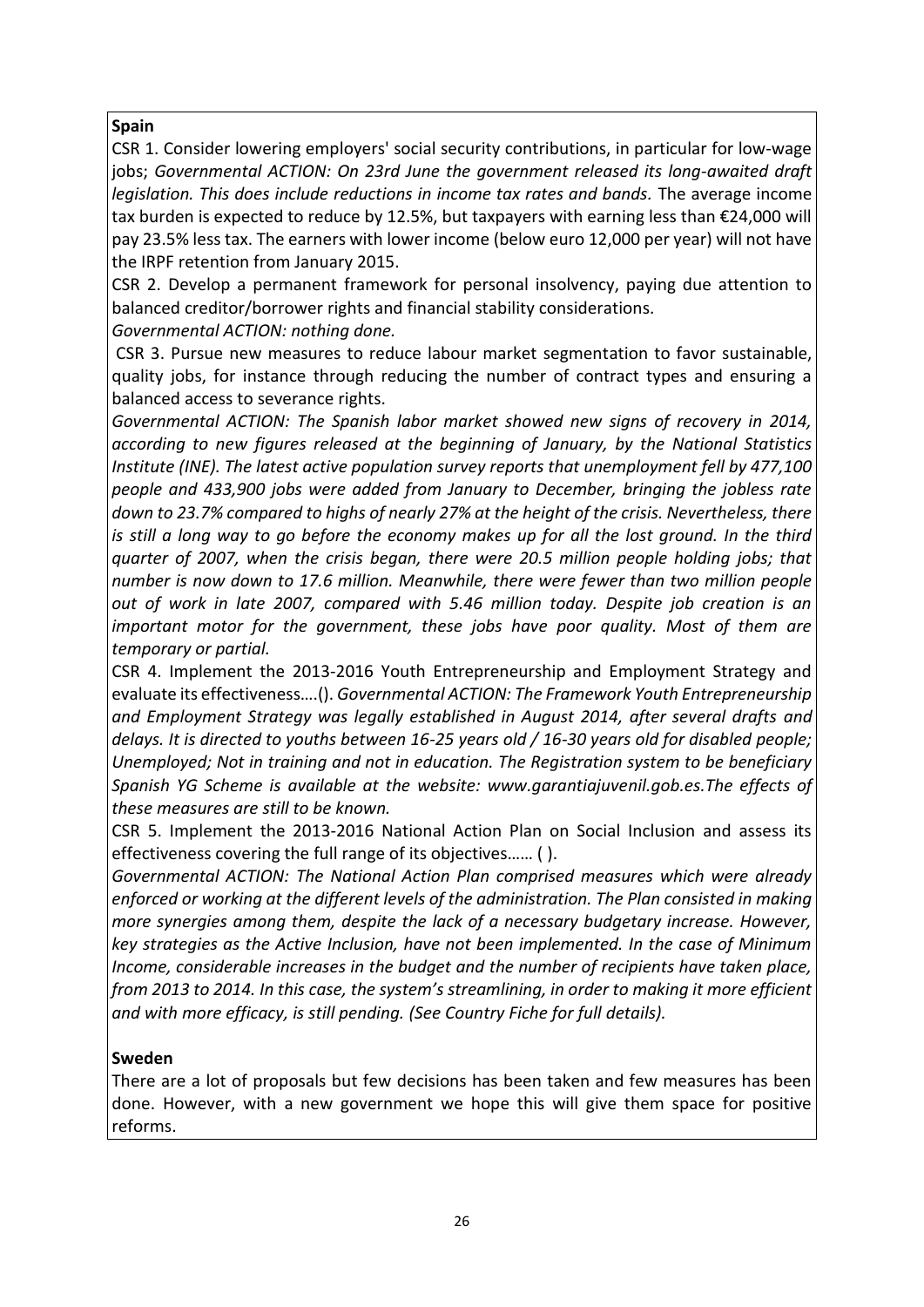**Spain**

CSR 1. Consider lowering employers' social security contributions, in particular for low-wage jobs; *Governmental ACTION: On 23rd June the government released its long-awaited draft legislation. This does include reductions in income tax rates and bands.* The average income tax burden is expected to reduce by 12.5%, but taxpayers with earning less than €24,000 will pay 23.5% less tax. The earners with lower income (below euro 12,000 per year) will not have the IRPF retention from January 2015.

CSR 2. Develop a permanent framework for personal insolvency, paying due attention to balanced creditor/borrower rights and financial stability considerations.

*Governmental ACTION: nothing done.*

CSR 3. Pursue new measures to reduce labour market segmentation to favor sustainable, quality jobs, for instance through reducing the number of contract types and ensuring a balanced access to severance rights.

*Governmental ACTION: The Spanish labor market showed new signs of recovery in 2014, according to new figures released at the beginning of January, by the National Statistics Institute (INE). The latest active population survey reports that unemployment fell by 477,100 people and 433,900 jobs were added from January to December, bringing the jobless rate down to 23.7% compared to highs of nearly 27% at the height of the crisis. Nevertheless, there is still a long way to go before the economy makes up for all the lost ground. In the third quarter of 2007, when the crisis began, there were 20.5 million people holding jobs; that number is now down to 17.6 million. Meanwhile, there were fewer than two million people out of work in late 2007, compared with 5.46 million today. Despite job creation is an important motor for the government, these jobs have poor quality. Most of them are temporary or partial.*

CSR 4. Implement the 2013-2016 Youth Entrepreneurship and Employment Strategy and evaluate its effectiveness….(). *Governmental ACTION: The Framework Youth Entrepreneurship and Employment Strategy was legally established in August 2014, after several drafts and delays. It is directed to youths between 16-25 years old / 16-30 years old for disabled people; Unemployed; Not in training and not in education. The Registration system to be beneficiary Spanish YG Scheme is available at the website: www.garantiajuvenil.gob.es.The effects of these measures are still to be known.*

CSR 5. Implement the 2013-2016 National Action Plan on Social Inclusion and assess its effectiveness covering the full range of its objectives…… ( ).

*Governmental ACTION: The National Action Plan comprised measures which were already enforced or working at the different levels of the administration. The Plan consisted in making more synergies among them, despite the lack of a necessary budgetary increase. However, key strategies as the Active Inclusion, have not been implemented. In the case of Minimum Income, considerable increases in the budget and the number of recipients have taken place, from 2013 to 2014. In this case, the system's streamlining, in order to making it more efficient and with more efficacy, is still pending. (See Country Fiche for full details).*

**Sweden**

There are a lot of proposals but few decisions has been taken and few measures has been done. However, with a new government we hope this will give them space for positive reforms.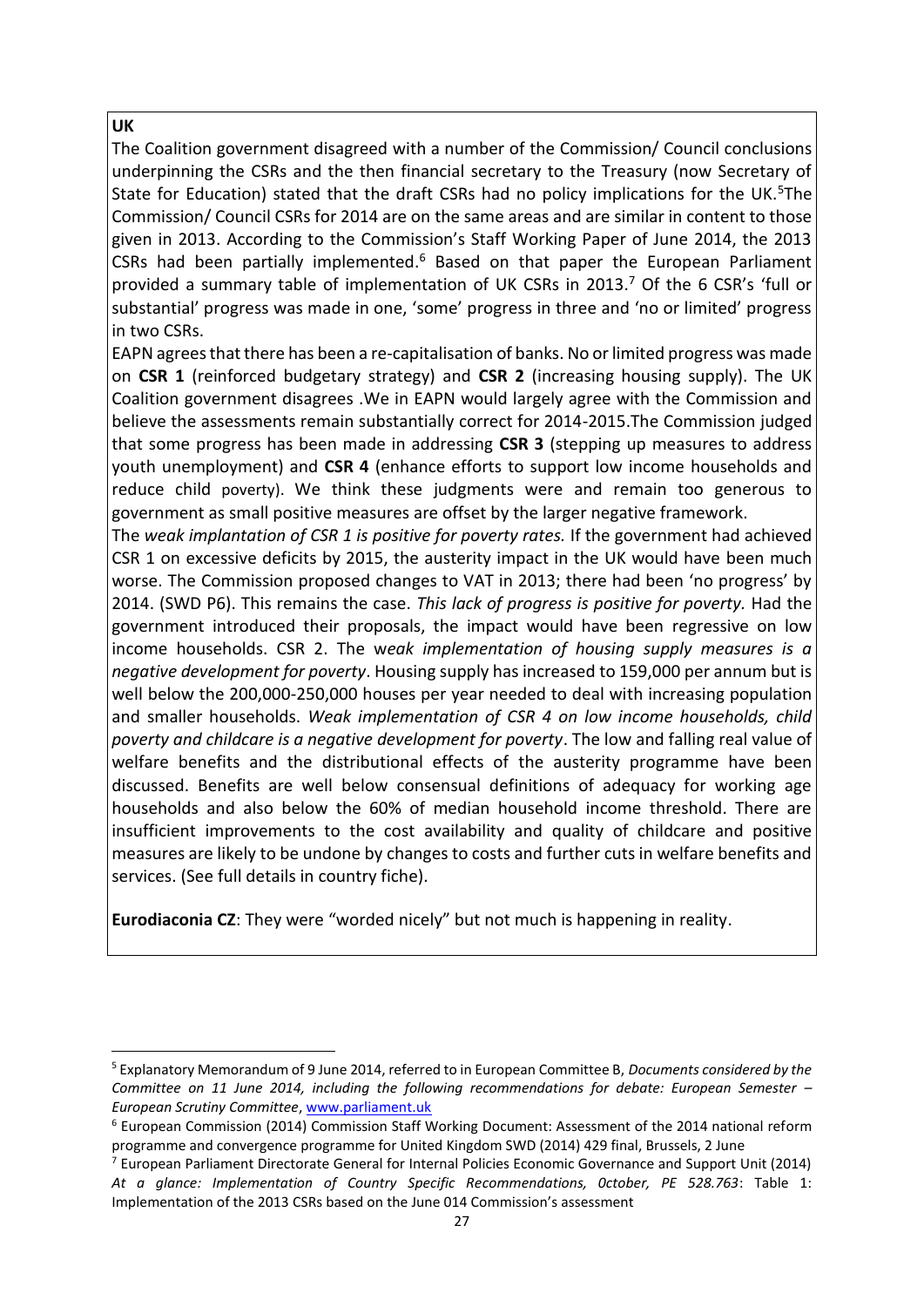**UK**

The Coalition government disagreed with a number of the Commission/ Council conclusions underpinning the CSRs and the then financial secretary to the Treasury (now Secretary of State for Education) stated that the draft CSRs had no policy implications for the UK.[5]The Commission/ Council CSRs for 2014 are on the same areas and are similar in content to those given in 2013. According to the Commission's Staff Working Paper of June 2014, the 2013 CSRs had been partially implemented.[6] Based on that paper the European Parliament provided a summary table of implementation of UK CSRs in 2013.[7] Of the 6 CSR's 'full or substantial' progress was made in one, 'some' progress in three and 'no or limited' progress in two CSRs.

EAPN agrees that there has been a re-capitalisation of banks. No or limited progress was made on **CSR 1** (reinforced budgetary strategy) and **CSR 2** (increasing housing supply). The UK Coalition government disagrees .We in EAPN would largely agree with the Commission and believe the assessments remain substantially correct for 2014-2015.The Commission judged that some progress has been made in addressing **CSR 3** (stepping up measures to address youth unemployment) and **CSR 4** (enhance efforts to support low income households and reduce child poverty). We think these judgments were and remain too generous to government as small positive measures are offset by the larger negative framework.

The *weak implantation of CSR 1 is positive for poverty rates.* If the government had achieved CSR 1 on excessive deficits by 2015, the austerity impact in the UK would have been much worse. The Commission proposed changes to VAT in 2013; there had been 'no progress' by 2014. (SWD P6). This remains the case. *This lack of progress is positive for poverty.* Had the government introduced their proposals, the impact would have been regressive on low income households. CSR 2. The w*eak implementation of housing supply measures is a negative development for poverty*. Housing supply has increased to 159,000 per annum but is well below the 200,000-250,000 houses per year needed to deal with increasing population and smaller households. *Weak implementation of CSR 4 on low income households, child poverty and childcare is a negative development for poverty*. The low and falling real value of welfare benefits and the distributional effects of the austerity programme have been discussed. Benefits are well below consensual definitions of adequacy for working age households and also below the 60% of median household income threshold. There are insufficient improvements to the cost availability and quality of childcare and positive measures are likely to be undone by changes to costs and further cuts in welfare benefits and services. (See full details in country fiche).

**Eurodiaconia CZ**: They were "worded nicely" but not much is happening in reality.

---

[5] Explanatory Memorandum of 9 June 2014, referred to in European Committee B, *Documents considered by the Committee on 11 June 2014, including the following recommendations for debate: European Semester – European Scrutiny Committee*, www.parliament.uk

[6] European Commission (2014) Commission Staff Working Document: Assessment of the 2014 national reform programme and convergence programme for United Kingdom SWD (2014) 429 final, Brussels, 2 June

[7] European Parliament Directorate General for Internal Policies Economic Governance and Support Unit (2014) *At a glance: Implementation of Country Specific Recommendations, October, PE 528.763*: Table 1: Implementation of the 2013 CSRs based on the June 014 Commission's assessment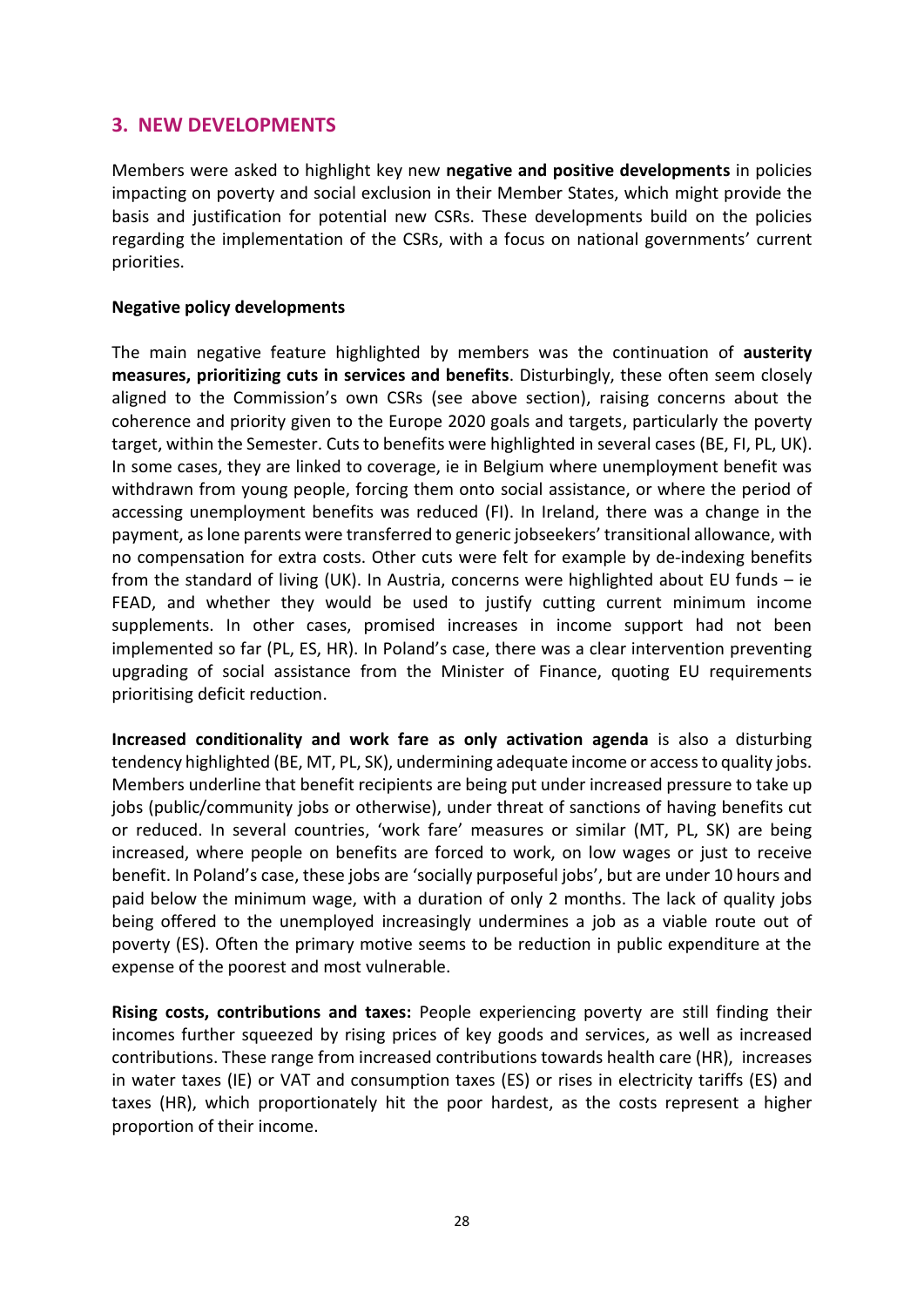## 3. NEW DEVELOPMENTS

Members were asked to highlight key new **negative and positive developments** in policies impacting on poverty and social exclusion in their Member States, which might provide the basis and justification for potential new CSRs. These developments build on the policies regarding the implementation of the CSRs, with a focus on national governments' current priorities.

**Negative policy developments**

The main negative feature highlighted by members was the continuation of **austerity measures, prioritizing cuts in services and benefits**. Disturbingly, these often seem closely aligned to the Commission's own CSRs (see above section), raising concerns about the coherence and priority given to the Europe 2020 goals and targets, particularly the poverty target, within the Semester. Cuts to benefits were highlighted in several cases (BE, FI, PL, UK). In some cases, they are linked to coverage, ie in Belgium where unemployment benefit was withdrawn from young people, forcing them onto social assistance, or where the period of accessing unemployment benefits was reduced (FI). In Ireland, there was a change in the payment, as lone parents were transferred to generic jobseekers' transitional allowance, with no compensation for extra costs. Other cuts were felt for example by de-indexing benefits from the standard of living (UK). In Austria, concerns were highlighted about EU funds – ie FEAD, and whether they would be used to justify cutting current minimum income supplements. In other cases, promised increases in income support had not been implemented so far (PL, ES, HR). In Poland's case, there was a clear intervention preventing upgrading of social assistance from the Minister of Finance, quoting EU requirements prioritising deficit reduction.

**Increased conditionality and work fare as only activation agenda** is also a disturbing tendency highlighted (BE, MT, PL, SK), undermining adequate income or access to quality jobs. Members underline that benefit recipients are being put under increased pressure to take up jobs (public/community jobs or otherwise), under threat of sanctions of having benefits cut or reduced. In several countries, 'work fare' measures or similar (MT, PL, SK) are being increased, where people on benefits are forced to work, on low wages or just to receive benefit. In Poland's case, these jobs are 'socially purposeful jobs', but are under 10 hours and paid below the minimum wage, with a duration of only 2 months. The lack of quality jobs being offered to the unemployed increasingly undermines a job as a viable route out of poverty (ES). Often the primary motive seems to be reduction in public expenditure at the expense of the poorest and most vulnerable.

**Rising costs, contributions and taxes:** People experiencing poverty are still finding their incomes further squeezed by rising prices of key goods and services, as well as increased contributions. These range from increased contributions towards health care (HR), increases in water taxes (IE) or VAT and consumption taxes (ES) or rises in electricity tariffs (ES) and taxes (HR), which proportionately hit the poor hardest, as the costs represent a higher proportion of their income.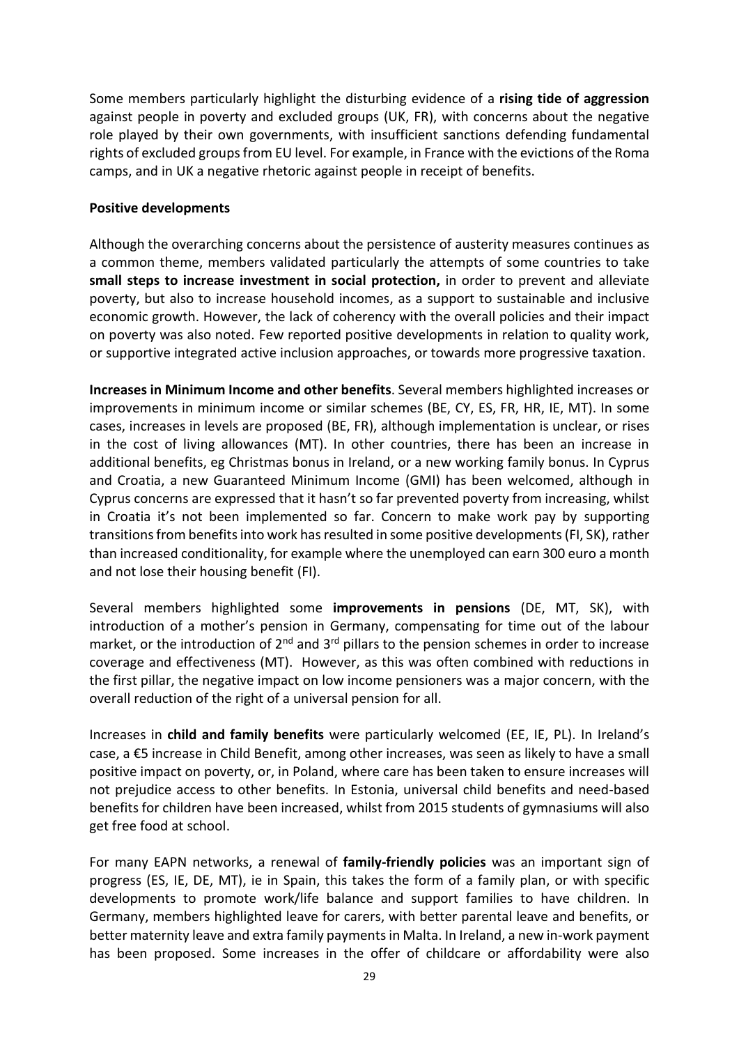Some members particularly highlight the disturbing evidence of a **rising tide of aggression** against people in poverty and excluded groups (UK, FR), with concerns about the negative role played by their own governments, with insufficient sanctions defending fundamental rights of excluded groups from EU level. For example, in France with the evictions of the Roma camps, and in UK a negative rhetoric against people in receipt of benefits.

**Positive developments**

Although the overarching concerns about the persistence of austerity measures continues as a common theme, members validated particularly the attempts of some countries to take **small steps to increase investment in social protection,** in order to prevent and alleviate poverty, but also to increase household incomes, as a support to sustainable and inclusive economic growth. However, the lack of coherency with the overall policies and their impact on poverty was also noted. Few reported positive developments in relation to quality work, or supportive integrated active inclusion approaches, or towards more progressive taxation.

**Increases in Minimum Income and other benefits**. Several members highlighted increases or improvements in minimum income or similar schemes (BE, CY, ES, FR, HR, IE, MT). In some cases, increases in levels are proposed (BE, FR), although implementation is unclear, or rises in the cost of living allowances (MT). In other countries, there has been an increase in additional benefits, eg Christmas bonus in Ireland, or a new working family bonus. In Cyprus and Croatia, a new Guaranteed Minimum Income (GMI) has been welcomed, although in Cyprus concerns are expressed that it hasn't so far prevented poverty from increasing, whilst in Croatia it's not been implemented so far. Concern to make work pay by supporting transitions from benefits into work has resulted in some positive developments (FI, SK), rather than increased conditionality, for example where the unemployed can earn 300 euro a month and not lose their housing benefit (FI).

Several members highlighted some **improvements in pensions** (DE, MT, SK), with introduction of a mother's pension in Germany, compensating for time out of the labour market, or the introduction of 2nd and 3rd pillars to the pension schemes in order to increase coverage and effectiveness (MT). However, as this was often combined with reductions in the first pillar, the negative impact on low income pensioners was a major concern, with the overall reduction of the right of a universal pension for all.

Increases in **child and family benefits** were particularly welcomed (EE, IE, PL). In Ireland's case, a €5 increase in Child Benefit, among other increases, was seen as likely to have a small positive impact on poverty, or, in Poland, where care has been taken to ensure increases will not prejudice access to other benefits. In Estonia, universal child benefits and need-based benefits for children have been increased, whilst from 2015 students of gymnasiums will also get free food at school.

For many EAPN networks, a renewal of **family-friendly policies** was an important sign of progress (ES, IE, DE, MT), ie in Spain, this takes the form of a family plan, or with specific developments to promote work/life balance and support families to have children. In Germany, members highlighted leave for carers, with better parental leave and benefits, or better maternity leave and extra family payments in Malta. In Ireland, a new in-work payment has been proposed. Some increases in the offer of childcare or affordability were also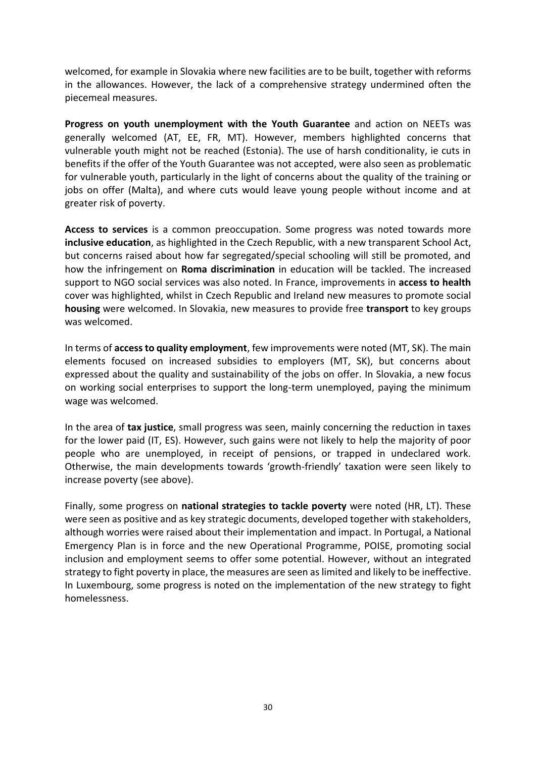welcomed, for example in Slovakia where new facilities are to be built, together with reforms in the allowances. However, the lack of a comprehensive strategy undermined often the piecemeal measures.

**Progress on youth unemployment with the Youth Guarantee** and action on NEETs was generally welcomed (AT, EE, FR, MT). However, members highlighted concerns that vulnerable youth might not be reached (Estonia). The use of harsh conditionality, ie cuts in benefits if the offer of the Youth Guarantee was not accepted, were also seen as problematic for vulnerable youth, particularly in the light of concerns about the quality of the training or jobs on offer (Malta), and where cuts would leave young people without income and at greater risk of poverty.

**Access to services** is a common preoccupation. Some progress was noted towards more **inclusive education**, as highlighted in the Czech Republic, with a new transparent School Act, but concerns raised about how far segregated/special schooling will still be promoted, and how the infringement on **Roma discrimination** in education will be tackled. The increased support to NGO social services was also noted. In France, improvements in **access to health** cover was highlighted, whilst in Czech Republic and Ireland new measures to promote social **housing** were welcomed. In Slovakia, new measures to provide free **transport** to key groups was welcomed.

In terms of **access to quality employment**, few improvements were noted (MT, SK). The main elements focused on increased subsidies to employers (MT, SK), but concerns about expressed about the quality and sustainability of the jobs on offer. In Slovakia, a new focus on working social enterprises to support the long-term unemployed, paying the minimum wage was welcomed.

In the area of **tax justice**, small progress was seen, mainly concerning the reduction in taxes for the lower paid (IT, ES). However, such gains were not likely to help the majority of poor people who are unemployed, in receipt of pensions, or trapped in undeclared work. Otherwise, the main developments towards 'growth-friendly' taxation were seen likely to increase poverty (see above).

Finally, some progress on **national strategies to tackle poverty** were noted (HR, LT). These were seen as positive and as key strategic documents, developed together with stakeholders, although worries were raised about their implementation and impact. In Portugal, a National Emergency Plan is in force and the new Operational Programme, POISE, promoting social inclusion and employment seems to offer some potential. However, without an integrated strategy to fight poverty in place, the measures are seen as limited and likely to be ineffective. In Luxembourg, some progress is noted on the implementation of the new strategy to fight homelessness.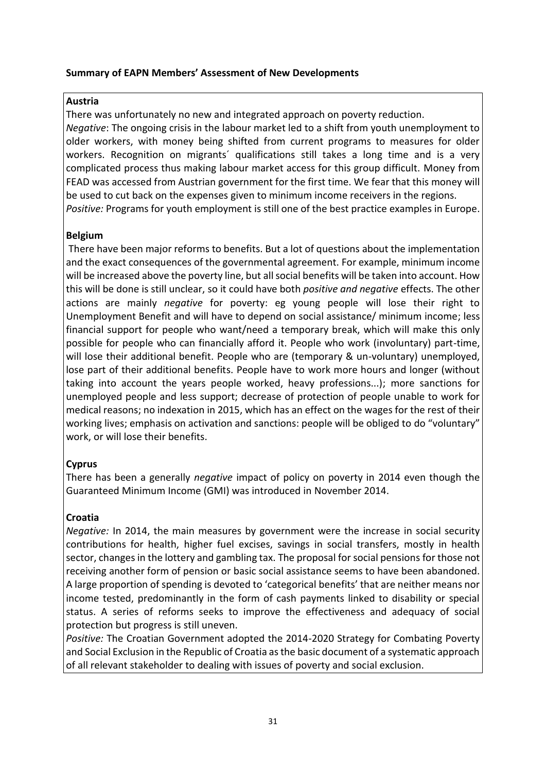**Summary of EAPN Members' Assessment of New Developments**

**Austria**

There was unfortunately no new and integrated approach on poverty reduction.

*Negative*: The ongoing crisis in the labour market led to a shift from youth unemployment to older workers, with money being shifted from current programs to measures for older workers. Recognition on migrants´ qualifications still takes a long time and is a very complicated process thus making labour market access for this group difficult. Money from FEAD was accessed from Austrian government for the first time. We fear that this money will be used to cut back on the expenses given to minimum income receivers in the regions.

*Positive:* Programs for youth employment is still one of the best practice examples in Europe.

**Belgium**

There have been major reforms to benefits. But a lot of questions about the implementation and the exact consequences of the governmental agreement. For example, minimum income will be increased above the poverty line, but all social benefits will be taken into account. How this will be done is still unclear, so it could have both *positive and negative* effects. The other actions are mainly *negative* for poverty: eg young people will lose their right to Unemployment Benefit and will have to depend on social assistance/ minimum income; less financial support for people who want/need a temporary break, which will make this only possible for people who can financially afford it. People who work (involuntary) part-time, will lose their additional benefit. People who are (temporary & un-voluntary) unemployed, lose part of their additional benefits. People have to work more hours and longer (without taking into account the years people worked, heavy professions...); more sanctions for unemployed people and less support; decrease of protection of people unable to work for medical reasons; no indexation in 2015, which has an effect on the wages for the rest of their working lives; emphasis on activation and sanctions: people will be obliged to do "voluntary" work, or will lose their benefits.

**Cyprus**

There has been a generally *negative* impact of policy on poverty in 2014 even though the Guaranteed Minimum Income (GMI) was introduced in November 2014.

**Croatia**

*Negative:* In 2014, the main measures by government were the increase in social security contributions for health, higher fuel excises, savings in social transfers, mostly in health sector, changes in the lottery and gambling tax. The proposal for social pensions for those not receiving another form of pension or basic social assistance seems to have been abandoned. A large proportion of spending is devoted to 'categorical benefits' that are neither means nor income tested, predominantly in the form of cash payments linked to disability or special status. A series of reforms seeks to improve the effectiveness and adequacy of social protection but progress is still uneven.

*Positive:* The Croatian Government adopted the 2014-2020 Strategy for Combating Poverty and Social Exclusion in the Republic of Croatia as the basic document of a systematic approach of all relevant stakeholder to dealing with issues of poverty and social exclusion.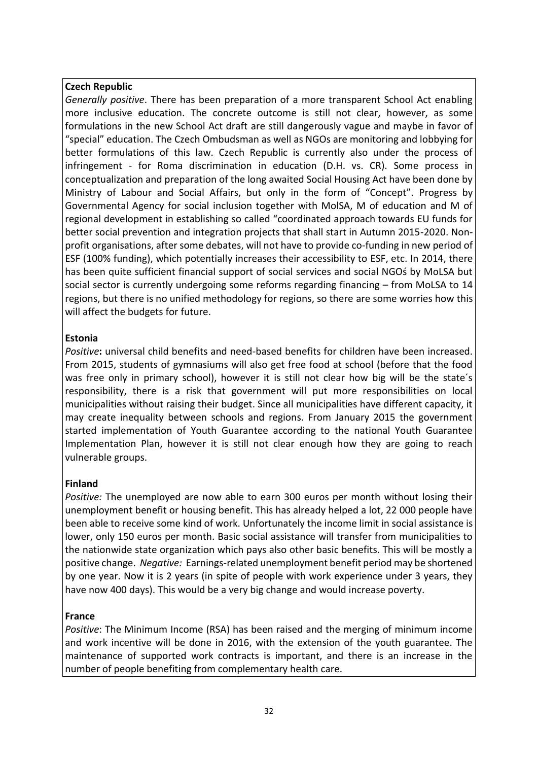**Czech Republic**

*Generally positive*. There has been preparation of a more transparent School Act enabling more inclusive education. The concrete outcome is still not clear, however, as some formulations in the new School Act draft are still dangerously vague and maybe in favor of "special" education. The Czech Ombudsman as well as NGOs are monitoring and lobbying for better formulations of this law. Czech Republic is currently also under the process of infringement - for Roma discrimination in education (D.H. vs. CR). Some process in conceptualization and preparation of the long awaited Social Housing Act have been done by Ministry of Labour and Social Affairs, but only in the form of "Concept". Progress by Governmental Agency for social inclusion together with MolSA, M of education and M of regional development in establishing so called "coordinated approach towards EU funds for better social prevention and integration projects that shall start in Autumn 2015-2020. Non-profit organisations, after some debates, will not have to provide co-funding in new period of ESF (100% funding), which potentially increases their accessibility to ESF, etc. In 2014, there has been quite sufficient financial support of social services and social NGOś by MoLSA but social sector is currently undergoing some reforms regarding financing – from MoLSA to 14 regions, but there is no unified methodology for regions, so there are some worries how this will affect the budgets for future.

**Estonia**

*Positive***:** universal child benefits and need-based benefits for children have been increased. From 2015, students of gymnasiums will also get free food at school (before that the food was free only in primary school), however it is still not clear how big will be the state´s responsibility, there is a risk that government will put more responsibilities on local municipalities without raising their budget. Since all municipalities have different capacity, it may create inequality between schools and regions. From January 2015 the government started implementation of Youth Guarantee according to the national Youth Guarantee Implementation Plan, however it is still not clear enough how they are going to reach vulnerable groups.

**Finland**

*Positive:* The unemployed are now able to earn 300 euros per month without losing their unemployment benefit or housing benefit. This has already helped a lot, 22 000 people have been able to receive some kind of work. Unfortunately the income limit in social assistance is lower, only 150 euros per month. Basic social assistance will transfer from municipalities to the nationwide state organization which pays also other basic benefits. This will be mostly a positive change. *Negative:* Earnings-related unemployment benefit period may be shortened by one year. Now it is 2 years (in spite of people with work experience under 3 years, they have now 400 days). This would be a very big change and would increase poverty.

**France**

*Positive*: The Minimum Income (RSA) has been raised and the merging of minimum income and work incentive will be done in 2016, with the extension of the youth guarantee. The maintenance of supported work contracts is important, and there is an increase in the number of people benefiting from complementary health care.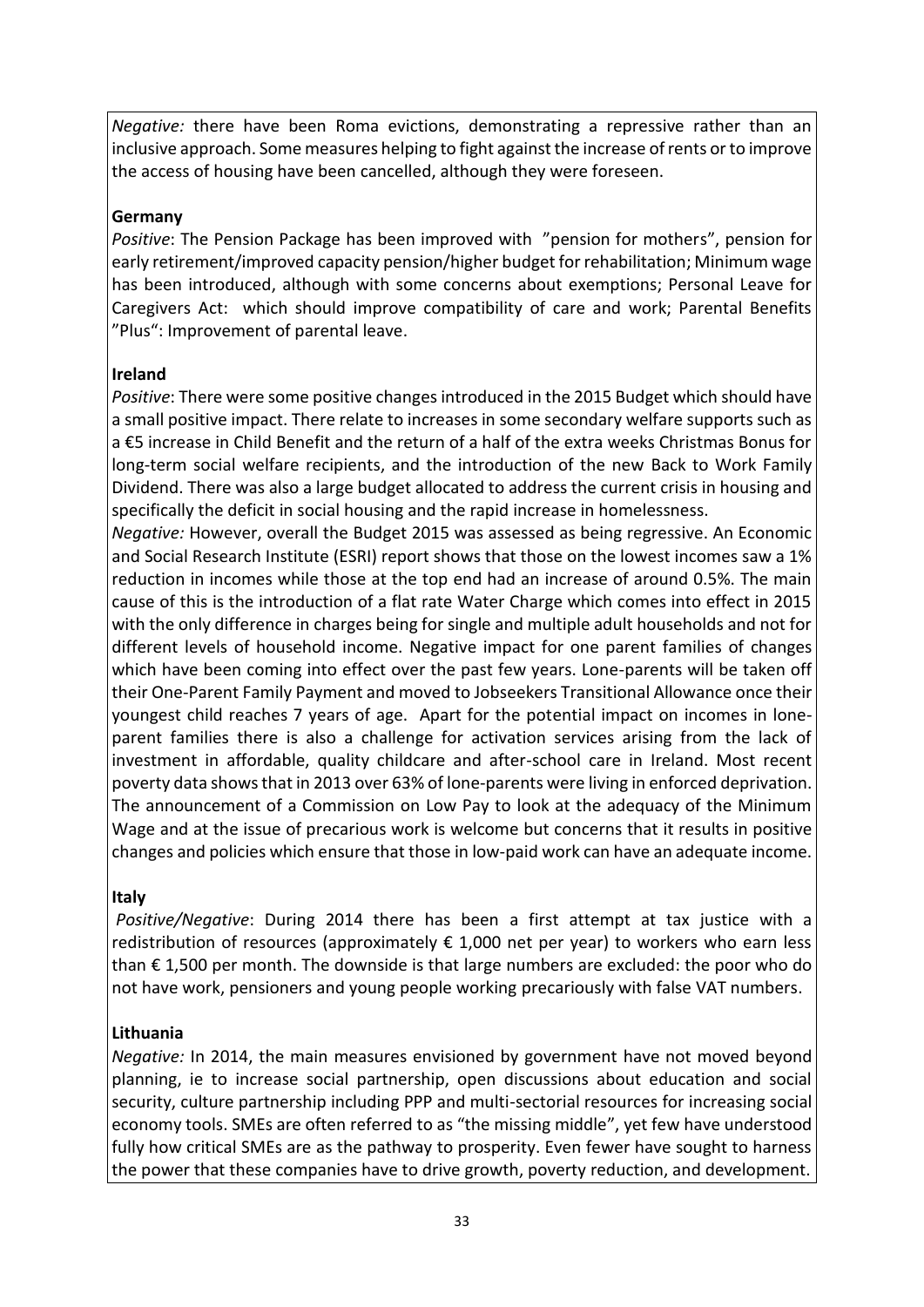*Negative:* there have been Roma evictions, demonstrating a repressive rather than an inclusive approach. Some measures helping to fight against the increase of rents or to improve the access of housing have been cancelled, although they were foreseen.

**Germany**

*Positive*: The Pension Package has been improved with "pension for mothers", pension for early retirement/improved capacity pension/higher budget for rehabilitation; Minimum wage has been introduced, although with some concerns about exemptions; Personal Leave for Caregivers Act: which should improve compatibility of care and work; Parental Benefits "Plus": Improvement of parental leave.

**Ireland**

*Positive*: There were some positive changes introduced in the 2015 Budget which should have a small positive impact. There relate to increases in some secondary welfare supports such as a €5 increase in Child Benefit and the return of a half of the extra weeks Christmas Bonus for long-term social welfare recipients, and the introduction of the new Back to Work Family Dividend. There was also a large budget allocated to address the current crisis in housing and specifically the deficit in social housing and the rapid increase in homelessness.

*Negative:* However, overall the Budget 2015 was assessed as being regressive. An Economic and Social Research Institute (ESRI) report shows that those on the lowest incomes saw a 1% reduction in incomes while those at the top end had an increase of around 0.5%. The main cause of this is the introduction of a flat rate Water Charge which comes into effect in 2015 with the only difference in charges being for single and multiple adult households and not for different levels of household income. Negative impact for one parent families of changes which have been coming into effect over the past few years. Lone-parents will be taken off their One-Parent Family Payment and moved to Jobseekers Transitional Allowance once their youngest child reaches 7 years of age. Apart for the potential impact on incomes in lone-parent families there is also a challenge for activation services arising from the lack of investment in affordable, quality childcare and after-school care in Ireland. Most recent poverty data shows that in 2013 over 63% of lone-parents were living in enforced deprivation. The announcement of a Commission on Low Pay to look at the adequacy of the Minimum Wage and at the issue of precarious work is welcome but concerns that it results in positive changes and policies which ensure that those in low-paid work can have an adequate income.

**Italy**

*Positive/Negative*: During 2014 there has been a first attempt at tax justice with a redistribution of resources (approximately € 1,000 net per year) to workers who earn less than € 1,500 per month. The downside is that large numbers are excluded: the poor who do not have work, pensioners and young people working precariously with false VAT numbers.

**Lithuania**

*Negative:* In 2014, the main measures envisioned by government have not moved beyond planning, ie to increase social partnership, open discussions about education and social security, culture partnership including PPP and multi-sectorial resources for increasing social economy tools. SMEs are often referred to as "the missing middle", yet few have understood fully how critical SMEs are as the pathway to prosperity. Even fewer have sought to harness the power that these companies have to drive growth, poverty reduction, and development.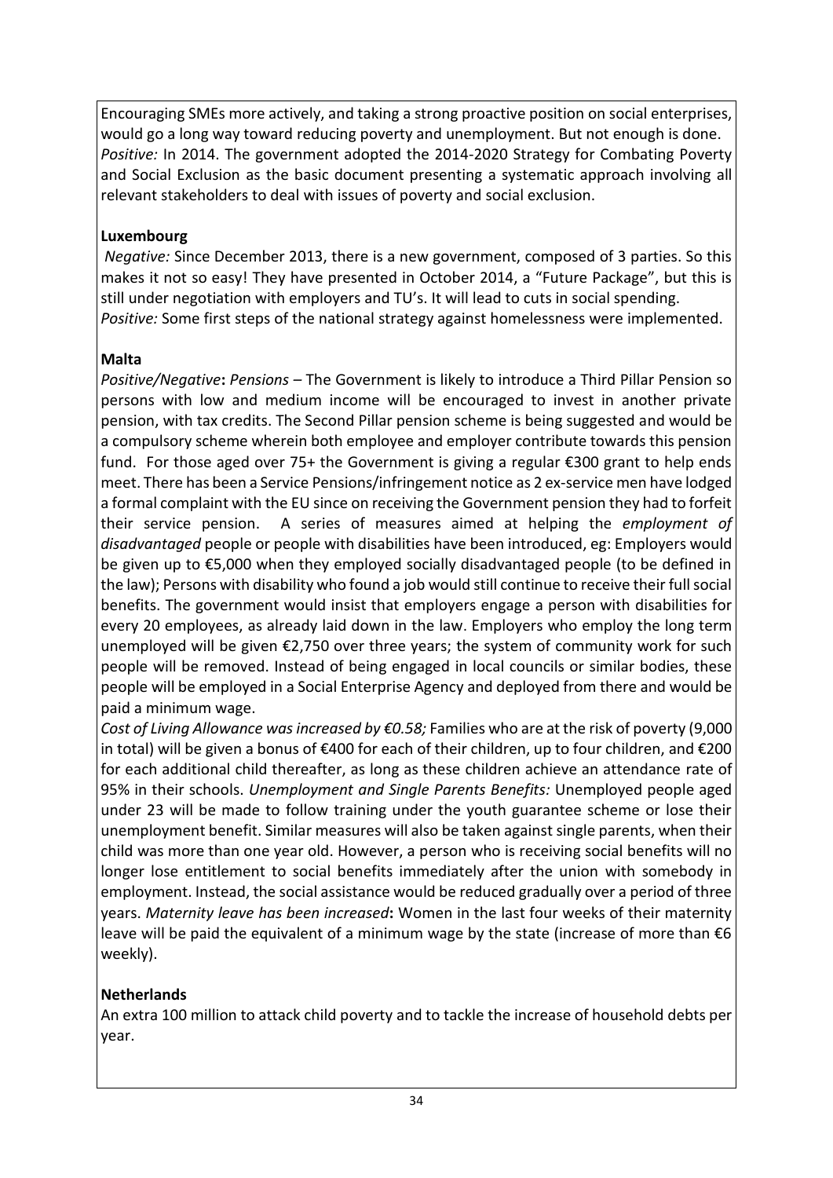Encouraging SMEs more actively, and taking a strong proactive position on social enterprises, would go a long way toward reducing poverty and unemployment. But not enough is done. *Positive:* In 2014. The government adopted the 2014-2020 Strategy for Combating Poverty and Social Exclusion as the basic document presenting a systematic approach involving all relevant stakeholders to deal with issues of poverty and social exclusion.

**Luxembourg**

*Negative:* Since December 2013, there is a new government, composed of 3 parties. So this makes it not so easy! They have presented in October 2014, a "Future Package", but this is still under negotiation with employers and TU's. It will lead to cuts in social spending. *Positive:* Some first steps of the national strategy against homelessness were implemented.

**Malta**

*Positive/Negative***:** *Pensions* – The Government is likely to introduce a Third Pillar Pension so persons with low and medium income will be encouraged to invest in another private pension, with tax credits. The Second Pillar pension scheme is being suggested and would be a compulsory scheme wherein both employee and employer contribute towards this pension fund. For those aged over 75+ the Government is giving a regular €300 grant to help ends meet. There has been a Service Pensions/infringement notice as 2 ex-service men have lodged a formal complaint with the EU since on receiving the Government pension they had to forfeit their service pension. A series of measures aimed at helping the *employment of disadvantaged* people or people with disabilities have been introduced, eg: Employers would be given up to €5,000 when they employed socially disadvantaged people (to be defined in the law); Persons with disability who found a job would still continue to receive their full social benefits. The government would insist that employers engage a person with disabilities for every 20 employees, as already laid down in the law. Employers who employ the long term unemployed will be given €2,750 over three years; the system of community work for such people will be removed. Instead of being engaged in local councils or similar bodies, these people will be employed in a Social Enterprise Agency and deployed from there and would be paid a minimum wage.

*Cost of Living Allowance was increased by €0.58;* Families who are at the risk of poverty (9,000 in total) will be given a bonus of €400 for each of their children, up to four children, and €200 for each additional child thereafter, as long as these children achieve an attendance rate of 95% in their schools. *Unemployment and Single Parents Benefits:* Unemployed people aged under 23 will be made to follow training under the youth guarantee scheme or lose their unemployment benefit. Similar measures will also be taken against single parents, when their child was more than one year old. However, a person who is receiving social benefits will no longer lose entitlement to social benefits immediately after the union with somebody in employment. Instead, the social assistance would be reduced gradually over a period of three years. *Maternity leave has been increased***:** Women in the last four weeks of their maternity leave will be paid the equivalent of a minimum wage by the state (increase of more than €6 weekly).

**Netherlands**

An extra 100 million to attack child poverty and to tackle the increase of household debts per year.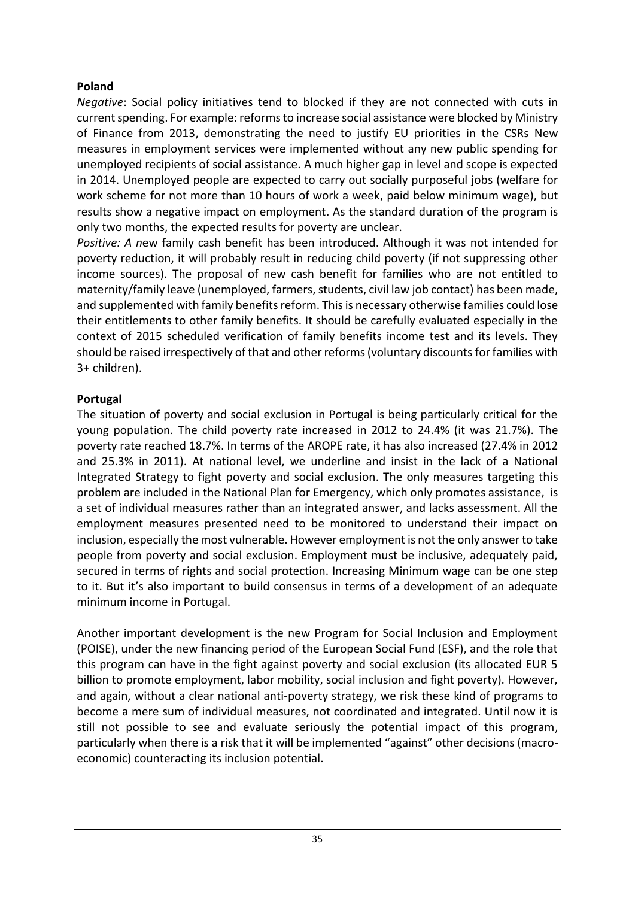**Poland**

*Negative*: Social policy initiatives tend to blocked if they are not connected with cuts in current spending. For example: reforms to increase social assistance were blocked by Ministry of Finance from 2013, demonstrating the need to justify EU priorities in the CSRs New measures in employment services were implemented without any new public spending for unemployed recipients of social assistance. A much higher gap in level and scope is expected in 2014. Unemployed people are expected to carry out socially purposeful jobs (welfare for work scheme for not more than 10 hours of work a week, paid below minimum wage), but results show a negative impact on employment. As the standard duration of the program is only two months, the expected results for poverty are unclear.

*Positive: A n*ew family cash benefit has been introduced. Although it was not intended for poverty reduction, it will probably result in reducing child poverty (if not suppressing other income sources). The proposal of new cash benefit for families who are not entitled to maternity/family leave (unemployed, farmers, students, civil law job contact) has been made, and supplemented with family benefits reform. This is necessary otherwise families could lose their entitlements to other family benefits. It should be carefully evaluated especially in the context of 2015 scheduled verification of family benefits income test and its levels. They should be raised irrespectively of that and other reforms (voluntary discounts for families with 3+ children).

**Portugal**

The situation of poverty and social exclusion in Portugal is being particularly critical for the young population. The child poverty rate increased in 2012 to 24.4% (it was 21.7%). The poverty rate reached 18.7%. In terms of the AROPE rate, it has also increased (27.4% in 2012 and 25.3% in 2011). At national level, we underline and insist in the lack of a National Integrated Strategy to fight poverty and social exclusion. The only measures targeting this problem are included in the National Plan for Emergency, which only promotes assistance, is a set of individual measures rather than an integrated answer, and lacks assessment. All the employment measures presented need to be monitored to understand their impact on inclusion, especially the most vulnerable. However employment is not the only answer to take people from poverty and social exclusion. Employment must be inclusive, adequately paid, secured in terms of rights and social protection. Increasing Minimum wage can be one step to it. But it's also important to build consensus in terms of a development of an adequate minimum income in Portugal.

Another important development is the new Program for Social Inclusion and Employment (POISE), under the new financing period of the European Social Fund (ESF), and the role that this program can have in the fight against poverty and social exclusion (its allocated EUR 5 billion to promote employment, labor mobility, social inclusion and fight poverty). However, and again, without a clear national anti-poverty strategy, we risk these kind of programs to become a mere sum of individual measures, not coordinated and integrated. Until now it is still not possible to see and evaluate seriously the potential impact of this program, particularly when there is a risk that it will be implemented "against" other decisions (macro-economic) counteracting its inclusion potential.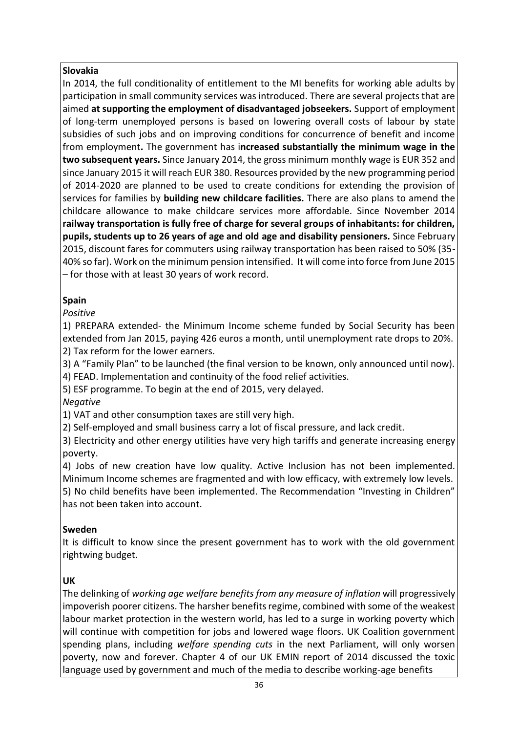**Slovakia**

In 2014, the full conditionality of entitlement to the MI benefits for working able adults by participation in small community services was introduced. There are several projects that are aimed **at supporting the employment of disadvantaged jobseekers.** Support of employment of long-term unemployed persons is based on lowering overall costs of labour by state subsidies of such jobs and on improving conditions for concurrence of benefit and income from employment**.** The government has i**ncreased substantially the minimum wage in the two subsequent years.** Since January 2014, the gross minimum monthly wage is EUR 352 and since January 2015 it will reach EUR 380. Resources provided by the new programming period of 2014-2020 are planned to be used to create conditions for extending the provision of services for families by **building new childcare facilities.** There are also plans to amend the childcare allowance to make childcare services more affordable. Since November 2014 **railway transportation is fully free of charge for several groups of inhabitants: for children, pupils, students up to 26 years of age and old age and disability pensioners.** Since February 2015, discount fares for commuters using railway transportation has been raised to 50% (35-40% so far). Work on the minimum pension intensified. It will come into force from June 2015 – for those with at least 30 years of work record.

**Spain**

*Positive*

1) PREPARA extended- the Minimum Income scheme funded by Social Security has been extended from Jan 2015, paying 426 euros a month, until unemployment rate drops to 20%.
2) Tax reform for the lower earners.
3) A "Family Plan" to be launched (the final version to be known, only announced until now).
4) FEAD. Implementation and continuity of the food relief activities.
5) ESF programme. To begin at the end of 2015, very delayed.

*Negative*

1) VAT and other consumption taxes are still very high.
2) Self-employed and small business carry a lot of fiscal pressure, and lack credit.
3) Electricity and other energy utilities have very high tariffs and generate increasing energy poverty.
4) Jobs of new creation have low quality. Active Inclusion has not been implemented. Minimum Income schemes are fragmented and with low efficacy, with extremely low levels.
5) No child benefits have been implemented. The Recommendation "Investing in Children" has not been taken into account.

**Sweden**

It is difficult to know since the present government has to work with the old government rightwing budget.

**UK**

The delinking of *working age welfare benefits from any measure of inflation* will progressively impoverish poorer citizens. The harsher benefits regime, combined with some of the weakest labour market protection in the western world, has led to a surge in working poverty which will continue with competition for jobs and lowered wage floors. UK Coalition government spending plans, including *welfare spending cuts* in the next Parliament, will only worsen poverty, now and forever. Chapter 4 of our UK EMIN report of 2014 discussed the toxic language used by government and much of the media to describe working-age benefits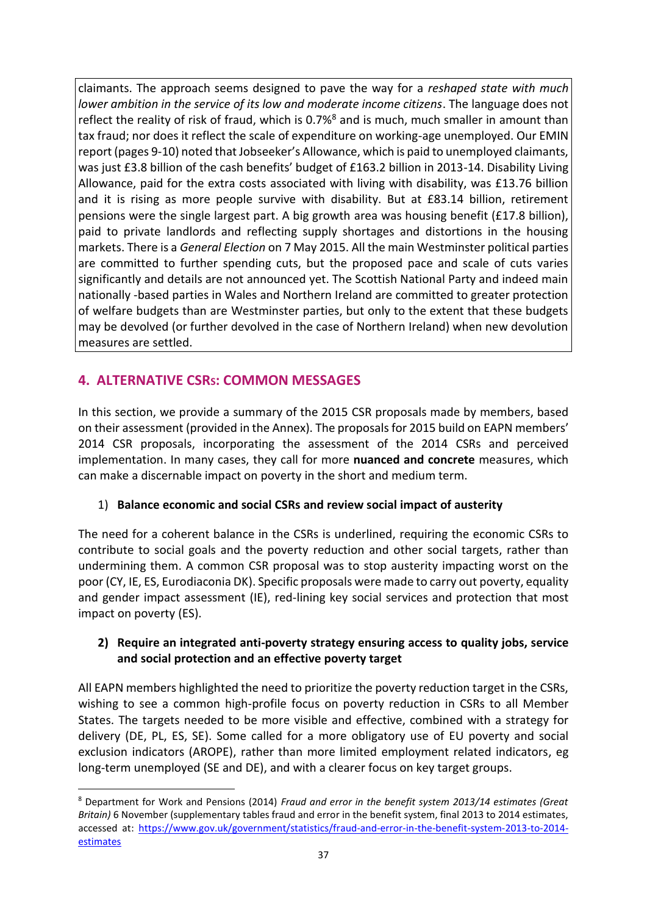claimants. The approach seems designed to pave the way for a *reshaped state with much lower ambition in the service of its low and moderate income citizens*. The language does not reflect the reality of risk of fraud, which is 0.7%[8] and is much, much smaller in amount than tax fraud; nor does it reflect the scale of expenditure on working-age unemployed. Our EMIN report (pages 9-10) noted that Jobseeker's Allowance, which is paid to unemployed claimants, was just £3.8 billion of the cash benefits' budget of £163.2 billion in 2013-14. Disability Living Allowance, paid for the extra costs associated with living with disability, was £13.76 billion and it is rising as more people survive with disability. But at £83.14 billion, retirement pensions were the single largest part. A big growth area was housing benefit (£17.8 billion), paid to private landlords and reflecting supply shortages and distortions in the housing markets. There is a *General Election* on 7 May 2015. All the main Westminster political parties are committed to further spending cuts, but the proposed pace and scale of cuts varies significantly and details are not announced yet. The Scottish National Party and indeed main nationally -based parties in Wales and Northern Ireland are committed to greater protection of welfare budgets than are Westminster parties, but only to the extent that these budgets may be devolved (or further devolved in the case of Northern Ireland) when new devolution measures are settled.

## 4. ALTERNATIVE CSRs: COMMON MESSAGES

In this section, we provide a summary of the 2015 CSR proposals made by members, based on their assessment (provided in the Annex). The proposals for 2015 build on EAPN members' 2014 CSR proposals, incorporating the assessment of the 2014 CSRs and perceived implementation. In many cases, they call for more **nuanced and concrete** measures, which can make a discernable impact on poverty in the short and medium term.

1) **Balance economic and social CSRs and review social impact of austerity**

The need for a coherent balance in the CSRs is underlined, requiring the economic CSRs to contribute to social goals and the poverty reduction and other social targets, rather than undermining them. A common CSR proposal was to stop austerity impacting worst on the poor (CY, IE, ES, Eurodiaconia DK). Specific proposals were made to carry out poverty, equality and gender impact assessment (IE), red-lining key social services and protection that most impact on poverty (ES).

2) **Require an integrated anti-poverty strategy ensuring access to quality jobs, service and social protection and an effective poverty target**

All EAPN members highlighted the need to prioritize the poverty reduction target in the CSRs, wishing to see a common high-profile focus on poverty reduction in CSRs to all Member States. The targets needed to be more visible and effective, combined with a strategy for delivery (DE, PL, ES, SE). Some called for a more obligatory use of EU poverty and social exclusion indicators (AROPE), rather than more limited employment related indicators, eg long-term unemployed (SE and DE), and with a clearer focus on key target groups.

[8] Department for Work and Pensions (2014) *Fraud and error in the benefit system 2013/14 estimates (Great Britain)* 6 November (supplementary tables fraud and error in the benefit system, final 2013 to 2014 estimates, accessed at: https://www.gov.uk/government/statistics/fraud-and-error-in-the-benefit-system-2013-to-2014-estimates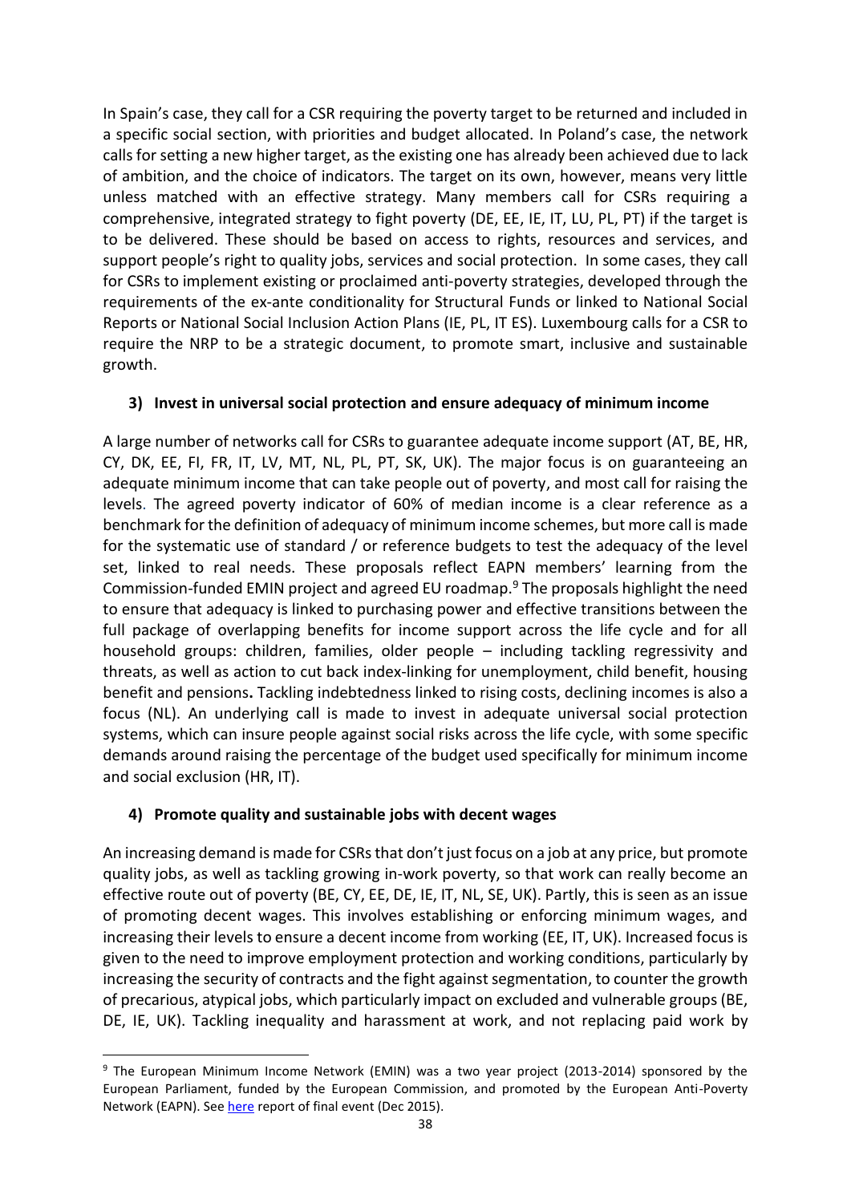In Spain's case, they call for a CSR requiring the poverty target to be returned and included in a specific social section, with priorities and budget allocated. In Poland's case, the network calls for setting a new higher target, as the existing one has already been achieved due to lack of ambition, and the choice of indicators. The target on its own, however, means very little unless matched with an effective strategy. Many members call for CSRs requiring a comprehensive, integrated strategy to fight poverty (DE, EE, IE, IT, LU, PL, PT) if the target is to be delivered. These should be based on access to rights, resources and services, and support people's right to quality jobs, services and social protection. In some cases, they call for CSRs to implement existing or proclaimed anti-poverty strategies, developed through the requirements of the ex-ante conditionality for Structural Funds or linked to National Social Reports or National Social Inclusion Action Plans (IE, PL, IT ES). Luxembourg calls for a CSR to require the NRP to be a strategic document, to promote smart, inclusive and sustainable growth.

### 3) Invest in universal social protection and ensure adequacy of minimum income

A large number of networks call for CSRs to guarantee adequate income support (AT, BE, HR, CY, DK, EE, FI, FR, IT, LV, MT, NL, PL, PT, SK, UK). The major focus is on guaranteeing an adequate minimum income that can take people out of poverty, and most call for raising the levels. The agreed poverty indicator of 60% of median income is a clear reference as a benchmark for the definition of adequacy of minimum income schemes, but more call is made for the systematic use of standard / or reference budgets to test the adequacy of the level set, linked to real needs. These proposals reflect EAPN members' learning from the Commission-funded EMIN project and agreed EU roadmap.[9] The proposals highlight the need to ensure that adequacy is linked to purchasing power and effective transitions between the full package of overlapping benefits for income support across the life cycle and for all household groups: children, families, older people – including tackling regressivity and threats, as well as action to cut back index-linking for unemployment, child benefit, housing benefit and pensions**.** Tackling indebtedness linked to rising costs, declining incomes is also a focus (NL). An underlying call is made to invest in adequate universal social protection systems, which can insure people against social risks across the life cycle, with some specific demands around raising the percentage of the budget used specifically for minimum income and social exclusion (HR, IT).

### 4) Promote quality and sustainable jobs with decent wages

An increasing demand is made for CSRs that don't just focus on a job at any price, but promote quality jobs, as well as tackling growing in-work poverty, so that work can really become an effective route out of poverty (BE, CY, EE, DE, IE, IT, NL, SE, UK). Partly, this is seen as an issue of promoting decent wages. This involves establishing or enforcing minimum wages, and increasing their levels to ensure a decent income from working (EE, IT, UK). Increased focus is given to the need to improve employment protection and working conditions, particularly by increasing the security of contracts and the fight against segmentation, to counter the growth of precarious, atypical jobs, which particularly impact on excluded and vulnerable groups (BE, DE, IE, UK). Tackling inequality and harassment at work, and not replacing paid work by

[9] The European Minimum Income Network (EMIN) was a two year project (2013-2014) sponsored by the European Parliament, funded by the European Commission, and promoted by the European Anti-Poverty Network (EAPN). See here report of final event (Dec 2015).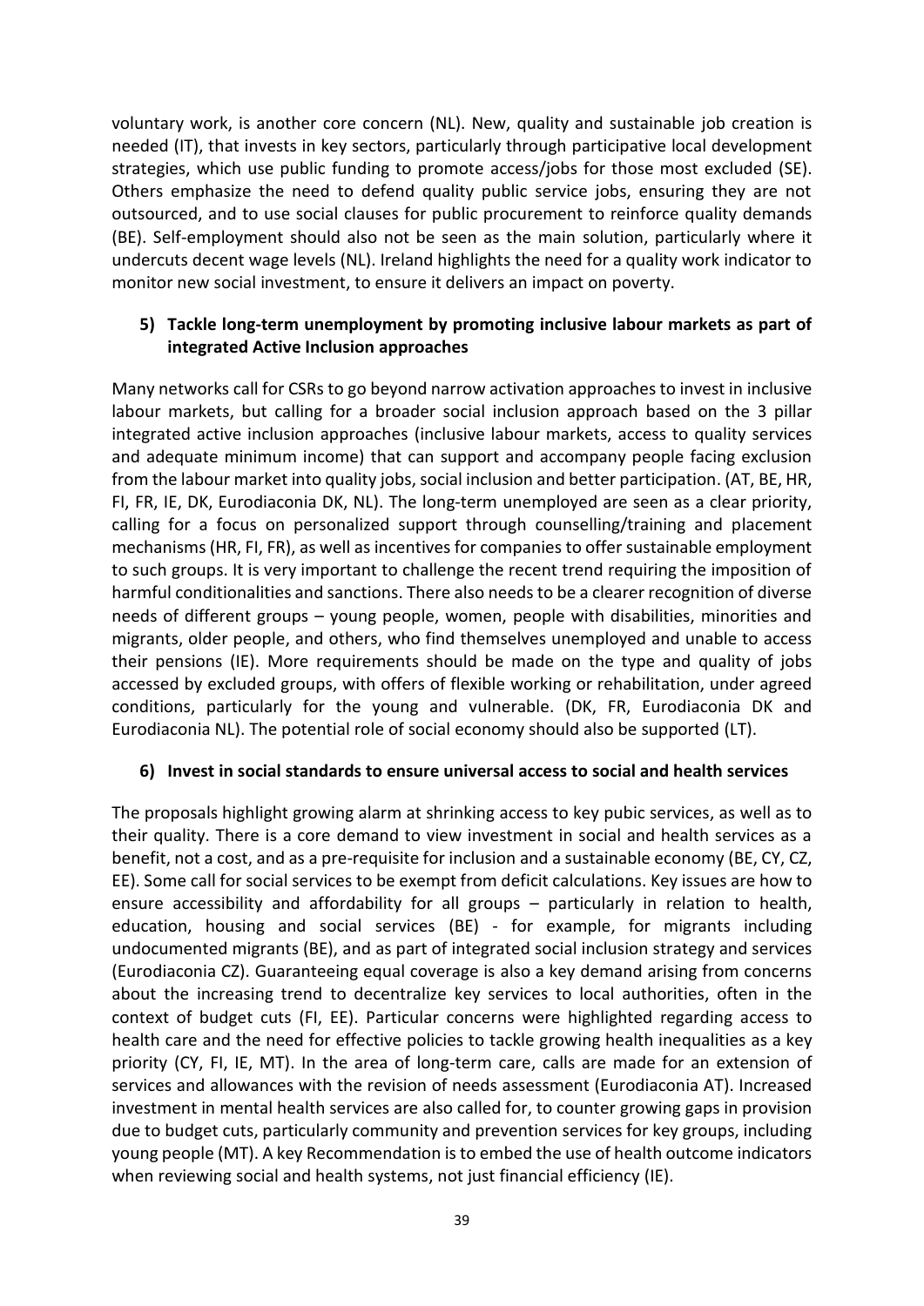voluntary work, is another core concern (NL). New, quality and sustainable job creation is needed (IT), that invests in key sectors, particularly through participative local development strategies, which use public funding to promote access/jobs for those most excluded (SE). Others emphasize the need to defend quality public service jobs, ensuring they are not outsourced, and to use social clauses for public procurement to reinforce quality demands (BE). Self-employment should also not be seen as the main solution, particularly where it undercuts decent wage levels (NL). Ireland highlights the need for a quality work indicator to monitor new social investment, to ensure it delivers an impact on poverty.

**5) Tackle long-term unemployment by promoting inclusive labour markets as part of integrated Active Inclusion approaches**

Many networks call for CSRs to go beyond narrow activation approaches to invest in inclusive labour markets, but calling for a broader social inclusion approach based on the 3 pillar integrated active inclusion approaches (inclusive labour markets, access to quality services and adequate minimum income) that can support and accompany people facing exclusion from the labour market into quality jobs, social inclusion and better participation. (AT, BE, HR, FI, FR, IE, DK, Eurodiaconia DK, NL). The long-term unemployed are seen as a clear priority, calling for a focus on personalized support through counselling/training and placement mechanisms (HR, FI, FR), as well as incentives for companies to offer sustainable employment to such groups. It is very important to challenge the recent trend requiring the imposition of harmful conditionalities and sanctions. There also needs to be a clearer recognition of diverse needs of different groups – young people, women, people with disabilities, minorities and migrants, older people, and others, who find themselves unemployed and unable to access their pensions (IE). More requirements should be made on the type and quality of jobs accessed by excluded groups, with offers of flexible working or rehabilitation, under agreed conditions, particularly for the young and vulnerable. (DK, FR, Eurodiaconia DK and Eurodiaconia NL). The potential role of social economy should also be supported (LT).

**6) Invest in social standards to ensure universal access to social and health services**

The proposals highlight growing alarm at shrinking access to key pubic services, as well as to their quality. There is a core demand to view investment in social and health services as a benefit, not a cost, and as a pre-requisite for inclusion and a sustainable economy (BE, CY, CZ, EE). Some call for social services to be exempt from deficit calculations. Key issues are how to ensure accessibility and affordability for all groups – particularly in relation to health, education, housing and social services (BE) - for example, for migrants including undocumented migrants (BE), and as part of integrated social inclusion strategy and services (Eurodiaconia CZ). Guaranteeing equal coverage is also a key demand arising from concerns about the increasing trend to decentralize key services to local authorities, often in the context of budget cuts (FI, EE). Particular concerns were highlighted regarding access to health care and the need for effective policies to tackle growing health inequalities as a key priority (CY, FI, IE, MT). In the area of long-term care, calls are made for an extension of services and allowances with the revision of needs assessment (Eurodiaconia AT). Increased investment in mental health services are also called for, to counter growing gaps in provision due to budget cuts, particularly community and prevention services for key groups, including young people (MT). A key Recommendation is to embed the use of health outcome indicators when reviewing social and health systems, not just financial efficiency (IE).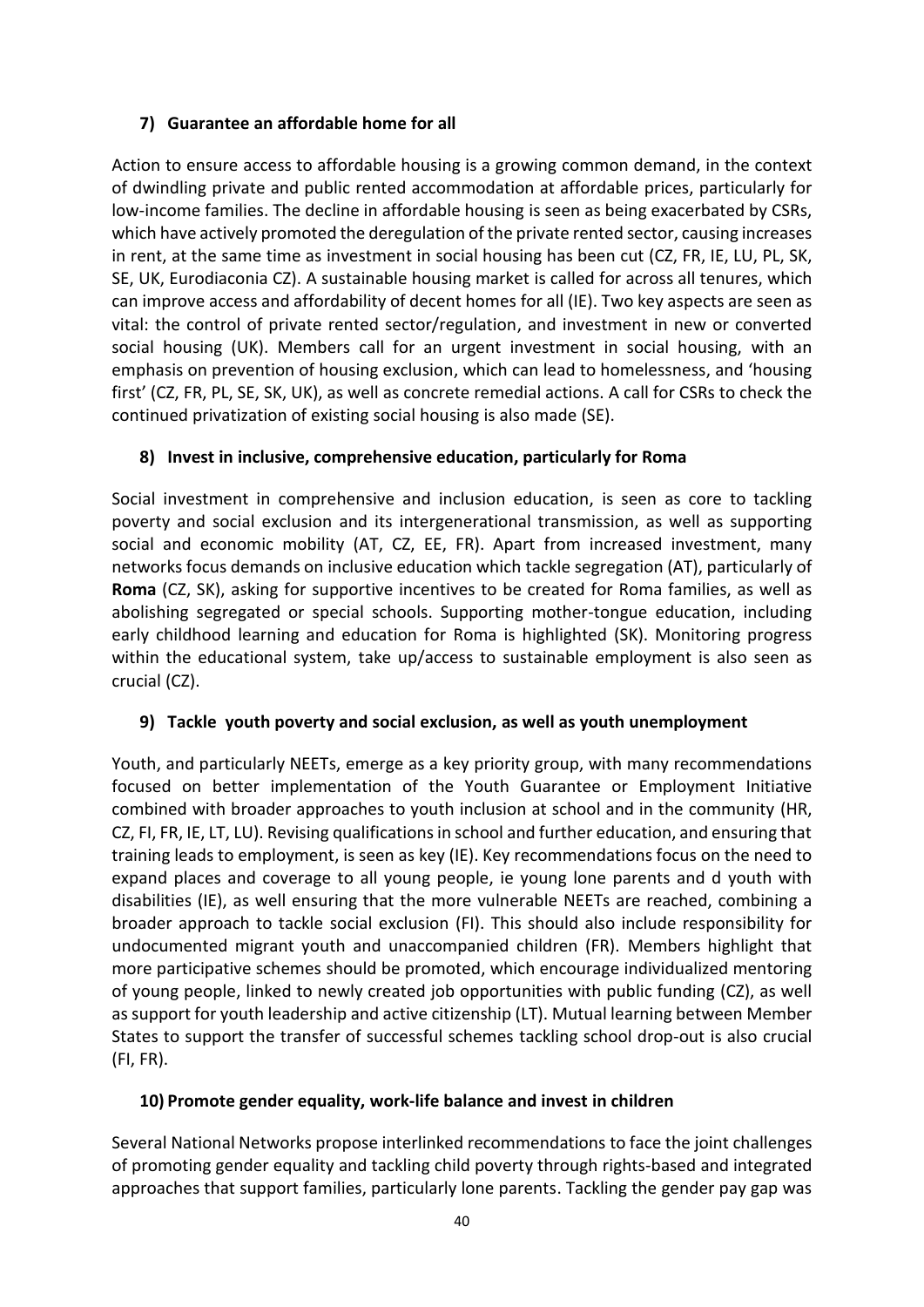### 7) Guarantee an affordable home for all

Action to ensure access to affordable housing is a growing common demand, in the context of dwindling private and public rented accommodation at affordable prices, particularly for low-income families. The decline in affordable housing is seen as being exacerbated by CSRs, which have actively promoted the deregulation of the private rented sector, causing increases in rent, at the same time as investment in social housing has been cut (CZ, FR, IE, LU, PL, SK, SE, UK, Eurodiaconia CZ). A sustainable housing market is called for across all tenures, which can improve access and affordability of decent homes for all (IE). Two key aspects are seen as vital: the control of private rented sector/regulation, and investment in new or converted social housing (UK). Members call for an urgent investment in social housing, with an emphasis on prevention of housing exclusion, which can lead to homelessness, and 'housing first' (CZ, FR, PL, SE, SK, UK), as well as concrete remedial actions. A call for CSRs to check the continued privatization of existing social housing is also made (SE).

### 8) Invest in inclusive, comprehensive education, particularly for Roma

Social investment in comprehensive and inclusion education, is seen as core to tackling poverty and social exclusion and its intergenerational transmission, as well as supporting social and economic mobility (AT, CZ, EE, FR). Apart from increased investment, many networks focus demands on inclusive education which tackle segregation (AT), particularly of **Roma** (CZ, SK), asking for supportive incentives to be created for Roma families, as well as abolishing segregated or special schools. Supporting mother-tongue education, including early childhood learning and education for Roma is highlighted (SK). Monitoring progress within the educational system, take up/access to sustainable employment is also seen as crucial (CZ).

### 9) Tackle youth poverty and social exclusion, as well as youth unemployment

Youth, and particularly NEETs, emerge as a key priority group, with many recommendations focused on better implementation of the Youth Guarantee or Employment Initiative combined with broader approaches to youth inclusion at school and in the community (HR, CZ, FI, FR, IE, LT, LU). Revising qualifications in school and further education, and ensuring that training leads to employment, is seen as key (IE). Key recommendations focus on the need to expand places and coverage to all young people, ie young lone parents and d youth with disabilities (IE), as well ensuring that the more vulnerable NEETs are reached, combining a broader approach to tackle social exclusion (FI). This should also include responsibility for undocumented migrant youth and unaccompanied children (FR). Members highlight that more participative schemes should be promoted, which encourage individualized mentoring of young people, linked to newly created job opportunities with public funding (CZ), as well as support for youth leadership and active citizenship (LT). Mutual learning between Member States to support the transfer of successful schemes tackling school drop-out is also crucial (FI, FR).

### 10) Promote gender equality, work-life balance and invest in children

Several National Networks propose interlinked recommendations to face the joint challenges of promoting gender equality and tackling child poverty through rights-based and integrated approaches that support families, particularly lone parents. Tackling the gender pay gap was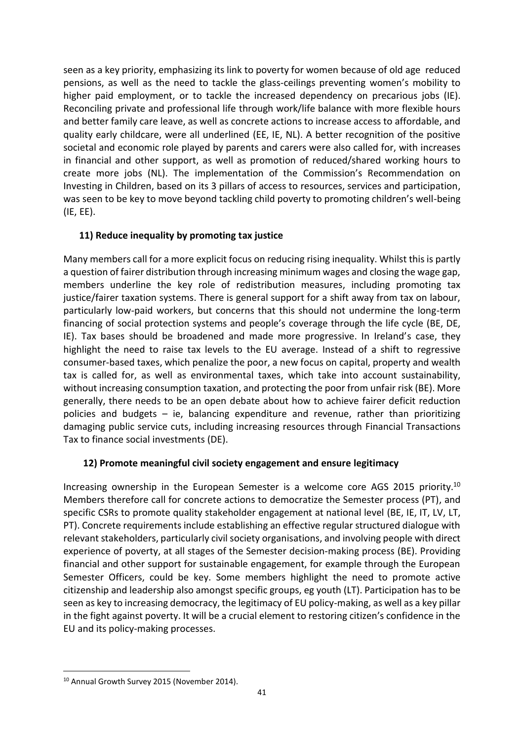seen as a key priority, emphasizing its link to poverty for women because of old age reduced pensions, as well as the need to tackle the glass-ceilings preventing women's mobility to higher paid employment, or to tackle the increased dependency on precarious jobs (IE). Reconciling private and professional life through work/life balance with more flexible hours and better family care leave, as well as concrete actions to increase access to affordable, and quality early childcare, were all underlined (EE, IE, NL). A better recognition of the positive societal and economic role played by parents and carers were also called for, with increases in financial and other support, as well as promotion of reduced/shared working hours to create more jobs (NL). The implementation of the Commission's Recommendation on Investing in Children, based on its 3 pillars of access to resources, services and participation, was seen to be key to move beyond tackling child poverty to promoting children's well-being (IE, EE).

### 11) Reduce inequality by promoting tax justice

Many members call for a more explicit focus on reducing rising inequality. Whilst this is partly a question of fairer distribution through increasing minimum wages and closing the wage gap, members underline the key role of redistribution measures, including promoting tax justice/fairer taxation systems. There is general support for a shift away from tax on labour, particularly low-paid workers, but concerns that this should not undermine the long-term financing of social protection systems and people's coverage through the life cycle (BE, DE, IE). Tax bases should be broadened and made more progressive. In Ireland's case, they highlight the need to raise tax levels to the EU average. Instead of a shift to regressive consumer-based taxes, which penalize the poor, a new focus on capital, property and wealth tax is called for, as well as environmental taxes, which take into account sustainability, without increasing consumption taxation, and protecting the poor from unfair risk (BE). More generally, there needs to be an open debate about how to achieve fairer deficit reduction policies and budgets – ie, balancing expenditure and revenue, rather than prioritizing damaging public service cuts, including increasing resources through Financial Transactions Tax to finance social investments (DE).

### 12) Promote meaningful civil society engagement and ensure legitimacy

Increasing ownership in the European Semester is a welcome core AGS 2015 priority.[10] Members therefore call for concrete actions to democratize the Semester process (PT), and specific CSRs to promote quality stakeholder engagement at national level (BE, IE, IT, LV, LT, PT). Concrete requirements include establishing an effective regular structured dialogue with relevant stakeholders, particularly civil society organisations, and involving people with direct experience of poverty, at all stages of the Semester decision-making process (BE). Providing financial and other support for sustainable engagement, for example through the European Semester Officers, could be key. Some members highlight the need to promote active citizenship and leadership also amongst specific groups, eg youth (LT). Participation has to be seen as key to increasing democracy, the legitimacy of EU policy-making, as well as a key pillar in the fight against poverty. It will be a crucial element to restoring citizen's confidence in the EU and its policy-making processes.

[10] Annual Growth Survey 2015 (November 2014).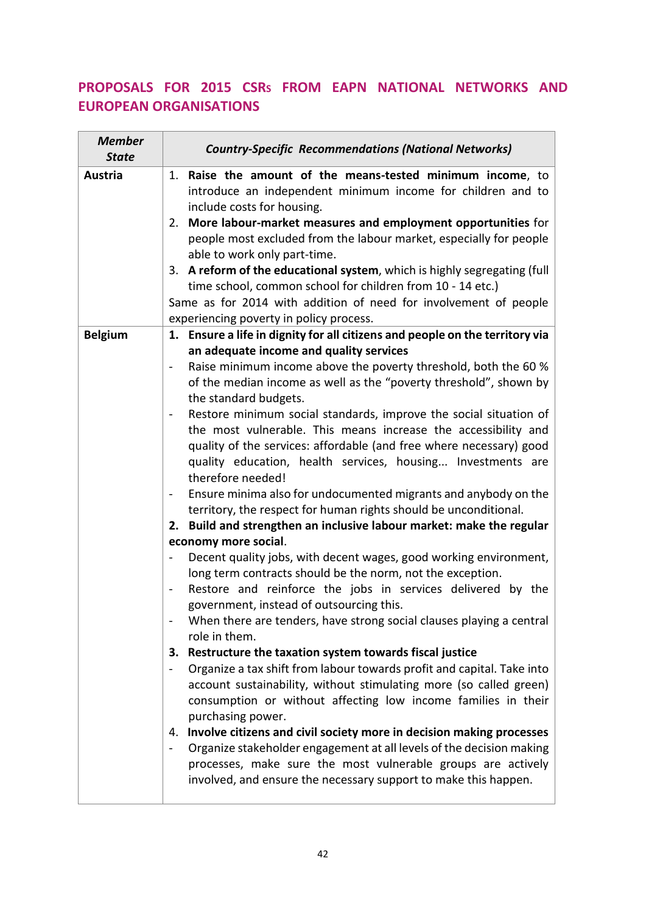## PROPOSALS FOR 2015 CSRs FROM EAPN NATIONAL NETWORKS AND EUROPEAN ORGANISATIONS

| *Member State* | *Country-Specific Recommendations (National Networks)* |
|---|---|
| **Austria** | 1. **Raise the amount of the means-tested minimum income**, to introduce an independent minimum income for children and to include costs for housing.<br>2. **More labour-market measures and employment opportunities** for people most excluded from the labour market, especially for people able to work only part-time.<br>3. **A reform of the educational system**, which is highly segregating (full time school, common school for children from 10 - 14 etc.)<br>Same as for 2014 with addition of need for involvement of people experiencing poverty in policy process. |
| **Belgium** | **1. Ensure a life in dignity for all citizens and people on the territory via an adequate income and quality services**<br>- Raise minimum income above the poverty threshold, both the 60 % of the median income as well as the "poverty threshold", shown by the standard budgets.<br>- Restore minimum social standards, improve the social situation of the most vulnerable. This means increase the accessibility and quality of the services: affordable (and free where necessary) good quality education, health services, housing... Investments are therefore needed!<br>- Ensure minima also for undocumented migrants and anybody on the territory, the respect for human rights should be unconditional.<br>**2. Build and strengthen an inclusive labour market: make the regular economy more social**.<br>- Decent quality jobs, with decent wages, good working environment, long term contracts should be the norm, not the exception.<br>- Restore and reinforce the jobs in services delivered by the government, instead of outsourcing this.<br>- When there are tenders, have strong social clauses playing a central role in them.<br>**3. Restructure the taxation system towards fiscal justice**<br>- Organize a tax shift from labour towards profit and capital. Take into account sustainability, without stimulating more (so called green) consumption or without affecting low income families in their purchasing power.<br>4. **Involve citizens and civil society more in decision making processes**<br>- Organize stakeholder engagement at all levels of the decision making processes, make sure the most vulnerable groups are actively involved, and ensure the necessary support to make this happen. |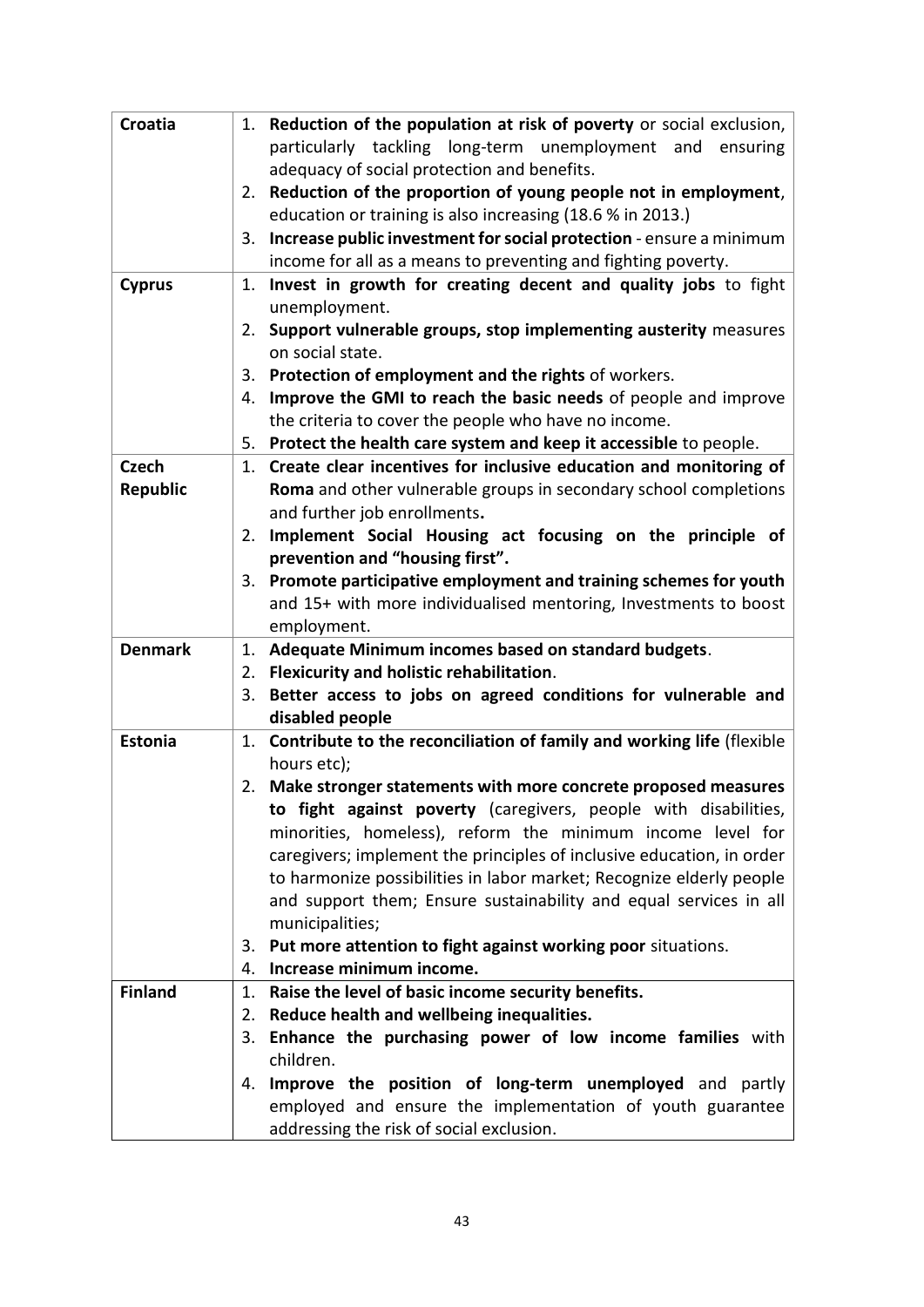| | |
|---|---|
| **Croatia** | 1. **Reduction of the population at risk of poverty** or social exclusion, particularly tackling long-term unemployment and ensuring adequacy of social protection and benefits.<br>2. **Reduction of the proportion of young people not in employment**, education or training is also increasing (18.6 % in 2013.)<br>3. **Increase public investment for social protection** - ensure a minimum income for all as a means to preventing and fighting poverty. |
| **Cyprus** | 1. **Invest in growth for creating decent and quality jobs** to fight unemployment.<br>2. **Support vulnerable groups, stop implementing austerity** measures on social state.<br>3. **Protection of employment and the rights** of workers.<br>4. **Improve the GMI to reach the basic needs** of people and improve the criteria to cover the people who have no income.<br>5. **Protect the health care system and keep it accessible** to people. |
| **Czech Republic** | 1. **Create clear incentives for inclusive education and monitoring of Roma** and other vulnerable groups in secondary school completions and further job enrollments**.**<br>2. **Implement Social Housing act focusing on the principle of prevention and "housing first".**<br>3. **Promote participative employment and training schemes for youth** and 15+ with more individualised mentoring, Investments to boost employment. |
| **Denmark** | 1. **Adequate Minimum incomes based on standard budgets**.<br>2. **Flexicurity and holistic rehabilitation**.<br>3. **Better access to jobs on agreed conditions for vulnerable and disabled people** |
| **Estonia** | 1. **Contribute to the reconciliation of family and working life** (flexible hours etc);<br>2. **Make stronger statements with more concrete proposed measures to fight against poverty** (caregivers, people with disabilities, minorities, homeless), reform the minimum income level for caregivers; implement the principles of inclusive education, in order to harmonize possibilities in labor market; Recognize elderly people and support them; Ensure sustainability and equal services in all municipalities;<br>3. **Put more attention to fight against working poor** situations.<br>4. **Increase minimum income.** |
| **Finland** | 1. **Raise the level of basic income security benefits.**<br>2. **Reduce health and wellbeing inequalities.**<br>3. **Enhance the purchasing power of low income families** with children.<br>4. **Improve the position of long-term unemployed** and partly employed and ensure the implementation of youth guarantee addressing the risk of social exclusion. |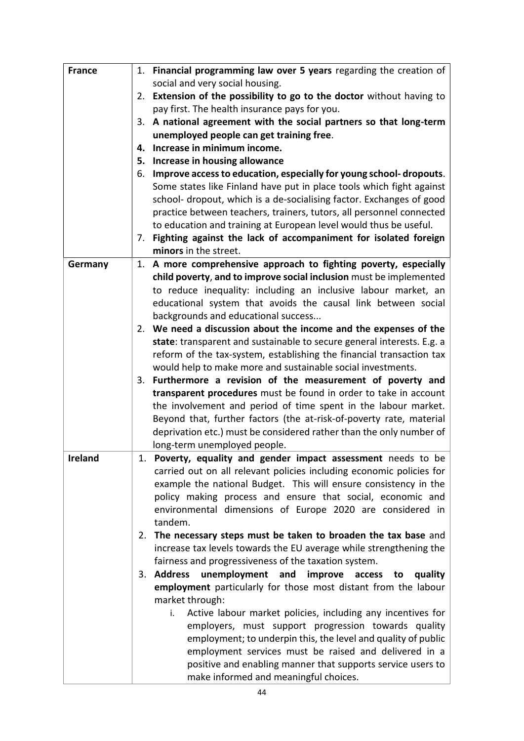| | |
|---|---|
| **France** | 1. **Financial programming law over 5 years** regarding the creation of social and very social housing.<br>2. **Extension of the possibility to go to the doctor** without having to pay first. The health insurance pays for you.<br>3. **A national agreement with the social partners so that long-term unemployed people can get training free**.<br>4. **Increase in minimum income.**<br>5. **Increase in housing allowance**<br>6. **Improve access to education, especially for young school- dropouts**. Some states like Finland have put in place tools which fight against school- dropout, which is a de-socialising factor. Exchanges of good practice between teachers, trainers, tutors, all personnel connected to education and training at European level would thus be useful.<br>7. **Fighting against the lack of accompaniment for isolated foreign minors** in the street. |
| **Germany** | 1. **A more comprehensive approach to fighting poverty, especially child poverty**, **and to improve social inclusion** must be implemented to reduce inequality: including an inclusive labour market, an educational system that avoids the causal link between social backgrounds and educational success...<br>2. **We need a discussion about the income and the expenses of the state**: transparent and sustainable to secure general interests. E.g. a reform of the tax-system, establishing the financial transaction tax would help to make more and sustainable social investments.<br>3. **Furthermore a revision of the measurement of poverty and transparent procedures** must be found in order to take in account the involvement and period of time spent in the labour market. Beyond that, further factors (the at-risk-of-poverty rate, material deprivation etc.) must be considered rather than the only number of long-term unemployed people. |
| **Ireland** | 1. **Poverty, equality and gender impact assessment** needs to be carried out on all relevant policies including economic policies for example the national Budget. This will ensure consistency in the policy making process and ensure that social, economic and environmental dimensions of Europe 2020 are considered in tandem.<br>2. **The necessary steps must be taken to broaden the tax base** and increase tax levels towards the EU average while strengthening the fairness and progressiveness of the taxation system.<br>3. **Address unemployment and improve access to quality employment** particularly for those most distant from the labour market through:<br>i. Active labour market policies, including any incentives for employers, must support progression towards quality employment; to underpin this, the level and quality of public employment services must be raised and delivered in a positive and enabling manner that supports service users to make informed and meaningful choices. |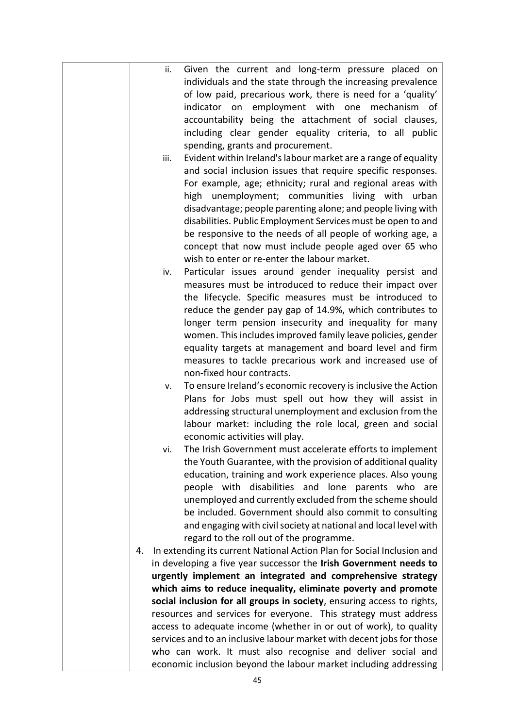ii. Given the current and long-term pressure placed on individuals and the state through the increasing prevalence of low paid, precarious work, there is need for a 'quality' indicator on employment with one mechanism of accountability being the attachment of social clauses, including clear gender equality criteria, to all public spending, grants and procurement.

iii. Evident within Ireland's labour market are a range of equality and social inclusion issues that require specific responses. For example, age; ethnicity; rural and regional areas with high unemployment; communities living with urban disadvantage; people parenting alone; and people living with disabilities. Public Employment Services must be open to and be responsive to the needs of all people of working age, a concept that now must include people aged over 65 who wish to enter or re-enter the labour market.

iv. Particular issues around gender inequality persist and measures must be introduced to reduce their impact over the lifecycle. Specific measures must be introduced to reduce the gender pay gap of 14.9%, which contributes to longer term pension insecurity and inequality for many women. This includes improved family leave policies, gender equality targets at management and board level and firm measures to tackle precarious work and increased use of non-fixed hour contracts.

v. To ensure Ireland's economic recovery is inclusive the Action Plans for Jobs must spell out how they will assist in addressing structural unemployment and exclusion from the labour market: including the role local, green and social economic activities will play.

vi. The Irish Government must accelerate efforts to implement the Youth Guarantee, with the provision of additional quality education, training and work experience places. Also young people with disabilities and lone parents who are unemployed and currently excluded from the scheme should be included. Government should also commit to consulting and engaging with civil society at national and local level with regard to the roll out of the programme.

4. In extending its current National Action Plan for Social Inclusion and in developing a five year successor the **Irish Government needs to urgently implement an integrated and comprehensive strategy which aims to reduce inequality, eliminate poverty and promote social inclusion for all groups in society**, ensuring access to rights, resources and services for everyone. This strategy must address access to adequate income (whether in or out of work), to quality services and to an inclusive labour market with decent jobs for those who can work. It must also recognise and deliver social and economic inclusion beyond the labour market including addressing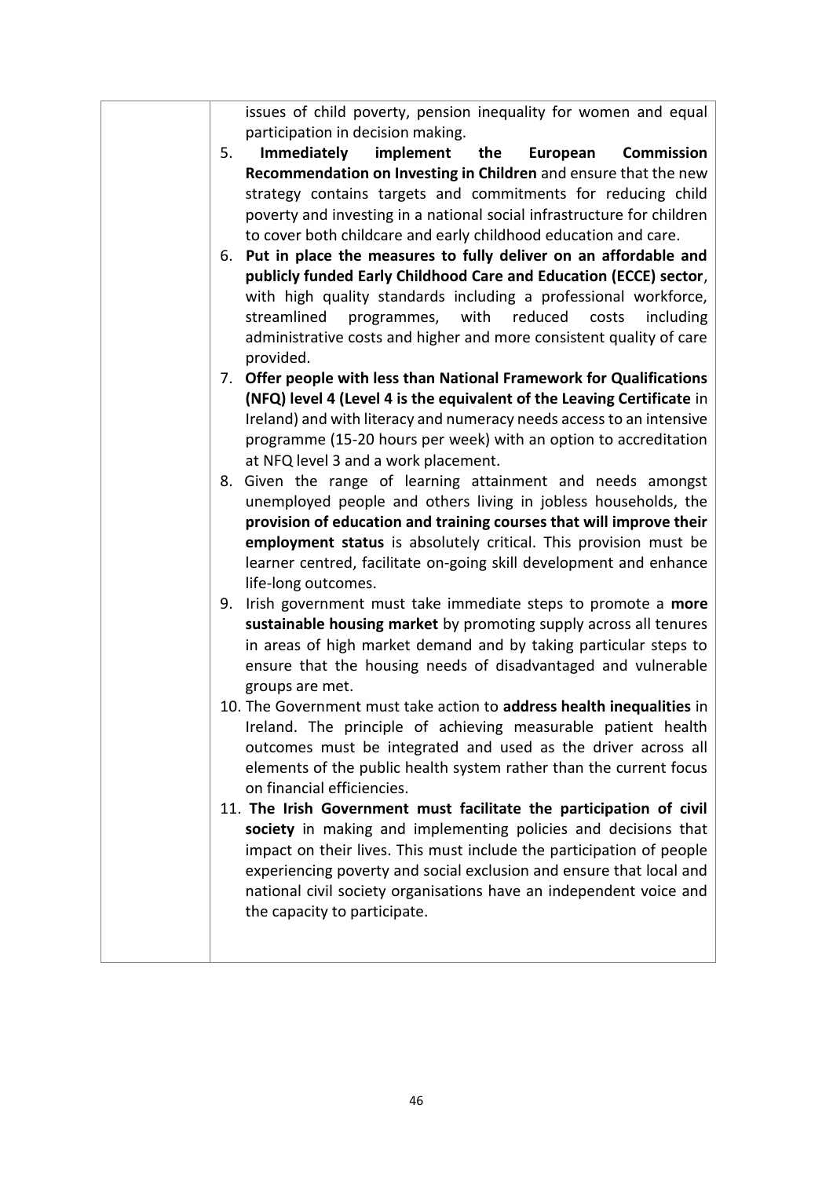| | issues of child poverty, pension inequality for women and equal participation in decision making.<br>5. **Immediately implement the European Commission Recommendation on Investing in Children** and ensure that the new strategy contains targets and commitments for reducing child poverty and investing in a national social infrastructure for children to cover both childcare and early childhood education and care.<br>6. **Put in place the measures to fully deliver on an affordable and publicly funded Early Childhood Care and Education (ECCE) sector**, with high quality standards including a professional workforce, streamlined programmes, with reduced costs including administrative costs and higher and more consistent quality of care provided.<br>7. **Offer people with less than National Framework for Qualifications (NFQ) level 4 (Level 4 is the equivalent of the Leaving Certificate** in Ireland) and with literacy and numeracy needs access to an intensive programme (15-20 hours per week) with an option to accreditation at NFQ level 3 and a work placement.<br>8. Given the range of learning attainment and needs amongst unemployed people and others living in jobless households, the **provision of education and training courses that will improve their employment status** is absolutely critical. This provision must be learner centred, facilitate on-going skill development and enhance life-long outcomes.<br>9. Irish government must take immediate steps to promote a **more sustainable housing market** by promoting supply across all tenures in areas of high market demand and by taking particular steps to ensure that the housing needs of disadvantaged and vulnerable groups are met.<br>10. The Government must take action to **address health inequalities** in Ireland. The principle of achieving measurable patient health outcomes must be integrated and used as the driver across all elements of the public health system rather than the current focus on financial efficiencies.<br>11. **The Irish Government must facilitate the participation of civil society** in making and implementing policies and decisions that impact on their lives. This must include the participation of people experiencing poverty and social exclusion and ensure that local and national civil society organisations have an independent voice and the capacity to participate. |
|---|---|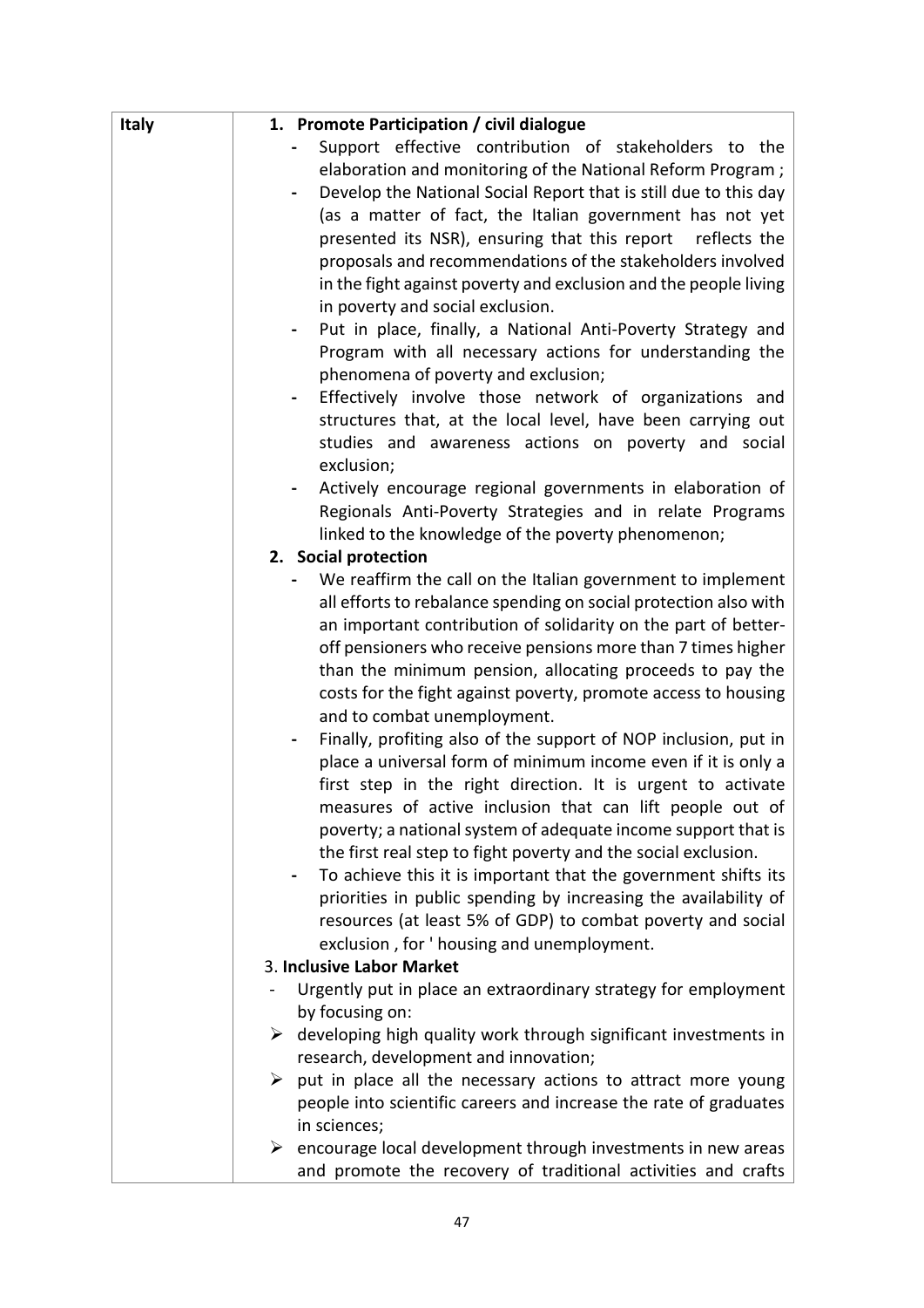| Italy | 1. **Promote Participation / civil dialogue**<br>- Support effective contribution of stakeholders to the elaboration and monitoring of the National Reform Program ;<br>- Develop the National Social Report that is still due to this day (as a matter of fact, the Italian government has not yet presented its NSR), ensuring that this report reflects the proposals and recommendations of the stakeholders involved in the fight against poverty and exclusion and the people living in poverty and social exclusion.<br>- Put in place, finally, a National Anti-Poverty Strategy and Program with all necessary actions for understanding the phenomena of poverty and exclusion;<br>- Effectively involve those network of organizations and structures that, at the local level, have been carrying out studies and awareness actions on poverty and social exclusion;<br>- Actively encourage regional governments in elaboration of Regionals Anti-Poverty Strategies and in relate Programs linked to the knowledge of the poverty phenomenon;<br>2. **Social protection**<br>- We reaffirm the call on the Italian government to implement all efforts to rebalance spending on social protection also with an important contribution of solidarity on the part of better-off pensioners who receive pensions more than 7 times higher than the minimum pension, allocating proceeds to pay the costs for the fight against poverty, promote access to housing and to combat unemployment.<br>- Finally, profiting also of the support of NOP inclusion, put in place a universal form of minimum income even if it is only a first step in the right direction. It is urgent to activate measures of active inclusion that can lift people out of poverty; a national system of adequate income support that is the first real step to fight poverty and the social exclusion.<br>- To achieve this it is important that the government shifts its priorities in public spending by increasing the availability of resources (at least 5% of GDP) to combat poverty and social exclusion , for ' housing and unemployment.<br>3. **Inclusive Labor Market**<br>- Urgently put in place an extraordinary strategy for employment by focusing on:<br>➢ developing high quality work through significant investments in research, development and innovation;<br>➢ put in place all the necessary actions to attract more young people into scientific careers and increase the rate of graduates in sciences;<br>➢ encourage local development through investments in new areas and promote the recovery of traditional activities and crafts |
|---|---|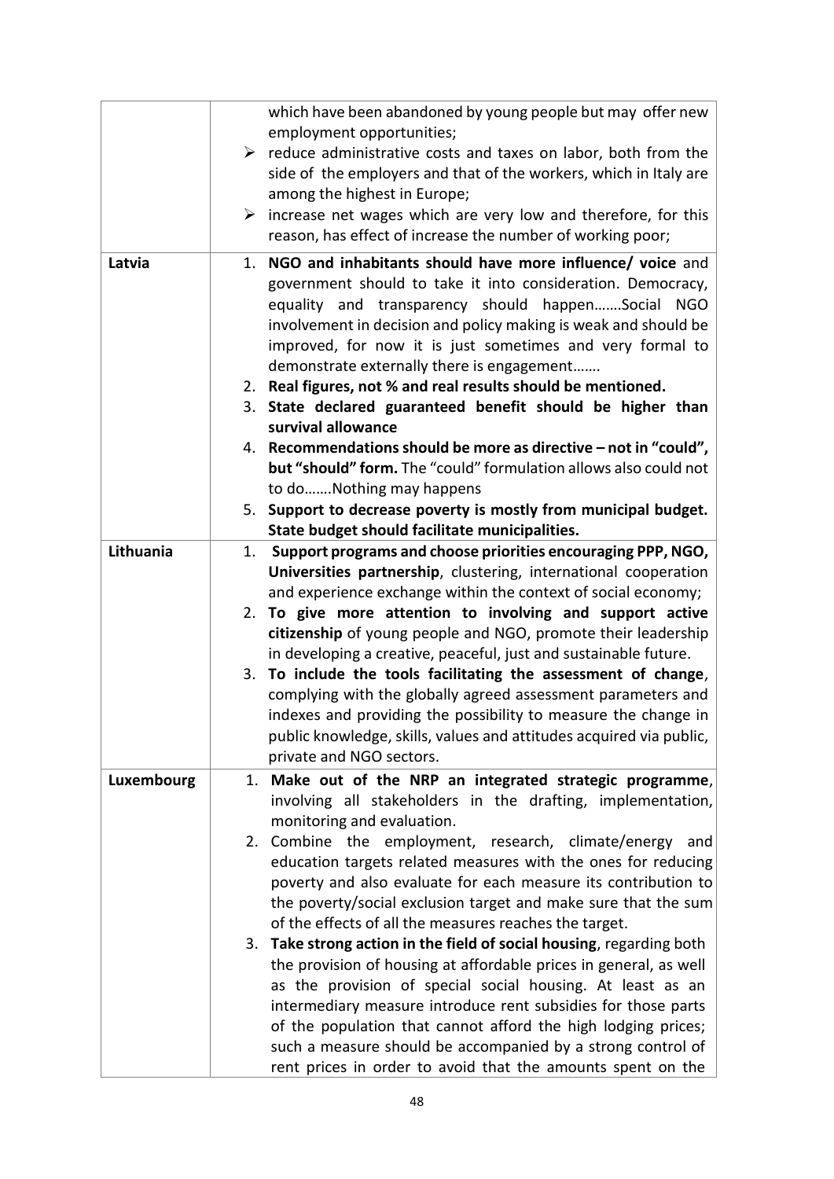| | |
|---|---|
| | which have been abandoned by young people but may offer new employment opportunities;<br>➢ reduce administrative costs and taxes on labor, both from the side of the employers and that of the workers, which in Italy are among the highest in Europe;<br>➢ increase net wages which are very low and therefore, for this reason, has effect of increase the number of working poor; |
| **Latvia** | 1. **NGO and inhabitants should have more influence/ voice** and government should to take it into consideration. Democracy, equality and transparency should happen…….Social NGO involvement in decision and policy making is weak and should be improved, for now it is just sometimes and very formal to demonstrate externally there is engagement…….<br>2. **Real figures, not % and real results should be mentioned.**<br>3. **State declared guaranteed benefit should be higher than survival allowance**<br>4. **Recommendations should be more as directive – not in "could", but "should" form.** The "could" formulation allows also could not to do…….Nothing may happens<br>5. **Support to decrease poverty is mostly from municipal budget. State budget should facilitate municipalities.** |
| **Lithuania** | 1. **Support programs and choose priorities encouraging PPP, NGO, Universities partnership**, clustering, international cooperation and experience exchange within the context of social economy;<br>2. **To give more attention to involving and support active citizenship** of young people and NGO, promote their leadership in developing a creative, peaceful, just and sustainable future.<br>3. **To include the tools facilitating the assessment of change**, complying with the globally agreed assessment parameters and indexes and providing the possibility to measure the change in public knowledge, skills, values and attitudes acquired via public, private and NGO sectors. |
| **Luxembourg** | 1. **Make out of the NRP an integrated strategic programme**, involving all stakeholders in the drafting, implementation, monitoring and evaluation.<br>2. Combine the employment, research, climate/energy and education targets related measures with the ones for reducing poverty and also evaluate for each measure its contribution to the poverty/social exclusion target and make sure that the sum of the effects of all the measures reaches the target.<br>3. **Take strong action in the field of social housing**, regarding both the provision of housing at affordable prices in general, as well as the provision of special social housing. At least as an intermediary measure introduce rent subsidies for those parts of the population that cannot afford the high lodging prices; such a measure should be accompanied by a strong control of rent prices in order to avoid that the amounts spent on the |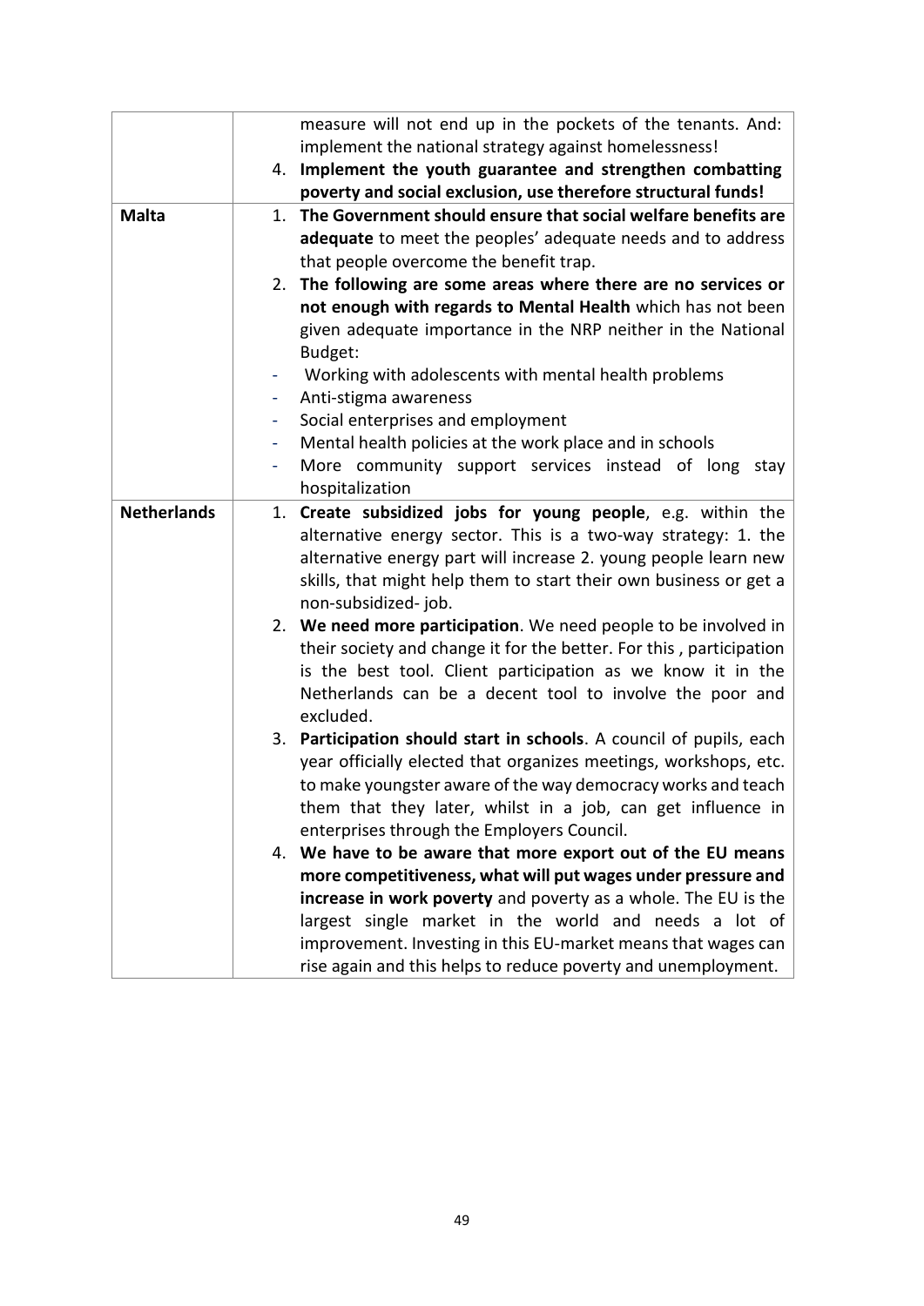| | |
|---|---|
| | measure will not end up in the pockets of the tenants. And: implement the national strategy against homelessness!<br>4. **Implement the youth guarantee and strengthen combatting poverty and social exclusion, use therefore structural funds!** |
| **Malta** | 1. **The Government should ensure that social welfare benefits are adequate** to meet the peoples' adequate needs and to address that people overcome the benefit trap.<br>2. **The following are some areas where there are no services or not enough with regards to Mental Health** which has not been given adequate importance in the NRP neither in the National Budget:<br>- Working with adolescents with mental health problems<br>- Anti-stigma awareness<br>- Social enterprises and employment<br>- Mental health policies at the work place and in schools<br>- More community support services instead of long stay hospitalization |
| **Netherlands** | 1. **Create subsidized jobs for young people**, e.g. within the alternative energy sector. This is a two-way strategy: 1. the alternative energy part will increase 2. young people learn new skills, that might help them to start their own business or get a non-subsidized- job.<br>2. **We need more participation**. We need people to be involved in their society and change it for the better. For this , participation is the best tool. Client participation as we know it in the Netherlands can be a decent tool to involve the poor and excluded.<br>3. **Participation should start in schools**. A council of pupils, each year officially elected that organizes meetings, workshops, etc. to make youngster aware of the way democracy works and teach them that they later, whilst in a job, can get influence in enterprises through the Employers Council.<br>4. **We have to be aware that more export out of the EU means more competitiveness, what will put wages under pressure and increase in work poverty** and poverty as a whole. The EU is the largest single market in the world and needs a lot of improvement. Investing in this EU-market means that wages can rise again and this helps to reduce poverty and unemployment. |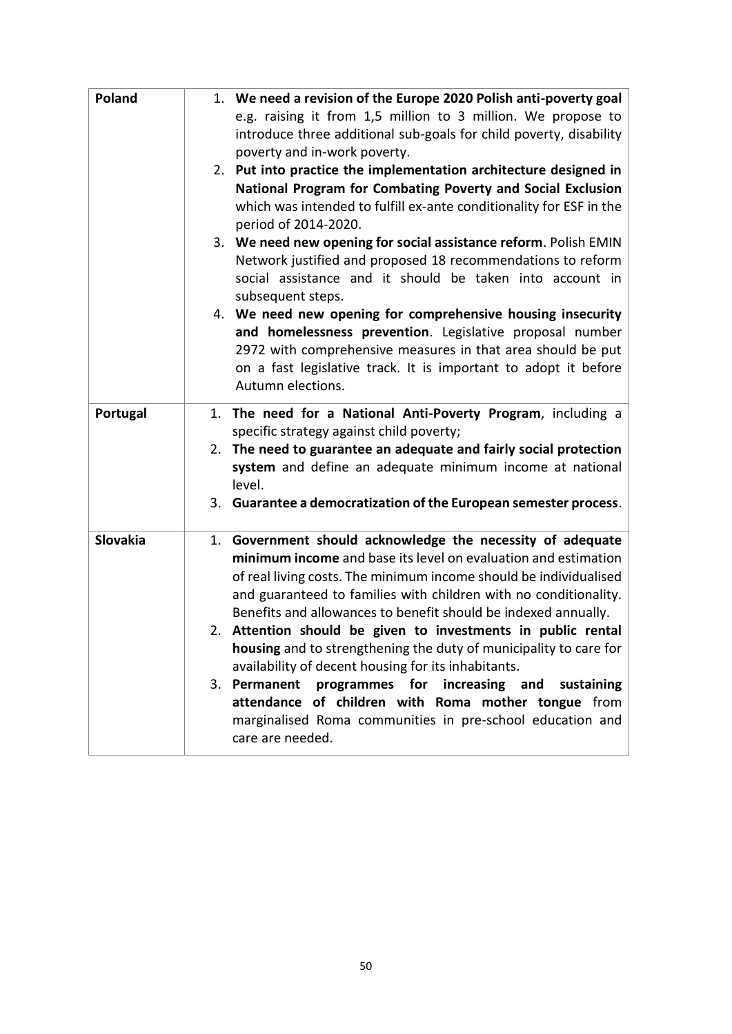| | |
|---|---|
| **Poland** | 1. **We need a revision of the Europe 2020 Polish anti-poverty goal** e.g. raising it from 1,5 million to 3 million. We propose to introduce three additional sub-goals for child poverty, disability poverty and in-work poverty.<br>2. **Put into practice the implementation architecture designed in National Program for Combating Poverty and Social Exclusion** which was intended to fulfill ex-ante conditionality for ESF in the period of 2014-2020.<br>3. **We need new opening for social assistance reform**. Polish EMIN Network justified and proposed 18 recommendations to reform social assistance and it should be taken into account in subsequent steps.<br>4. **We need new opening for comprehensive housing insecurity and homelessness prevention**. Legislative proposal number 2972 with comprehensive measures in that area should be put on a fast legislative track. It is important to adopt it before Autumn elections. |
| **Portugal** | 1. **The need for a National Anti-Poverty Program**, including a specific strategy against child poverty;<br>2. **The need to guarantee an adequate and fairly social protection system** and define an adequate minimum income at national level.<br>3. **Guarantee a democratization of the European semester process**. |
| **Slovakia** | 1. **Government should acknowledge the necessity of adequate minimum income** and base its level on evaluation and estimation of real living costs. The minimum income should be individualised and guaranteed to families with children with no conditionality. Benefits and allowances to benefit should be indexed annually.<br>2. **Attention should be given to investments in public rental housing** and to strengthening the duty of municipality to care for availability of decent housing for its inhabitants.<br>3. **Permanent programmes for increasing and sustaining attendance of children with Roma mother tongue** from marginalised Roma communities in pre-school education and care are needed. |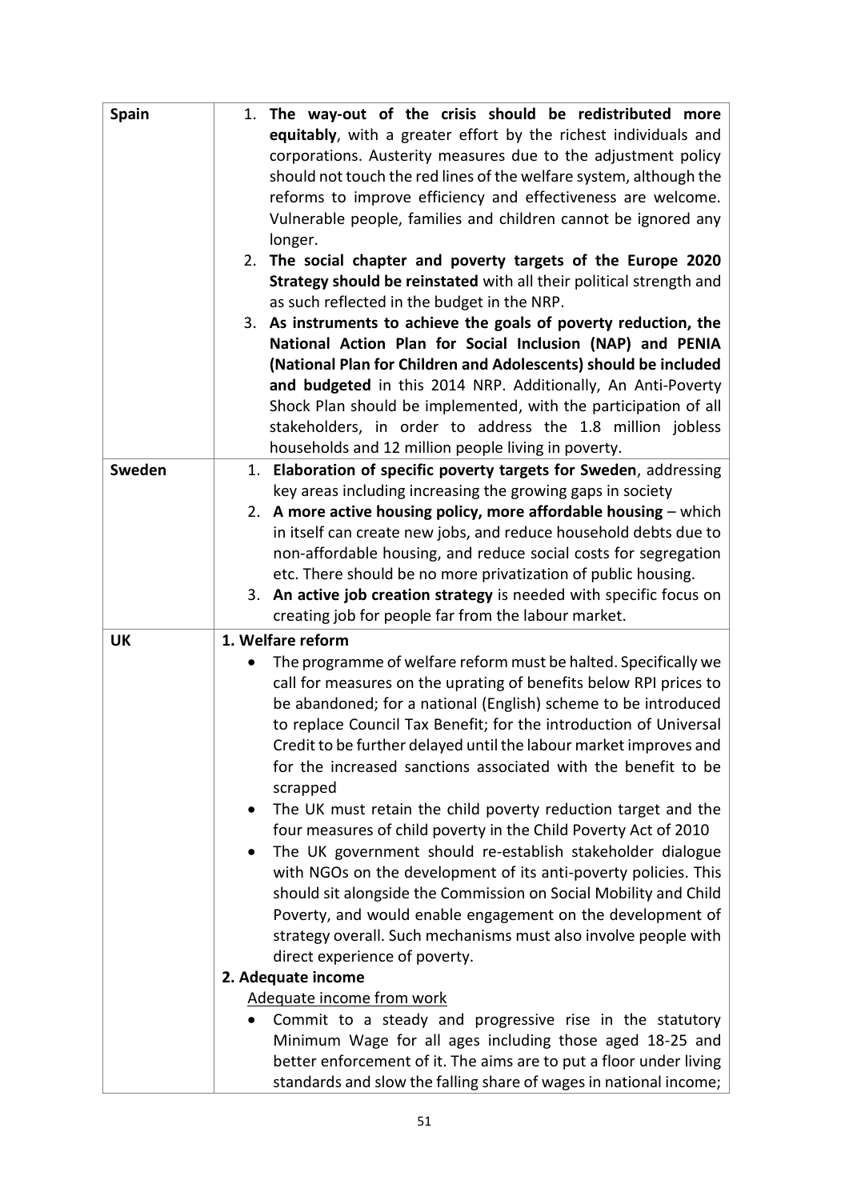| | |
|---|---|
| **Spain** | 1. **The way-out of the crisis should be redistributed more equitably**, with a greater effort by the richest individuals and corporations. Austerity measures due to the adjustment policy should not touch the red lines of the welfare system, although the reforms to improve efficiency and effectiveness are welcome. Vulnerable people, families and children cannot be ignored any longer.<br>2. **The social chapter and poverty targets of the Europe 2020 Strategy should be reinstated** with all their political strength and as such reflected in the budget in the NRP.<br>3. **As instruments to achieve the goals of poverty reduction, the National Action Plan for Social Inclusion (NAP) and PENIA (National Plan for Children and Adolescents) should be included and budgeted** in this 2014 NRP. Additionally, An Anti-Poverty Shock Plan should be implemented, with the participation of all stakeholders, in order to address the 1.8 million jobless households and 12 million people living in poverty. |
| **Sweden** | 1. **Elaboration of specific poverty targets for Sweden**, addressing key areas including increasing the growing gaps in society<br>2. **A more active housing policy, more affordable housing** – which in itself can create new jobs, and reduce household debts due to non-affordable housing, and reduce social costs for segregation etc. There should be no more privatization of public housing.<br>3. **An active job creation strategy** is needed with specific focus on creating job for people far from the labour market. |
| **UK** | **1. Welfare reform**<br>• The programme of welfare reform must be halted. Specifically we call for measures on the uprating of benefits below RPI prices to be abandoned; for a national (English) scheme to be introduced to replace Council Tax Benefit; for the introduction of Universal Credit to be further delayed until the labour market improves and for the increased sanctions associated with the benefit to be scrapped<br>• The UK must retain the child poverty reduction target and the four measures of child poverty in the Child Poverty Act of 2010<br>• The UK government should re-establish stakeholder dialogue with NGOs on the development of its anti-poverty policies. This should sit alongside the Commission on Social Mobility and Child Poverty, and would enable engagement on the development of strategy overall. Such mechanisms must also involve people with direct experience of poverty.<br>**2. Adequate income**<br><u>Adequate income from work</u><br>• Commit to a steady and progressive rise in the statutory Minimum Wage for all ages including those aged 18-25 and better enforcement of it. The aims are to put a floor under living standards and slow the falling share of wages in national income; |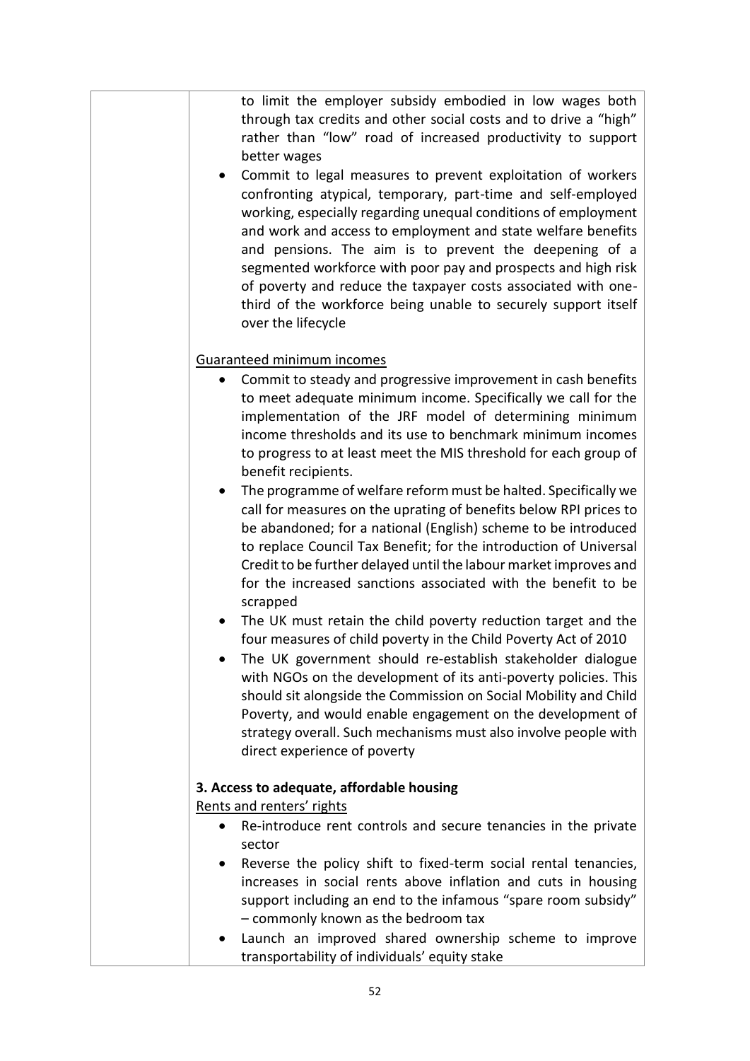| | to limit the employer subsidy embodied in low wages both through tax credits and other social costs and to drive a "high" rather than "low" road of increased productivity to support better wages<br>• Commit to legal measures to prevent exploitation of workers confronting atypical, temporary, part-time and self-employed working, especially regarding unequal conditions of employment and work and access to employment and state welfare benefits and pensions. The aim is to prevent the deepening of a segmented workforce with poor pay and prospects and high risk of poverty and reduce the taxpayer costs associated with one-third of the workforce being unable to securely support itself over the lifecycle<br><br><u>Guaranteed minimum incomes</u><br>• Commit to steady and progressive improvement in cash benefits to meet adequate minimum income. Specifically we call for the implementation of the JRF model of determining minimum income thresholds and its use to benchmark minimum incomes to progress to at least meet the MIS threshold for each group of benefit recipients.<br>• The programme of welfare reform must be halted. Specifically we call for measures on the uprating of benefits below RPI prices to be abandoned; for a national (English) scheme to be introduced to replace Council Tax Benefit; for the introduction of Universal Credit to be further delayed until the labour market improves and for the increased sanctions associated with the benefit to be scrapped<br>• The UK must retain the child poverty reduction target and the four measures of child poverty in the Child Poverty Act of 2010<br>• The UK government should re-establish stakeholder dialogue with NGOs on the development of its anti-poverty policies. This should sit alongside the Commission on Social Mobility and Child Poverty, and would enable engagement on the development of strategy overall. Such mechanisms must also involve people with direct experience of poverty<br><br>**3. Access to adequate, affordable housing**<br><u>Rents and renters' rights</u><br>• Re-introduce rent controls and secure tenancies in the private sector<br>• Reverse the policy shift to fixed-term social rental tenancies, increases in social rents above inflation and cuts in housing support including an end to the infamous "spare room subsidy" – commonly known as the bedroom tax<br>• Launch an improved shared ownership scheme to improve transportability of individuals' equity stake |
|---|---|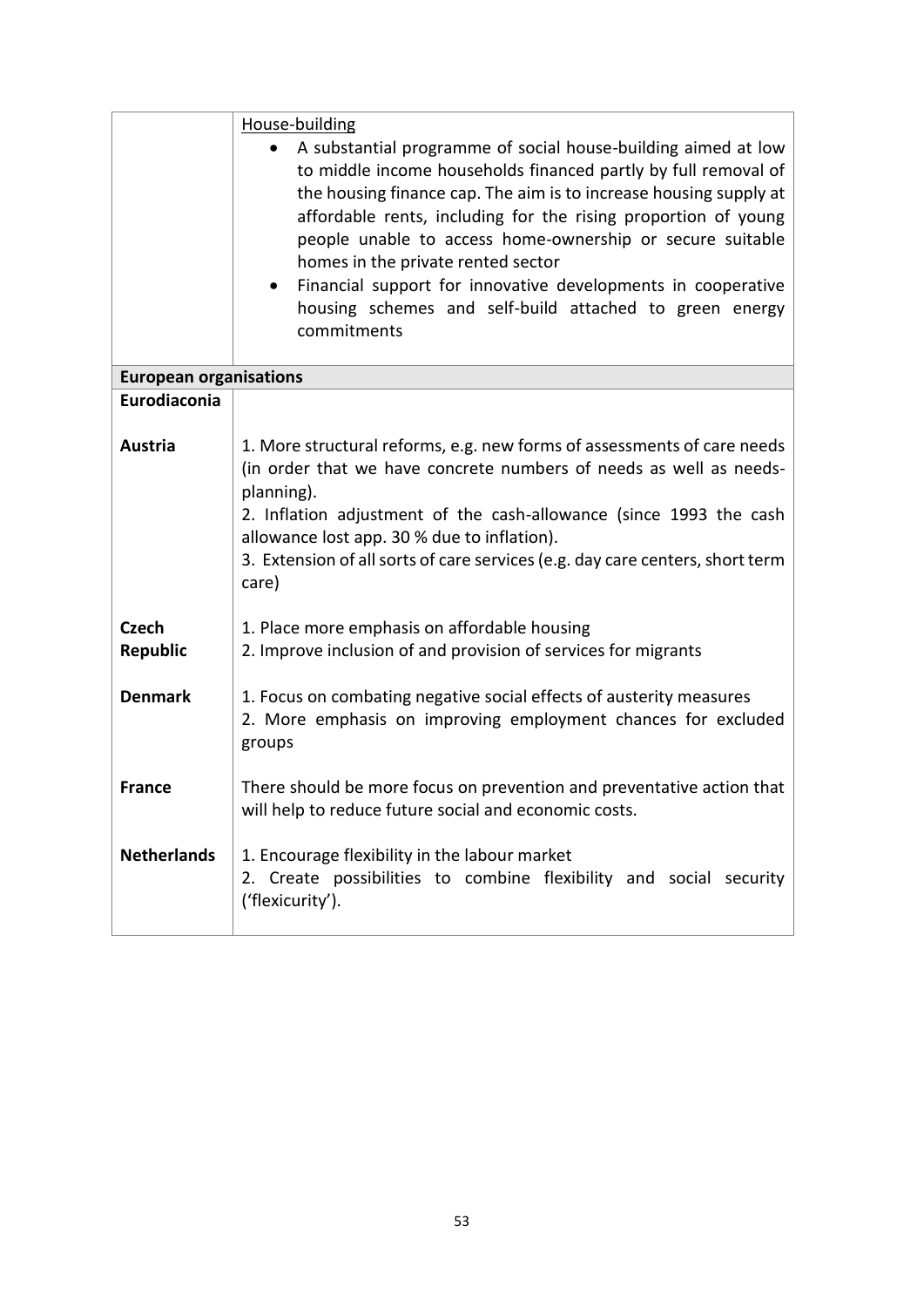| | |
|---|---|
| | <u>House-building</u><br>• A substantial programme of social house-building aimed at low to middle income households financed partly by full removal of the housing finance cap. The aim is to increase housing supply at affordable rents, including for the rising proportion of young people unable to access home-ownership or secure suitable homes in the private rented sector<br>• Financial support for innovative developments in cooperative housing schemes and self-build attached to green energy commitments |
| **European organisations** | |
| **Eurodiaconia** | |
| **Austria** | 1. More structural reforms, e.g. new forms of assessments of care needs (in order that we have concrete numbers of needs as well as needs-planning).<br>2. Inflation adjustment of the cash-allowance (since 1993 the cash allowance lost app. 30 % due to inflation).<br>3. Extension of all sorts of care services (e.g. day care centers, short term care) |
| **Czech Republic** | 1. Place more emphasis on affordable housing<br>2. Improve inclusion of and provision of services for migrants |
| **Denmark** | 1. Focus on combating negative social effects of austerity measures<br>2. More emphasis on improving employment chances for excluded groups |
| **France** | There should be more focus on prevention and preventative action that will help to reduce future social and economic costs. |
| **Netherlands** | 1. Encourage flexibility in the labour market<br>2. Create possibilities to combine flexibility and social security ('flexicurity'). |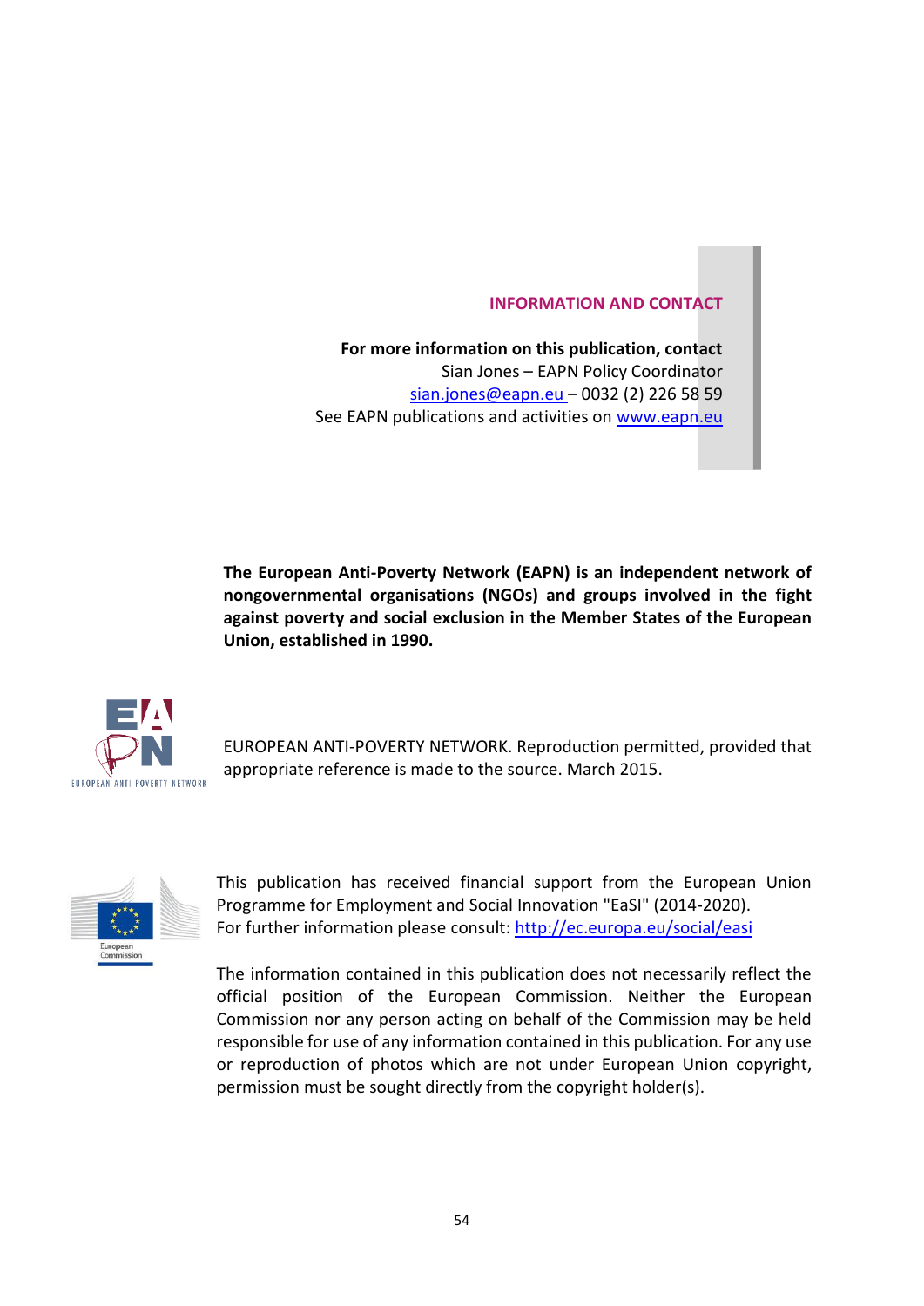## INFORMATION AND CONTACT

**For more information on this publication, contact**
Sian Jones – EAPN Policy Coordinator
sian.jones@eapn.eu – 0032 (2) 226 58 59
See EAPN publications and activities on www.eapn.eu

**The European Anti-Poverty Network (EAPN) is an independent network of nongovernmental organisations (NGOs) and groups involved in the fight against poverty and social exclusion in the Member States of the European Union, established in 1990.**

EUROPEAN ANTI-POVERTY NETWORK. Reproduction permitted, provided that appropriate reference is made to the source. March 2015.

This publication has received financial support from the European Union Programme for Employment and Social Innovation "EaSI" (2014-2020).
For further information please consult: http://ec.europa.eu/social/easi

The information contained in this publication does not necessarily reflect the official position of the European Commission. Neither the European Commission nor any person acting on behalf of the Commission may be held responsible for use of any information contained in this publication. For any use or reproduction of photos which are not under European Union copyright, permission must be sought directly from the copyright holder(s).